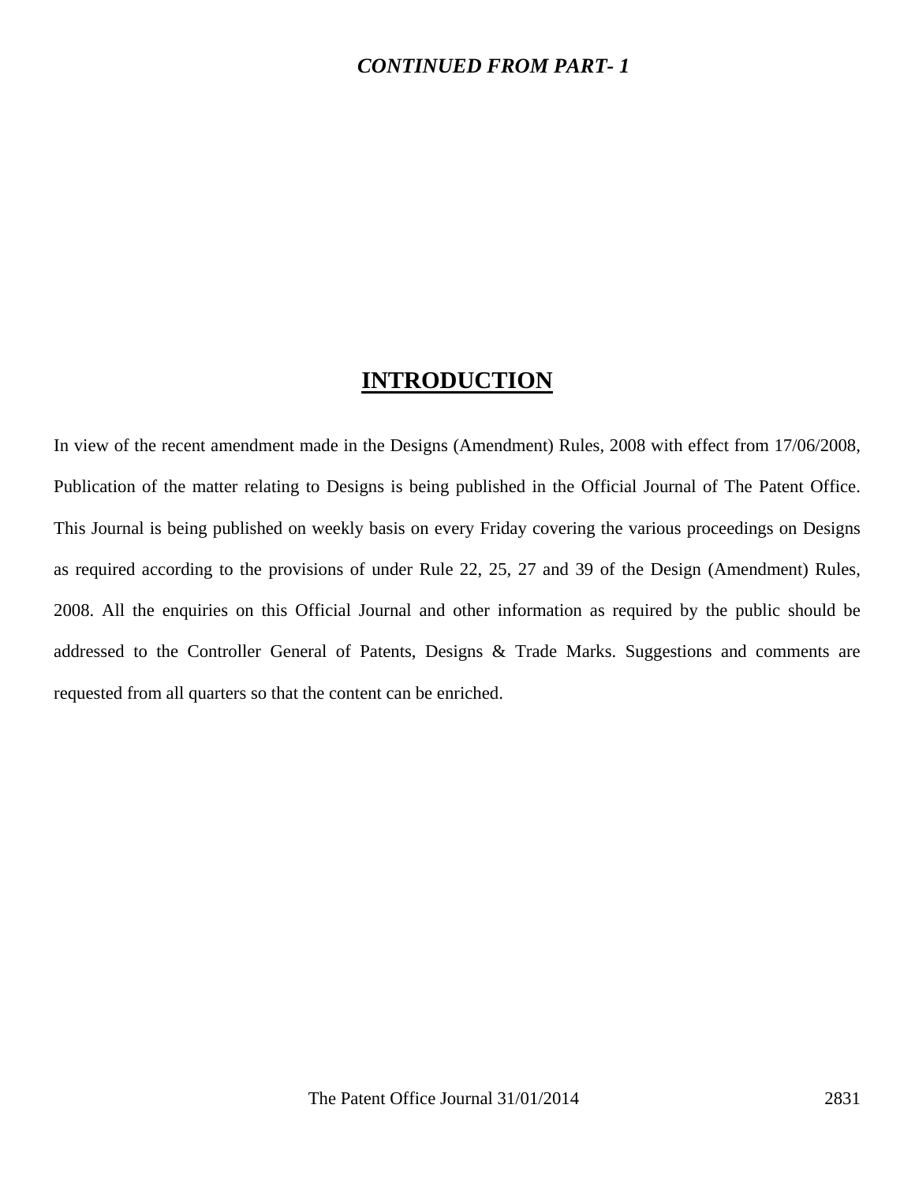***CONTINUED FROM PART- 1***

# INTRODUCTION

In view of the recent amendment made in the Designs (Amendment) Rules, 2008 with effect from 17/06/2008, Publication of the matter relating to Designs is being published in the Official Journal of The Patent Office. This Journal is being published on weekly basis on every Friday covering the various proceedings on Designs as required according to the provisions of under Rule 22, 25, 27 and 39 of the Design (Amendment) Rules, 2008. All the enquiries on this Official Journal and other information as required by the public should be addressed to the Controller General of Patents, Designs & Trade Marks. Suggestions and comments are requested from all quarters so that the content can be enriched.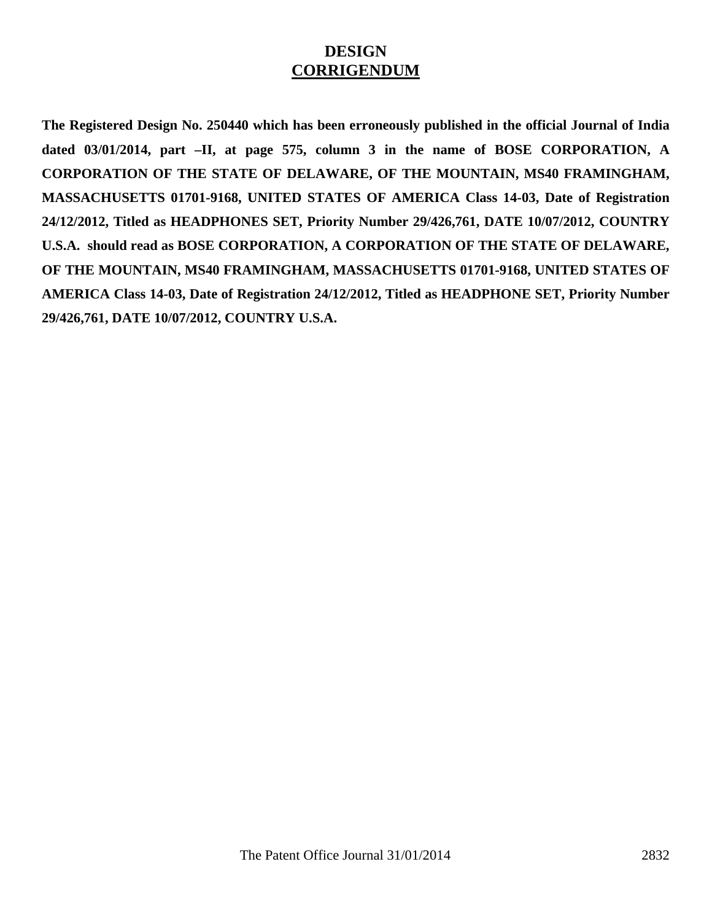# DESIGN
## CORRIGENDUM

**The Registered Design No. 250440 which has been erroneously published in the official Journal of India dated 03/01/2014, part –II, at page 575, column 3 in the name of BOSE CORPORATION, A CORPORATION OF THE STATE OF DELAWARE, OF THE MOUNTAIN, MS40 FRAMINGHAM, MASSACHUSETTS 01701-9168, UNITED STATES OF AMERICA Class 14-03, Date of Registration 24/12/2012, Titled as HEADPHONES SET, Priority Number 29/426,761, DATE 10/07/2012, COUNTRY U.S.A. should read as BOSE CORPORATION, A CORPORATION OF THE STATE OF DELAWARE, OF THE MOUNTAIN, MS40 FRAMINGHAM, MASSACHUSETTS 01701-9168, UNITED STATES OF AMERICA Class 14-03, Date of Registration 24/12/2012, Titled as HEADPHONE SET, Priority Number 29/426,761, DATE 10/07/2012, COUNTRY U.S.A.**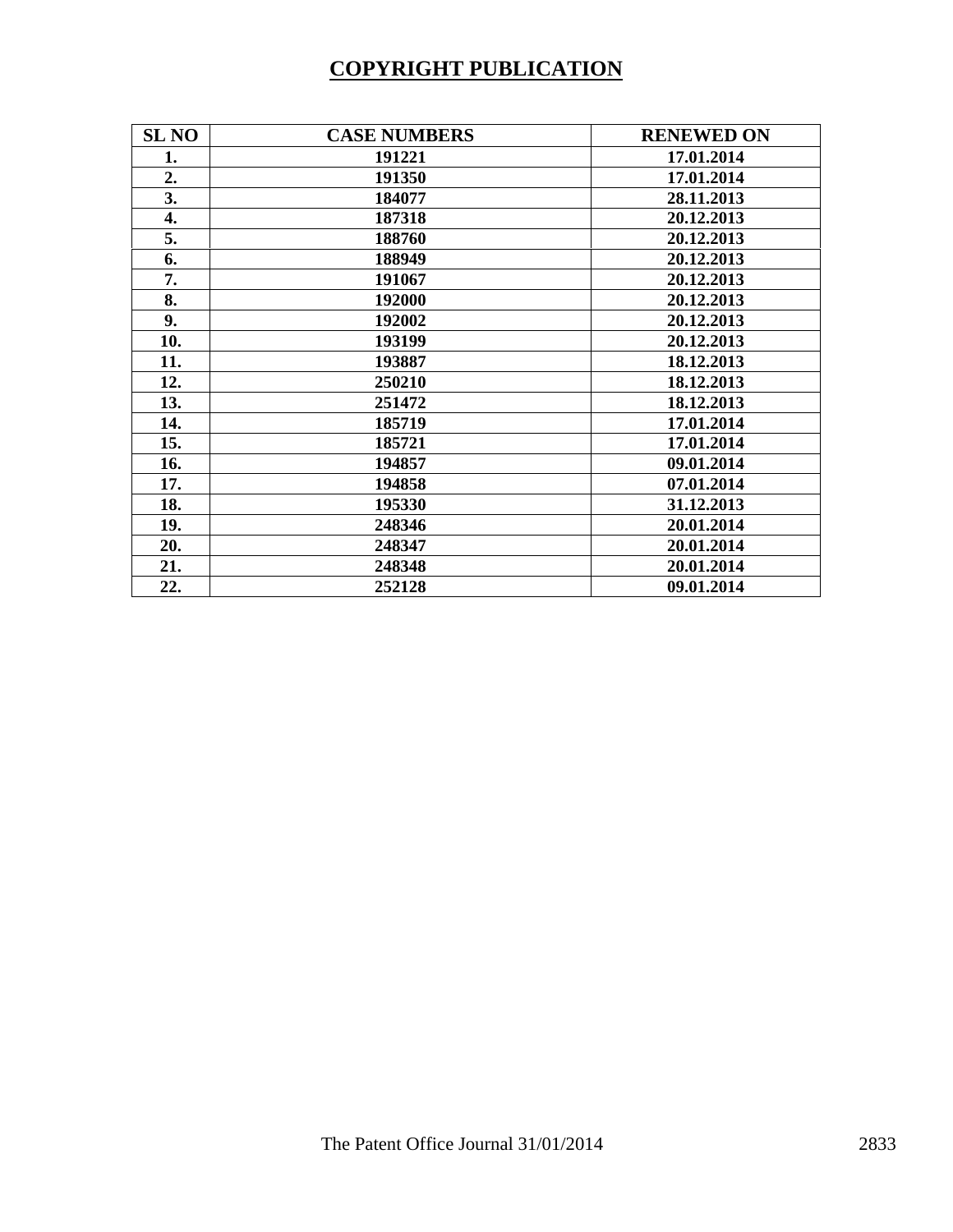## COPYRIGHT PUBLICATION

| SL NO | CASE NUMBERS | RENEWED ON |
|---|---|---|
| 1. | 191221 | 17.01.2014 |
| 2. | 191350 | 17.01.2014 |
| 3. | 184077 | 28.11.2013 |
| 4. | 187318 | 20.12.2013 |
| 5. | 188760 | 20.12.2013 |
| 6. | 188949 | 20.12.2013 |
| 7. | 191067 | 20.12.2013 |
| 8. | 192000 | 20.12.2013 |
| 9. | 192002 | 20.12.2013 |
| 10. | 193199 | 20.12.2013 |
| 11. | 193887 | 18.12.2013 |
| 12. | 250210 | 18.12.2013 |
| 13. | 251472 | 18.12.2013 |
| 14. | 185719 | 17.01.2014 |
| 15. | 185721 | 17.01.2014 |
| 16. | 194857 | 09.01.2014 |
| 17. | 194858 | 07.01.2014 |
| 18. | 195330 | 31.12.2013 |
| 19. | 248346 | 20.01.2014 |
| 20. | 248347 | 20.01.2014 |
| 21. | 248348 | 20.01.2014 |
| 22. | 252128 | 09.01.2014 |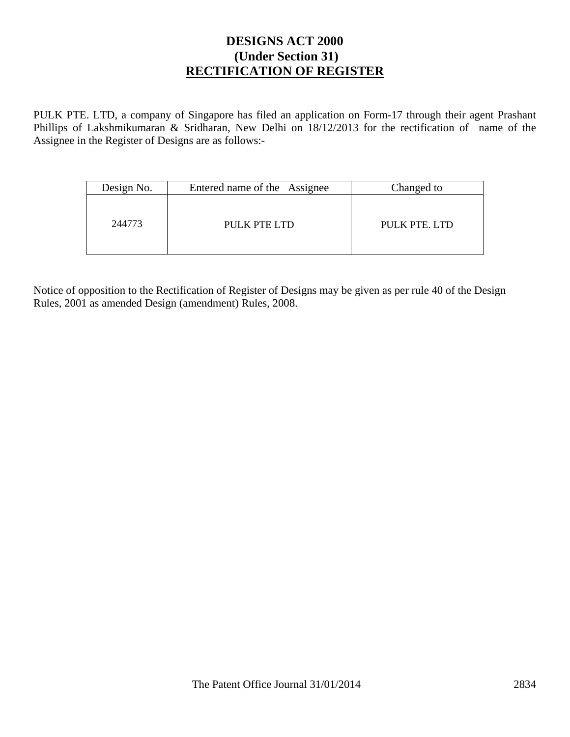# DESIGNS ACT 2000
## (Under Section 31)
## RECTIFICATION OF REGISTER

PULK PTE. LTD, a company of Singapore has filed an application on Form-17 through their agent Prashant Phillips of Lakshmikumaran & Sridharan, New Delhi on 18/12/2013 for the rectification of name of the Assignee in the Register of Designs are as follows:-

| Design No. | Entered name of the Assignee | Changed to |
|---|---|---|
| 244773 | PULK PTE LTD | PULK PTE. LTD |

Notice of opposition to the Rectification of Register of Designs may be given as per rule 40 of the Design Rules, 2001 as amended Design (amendment) Rules, 2008.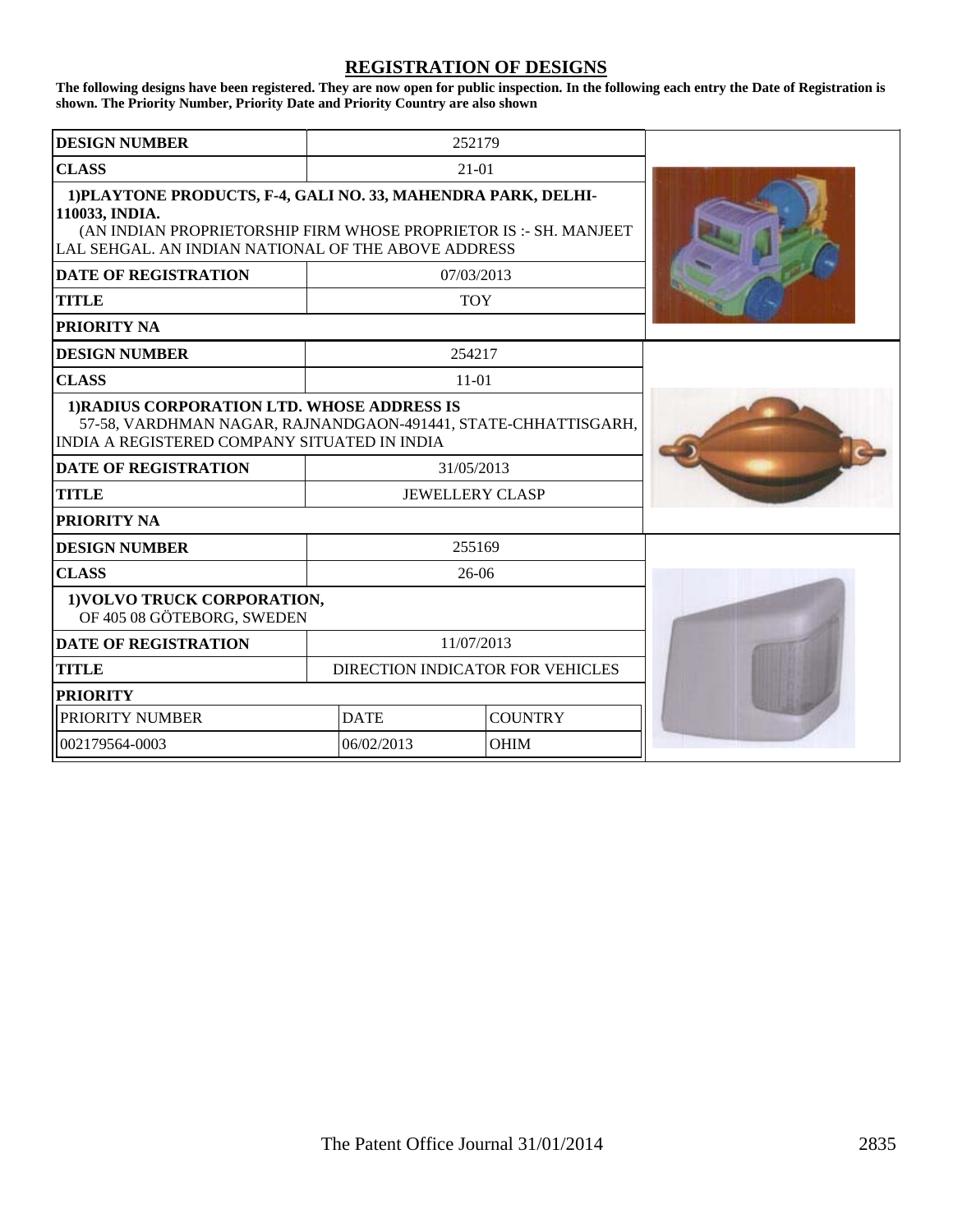# REGISTRATION OF DESIGNS

**The following designs have been registered. They are now open for public inspection. In the following each entry the Date of Registration is shown. The Priority Number, Priority Date and Priority Country are also shown**

| **DESIGN NUMBER** | 252179 |
|---|---|
| **CLASS** | 21-01 |
| **1)PLAYTONE PRODUCTS, F-4, GALI NO. 33, MAHENDRA PARK, DELHI-110033, INDIA.** (AN INDIAN PROPRIETORSHIP FIRM WHOSE PROPRIETOR IS :- SH. MANJEET LAL SEHGAL. AN INDIAN NATIONAL OF THE ABOVE ADDRESS | |
| **DATE OF REGISTRATION** | 07/03/2013 |
| **TITLE** | TOY |
| **PRIORITY NA** | |

| **DESIGN NUMBER** | 254217 |
|---|---|
| **CLASS** | 11-01 |
| **1)RADIUS CORPORATION LTD. WHOSE ADDRESS IS** 57-58, VARDHMAN NAGAR, RAJNANDGAON-491441, STATE-CHHATTISGARH, INDIA A REGISTERED COMPANY SITUATED IN INDIA | |
| **DATE OF REGISTRATION** | 31/05/2013 |
| **TITLE** | JEWELLERY CLASP |
| **PRIORITY NA** | |

| **DESIGN NUMBER** | 255169 | |
|---|---|---|
| **CLASS** | 26-06 | |
| **1)VOLVO TRUCK CORPORATION,** OF 405 08 GÖTEBORG, SWEDEN | | |
| **DATE OF REGISTRATION** | 11/07/2013 | |
| **TITLE** | DIRECTION INDICATOR FOR VEHICLES | |
| **PRIORITY** | | |
| PRIORITY NUMBER | DATE | COUNTRY |
| 002179564-0003 | 06/02/2013 | OHIM |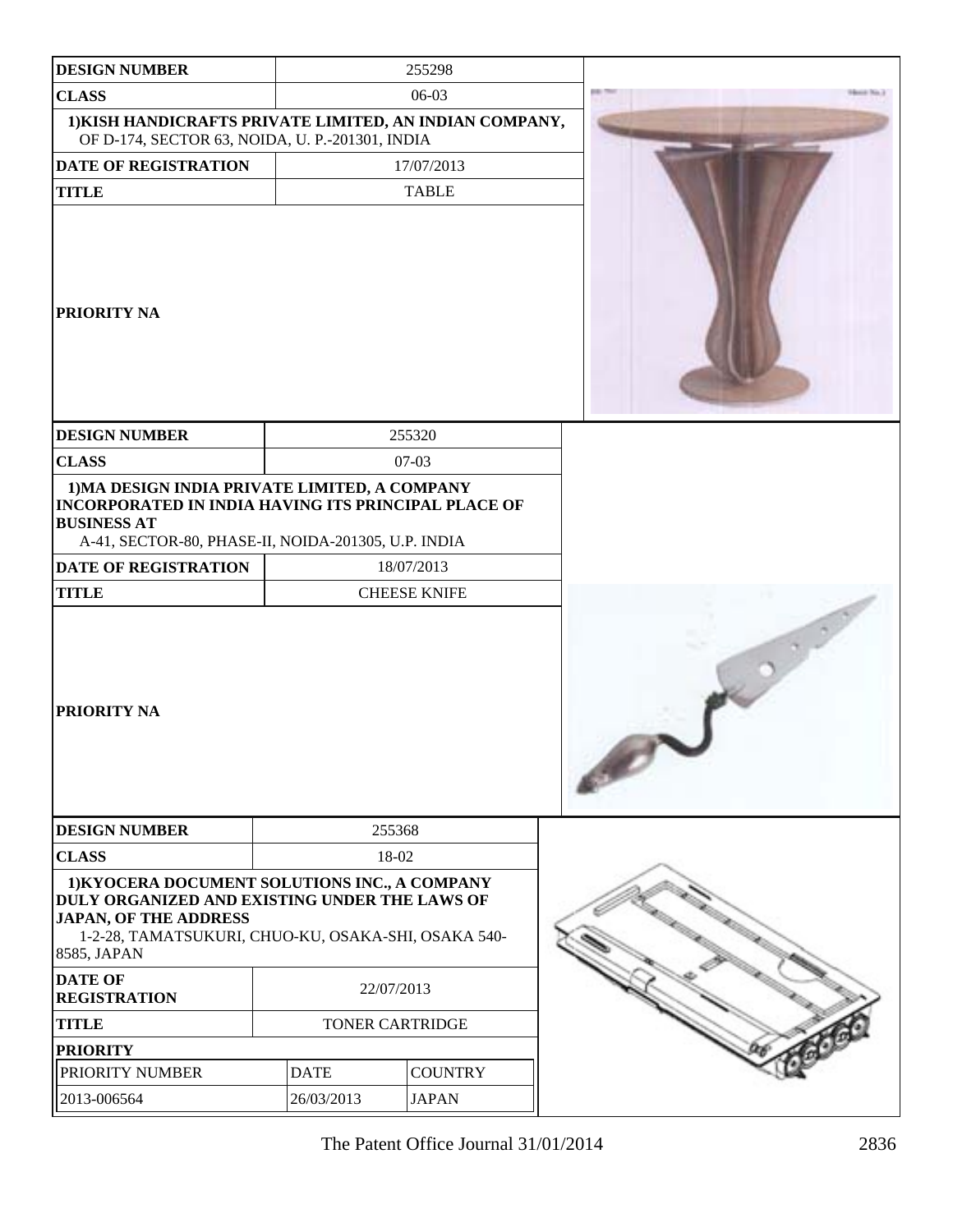| DESIGN NUMBER | 255298 |
| --- | --- |
| CLASS | 06-03 |
| 1)KISH HANDICRAFTS PRIVATE LIMITED, AN INDIAN COMPANY, OF D-174, SECTOR 63, NOIDA, U. P.-201301, INDIA | |
| DATE OF REGISTRATION | 17/07/2013 |
| TITLE | TABLE |
| PRIORITY NA | |

| DESIGN NUMBER | 255320 |
| --- | --- |
| CLASS | 07-03 |
| 1)MA DESIGN INDIA PRIVATE LIMITED, A COMPANY INCORPORATED IN INDIA HAVING ITS PRINCIPAL PLACE OF BUSINESS AT A-41, SECTOR-80, PHASE-II, NOIDA-201305, U.P. INDIA | |
| DATE OF REGISTRATION | 18/07/2013 |
| TITLE | CHEESE KNIFE |
| PRIORITY NA | |

| DESIGN NUMBER | 255368 | |
| --- | --- | --- |
| CLASS | 18-02 | |
| 1)KYOCERA DOCUMENT SOLUTIONS INC., A COMPANY DULY ORGANIZED AND EXISTING UNDER THE LAWS OF JAPAN, OF THE ADDRESS 1-2-28, TAMATSUKURI, CHUO-KU, OSAKA-SHI, OSAKA 540-8585, JAPAN | | |
| DATE OF REGISTRATION | 22/07/2013 | |
| TITLE | TONER CARTRIDGE | |
| PRIORITY | | |
| PRIORITY NUMBER | DATE | COUNTRY |
| 2013-006564 | 26/03/2013 | JAPAN |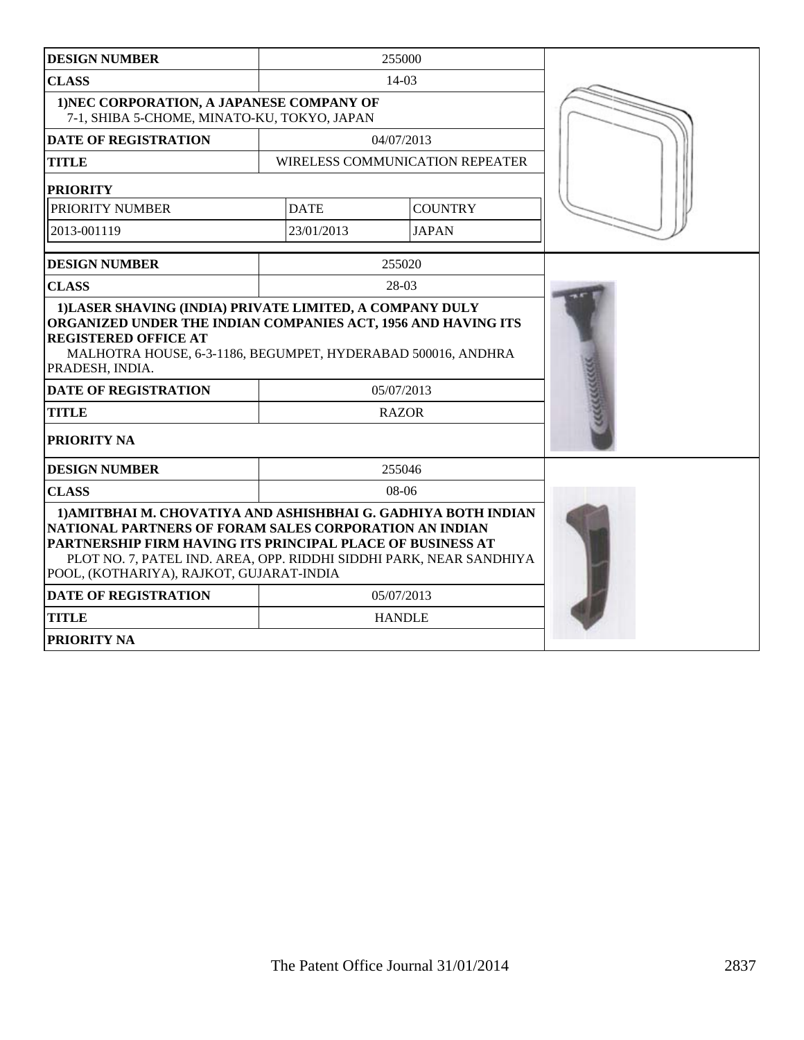| DESIGN NUMBER | 255000 | |
|---|---|---|
| CLASS | 14-03 | |
| 1)NEC CORPORATION, A JAPANESE COMPANY OF 7-1, SHIBA 5-CHOME, MINATO-KU, TOKYO, JAPAN | | |
| DATE OF REGISTRATION | 04/07/2013 | |
| TITLE | WIRELESS COMMUNICATION REPEATER | |
| PRIORITY | | |
| PRIORITY NUMBER | DATE | COUNTRY |
| 2013-001119 | 23/01/2013 | JAPAN |

| DESIGN NUMBER | 255020 |
|---|---|
| CLASS | 28-03 |
| 1)LASER SHAVING (INDIA) PRIVATE LIMITED, A COMPANY DULY ORGANIZED UNDER THE INDIAN COMPANIES ACT, 1956 AND HAVING ITS REGISTERED OFFICE AT MALHOTRA HOUSE, 6-3-1186, BEGUMPET, HYDERABAD 500016, ANDHRA PRADESH, INDIA. | |
| DATE OF REGISTRATION | 05/07/2013 |
| TITLE | RAZOR |
| PRIORITY NA | |

| DESIGN NUMBER | 255046 |
|---|---|
| CLASS | 08-06 |
| 1)AMITBHAI M. CHOVATIYA AND ASHISHBHAI G. GADHIYA BOTH INDIAN NATIONAL PARTNERS OF FORAM SALES CORPORATION AN INDIAN PARTNERSHIP FIRM HAVING ITS PRINCIPAL PLACE OF BUSINESS AT PLOT NO. 7, PATEL IND. AREA, OPP. RIDDHI SIDDHI PARK, NEAR SANDHIYA POOL, (KOTHARIYA), RAJKOT, GUJARAT-INDIA | |
| DATE OF REGISTRATION | 05/07/2013 |
| TITLE | HANDLE |
| PRIORITY NA | |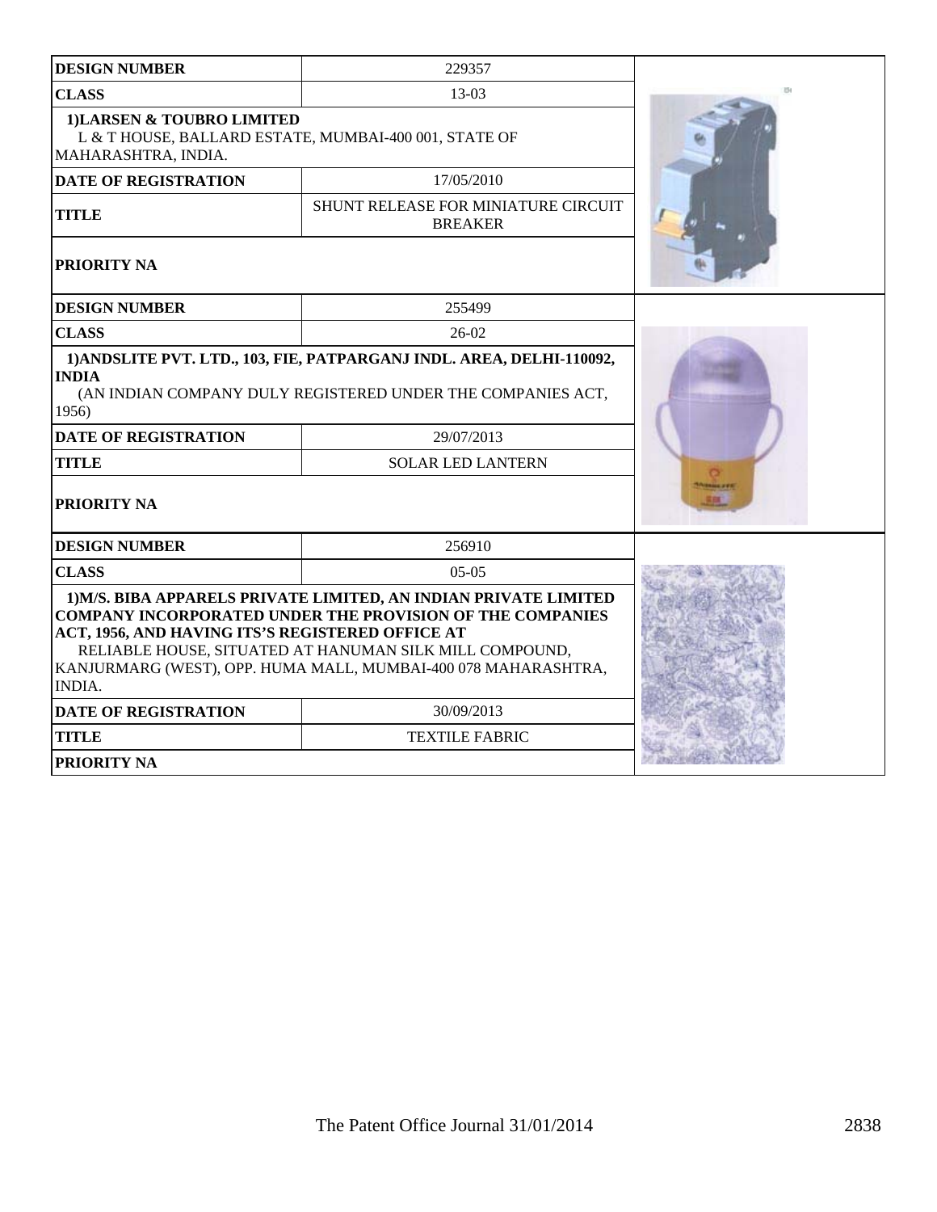| DESIGN NUMBER | 229357 |
| --- | --- |
| CLASS | 13-03 |
| **1)LARSEN & TOUBRO LIMITED**<br>L & T HOUSE, BALLARD ESTATE, MUMBAI-400 001, STATE OF MAHARASHTRA, INDIA. | |
| DATE OF REGISTRATION | 17/05/2010 |
| TITLE | SHUNT RELEASE FOR MINIATURE CIRCUIT BREAKER |
| PRIORITY NA | |

| DESIGN NUMBER | 255499 |
| --- | --- |
| CLASS | 26-02 |
| **1)ANDSLITE PVT. LTD., 103, FIE, PATPARGANJ INDL. AREA, DELHI-110092, INDIA**<br>(AN INDIAN COMPANY DULY REGISTERED UNDER THE COMPANIES ACT, 1956) | |
| DATE OF REGISTRATION | 29/07/2013 |
| TITLE | SOLAR LED LANTERN |
| PRIORITY NA | |

| DESIGN NUMBER | 256910 |
| --- | --- |
| CLASS | 05-05 |
| **1)M/S. BIBA APPARELS PRIVATE LIMITED, AN INDIAN PRIVATE LIMITED COMPANY INCORPORATED UNDER THE PROVISION OF THE COMPANIES ACT, 1956, AND HAVING ITS'S REGISTERED OFFICE AT**<br>RELIABLE HOUSE, SITUATED AT HANUMAN SILK MILL COMPOUND, KANJURMARG (WEST), OPP. HUMA MALL, MUMBAI-400 078 MAHARASHTRA, INDIA. | |
| DATE OF REGISTRATION | 30/09/2013 |
| TITLE | TEXTILE FABRIC |
| PRIORITY NA | |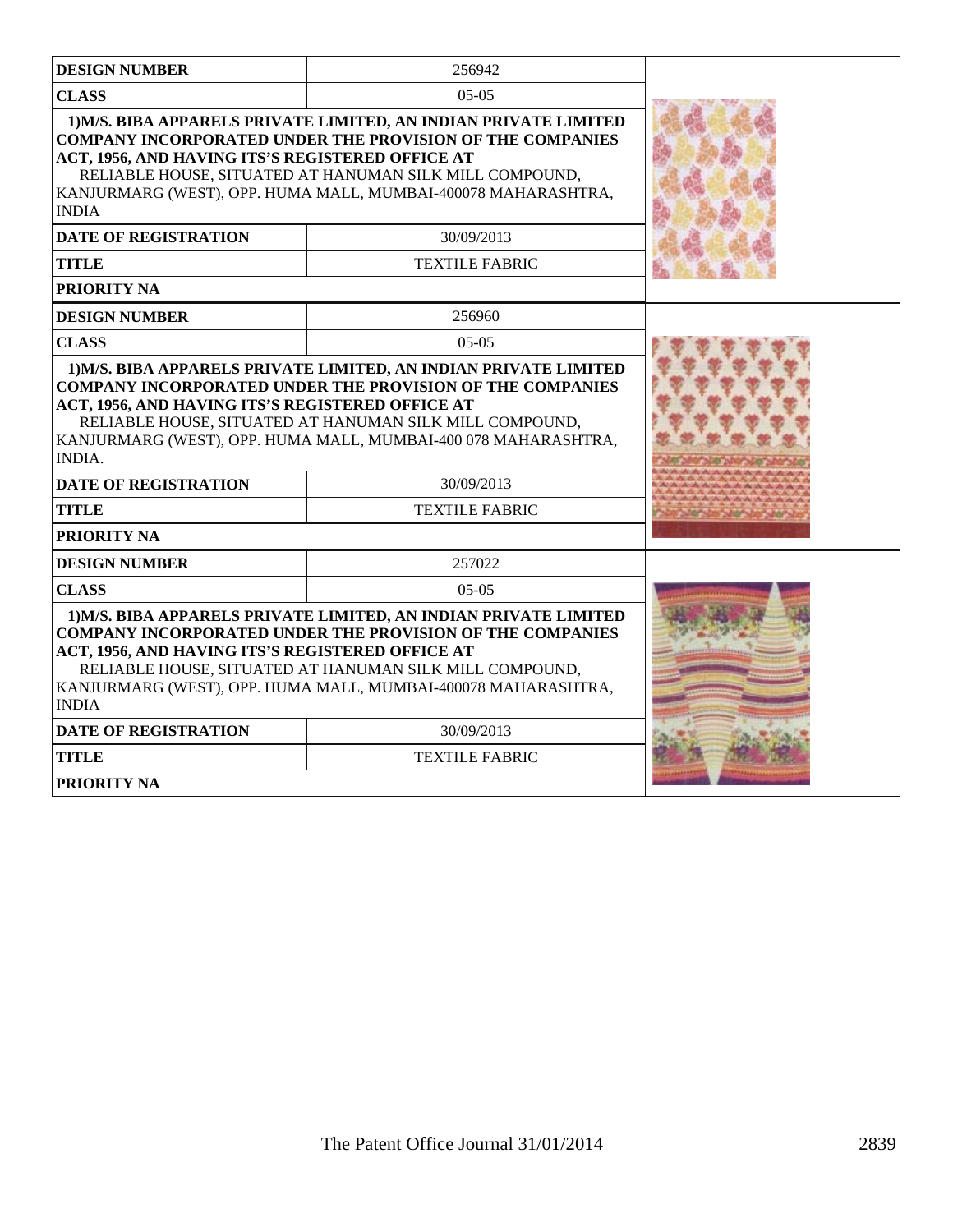| DESIGN NUMBER | 256942 |
|---|---|
| CLASS | 05-05 |
| **1)M/S. BIBA APPARELS PRIVATE LIMITED, AN INDIAN PRIVATE LIMITED COMPANY INCORPORATED UNDER THE PROVISION OF THE COMPANIES ACT, 1956, AND HAVING ITS'S REGISTERED OFFICE AT** RELIABLE HOUSE, SITUATED AT HANUMAN SILK MILL COMPOUND, KANJURMARG (WEST), OPP. HUMA MALL, MUMBAI-400078 MAHARASHTRA, INDIA | |
| DATE OF REGISTRATION | 30/09/2013 |
| TITLE | TEXTILE FABRIC |
| PRIORITY NA | |

| DESIGN NUMBER | 256960 |
|---|---|
| CLASS | 05-05 |
| **1)M/S. BIBA APPARELS PRIVATE LIMITED, AN INDIAN PRIVATE LIMITED COMPANY INCORPORATED UNDER THE PROVISION OF THE COMPANIES ACT, 1956, AND HAVING ITS'S REGISTERED OFFICE AT** RELIABLE HOUSE, SITUATED AT HANUMAN SILK MILL COMPOUND, KANJURMARG (WEST), OPP. HUMA MALL, MUMBAI-400 078 MAHARASHTRA, INDIA. | |
| DATE OF REGISTRATION | 30/09/2013 |
| TITLE | TEXTILE FABRIC |
| PRIORITY NA | |

| DESIGN NUMBER | 257022 |
|---|---|
| CLASS | 05-05 |
| **1)M/S. BIBA APPARELS PRIVATE LIMITED, AN INDIAN PRIVATE LIMITED COMPANY INCORPORATED UNDER THE PROVISION OF THE COMPANIES ACT, 1956, AND HAVING ITS'S REGISTERED OFFICE AT** RELIABLE HOUSE, SITUATED AT HANUMAN SILK MILL COMPOUND, KANJURMARG (WEST), OPP. HUMA MALL, MUMBAI-400078 MAHARASHTRA, INDIA | |
| DATE OF REGISTRATION | 30/09/2013 |
| TITLE | TEXTILE FABRIC |
| PRIORITY NA | |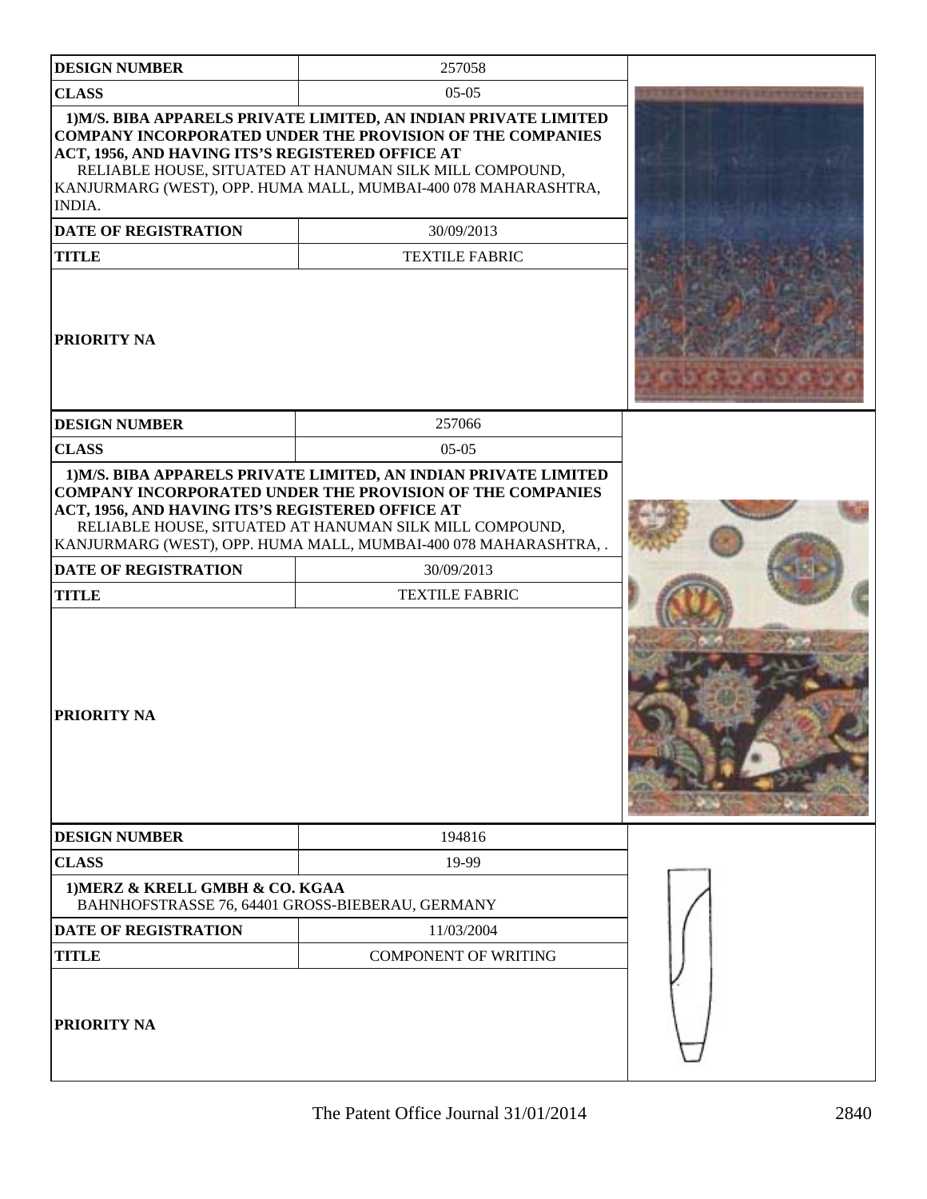| DESIGN NUMBER | 257058 |
| --- | --- |
| CLASS | 05-05 |
| 1)M/S. BIBA APPARELS PRIVATE LIMITED, AN INDIAN PRIVATE LIMITED COMPANY INCORPORATED UNDER THE PROVISION OF THE COMPANIES ACT, 1956, AND HAVING ITS'S REGISTERED OFFICE AT RELIABLE HOUSE, SITUATED AT HANUMAN SILK MILL COMPOUND, KANJURMARG (WEST), OPP. HUMA MALL, MUMBAI-400 078 MAHARASHTRA, INDIA. | |
| DATE OF REGISTRATION | 30/09/2013 |
| TITLE | TEXTILE FABRIC |
| PRIORITY NA | |

| DESIGN NUMBER | 257066 |
| --- | --- |
| CLASS | 05-05 |
| 1)M/S. BIBA APPARELS PRIVATE LIMITED, AN INDIAN PRIVATE LIMITED COMPANY INCORPORATED UNDER THE PROVISION OF THE COMPANIES ACT, 1956, AND HAVING ITS'S REGISTERED OFFICE AT RELIABLE HOUSE, SITUATED AT HANUMAN SILK MILL COMPOUND, KANJURMARG (WEST), OPP. HUMA MALL, MUMBAI-400 078 MAHARASHTRA, . | |
| DATE OF REGISTRATION | 30/09/2013 |
| TITLE | TEXTILE FABRIC |
| PRIORITY NA | |

| DESIGN NUMBER | 194816 |
| --- | --- |
| CLASS | 19-99 |
| 1)MERZ & KRELL GMBH & CO. KGAA BAHNHOFSTRASSE 76, 64401 GROSS-BIEBERAU, GERMANY | |
| DATE OF REGISTRATION | 11/03/2004 |
| TITLE | COMPONENT OF WRITING |
| PRIORITY NA | |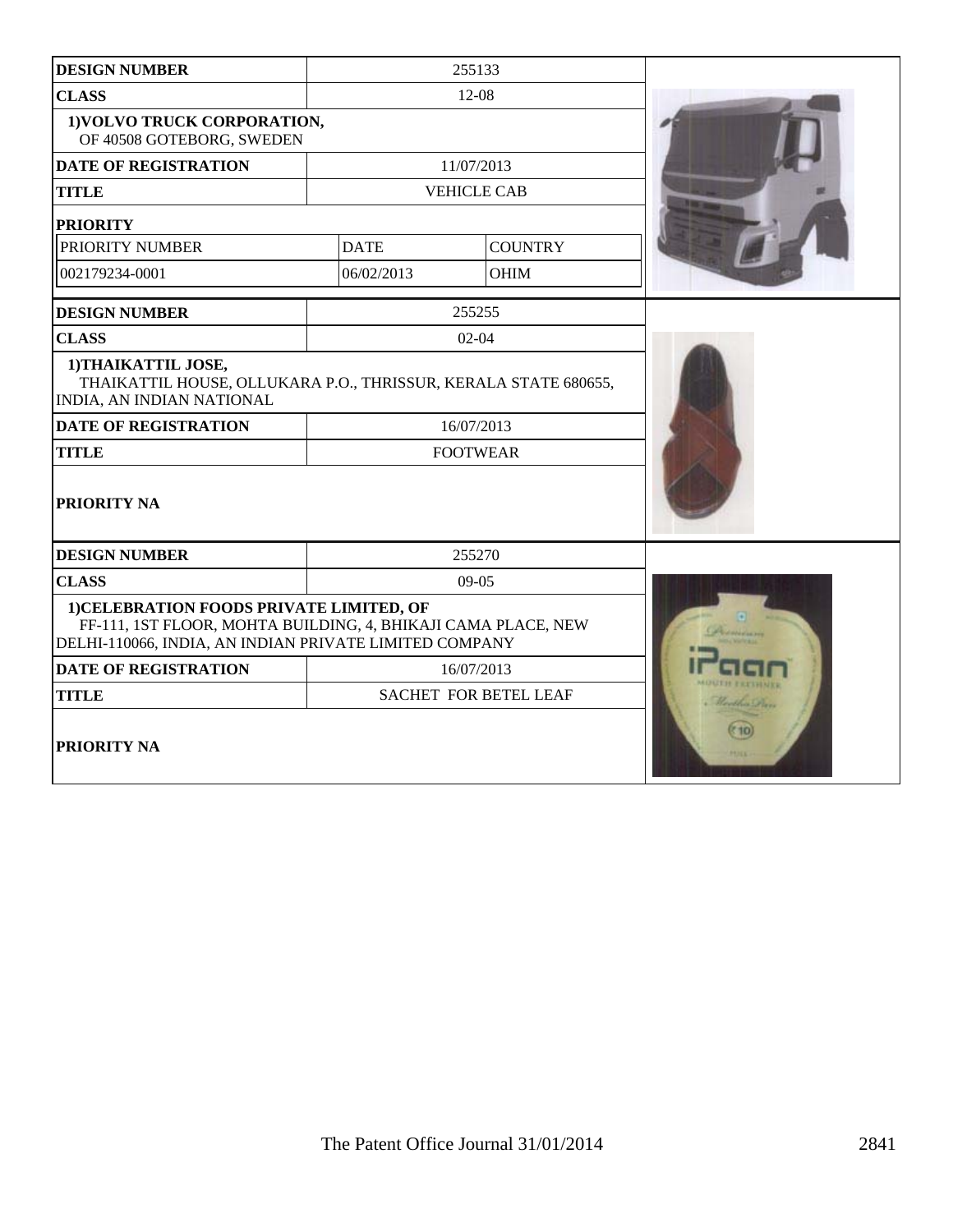| DESIGN NUMBER | 255133 | |
|---|---|---|
| CLASS | 12-08 | |
| 1)VOLVO TRUCK CORPORATION, OF 40508 GOTEBORG, SWEDEN | | |
| DATE OF REGISTRATION | 11/07/2013 | |
| TITLE | VEHICLE CAB | |
| PRIORITY | | |
| PRIORITY NUMBER | DATE | COUNTRY |
| 002179234-0001 | 06/02/2013 | OHIM |

| DESIGN NUMBER | 255255 |
|---|---|
| CLASS | 02-04 |
| 1)THAIKATTIL JOSE, THAIKATTIL HOUSE, OLLUKARA P.O., THRISSUR, KERALA STATE 680655, INDIA, AN INDIAN NATIONAL | |
| DATE OF REGISTRATION | 16/07/2013 |
| TITLE | FOOTWEAR |
| PRIORITY NA | |

| DESIGN NUMBER | 255270 |
|---|---|
| CLASS | 09-05 |
| 1)CELEBRATION FOODS PRIVATE LIMITED, OF FF-111, 1ST FLOOR, MOHTA BUILDING, 4, BHIKAJI CAMA PLACE, NEW DELHI-110066, INDIA, AN INDIAN PRIVATE LIMITED COMPANY | |
| DATE OF REGISTRATION | 16/07/2013 |
| TITLE | SACHET FOR BETEL LEAF |
| PRIORITY NA | |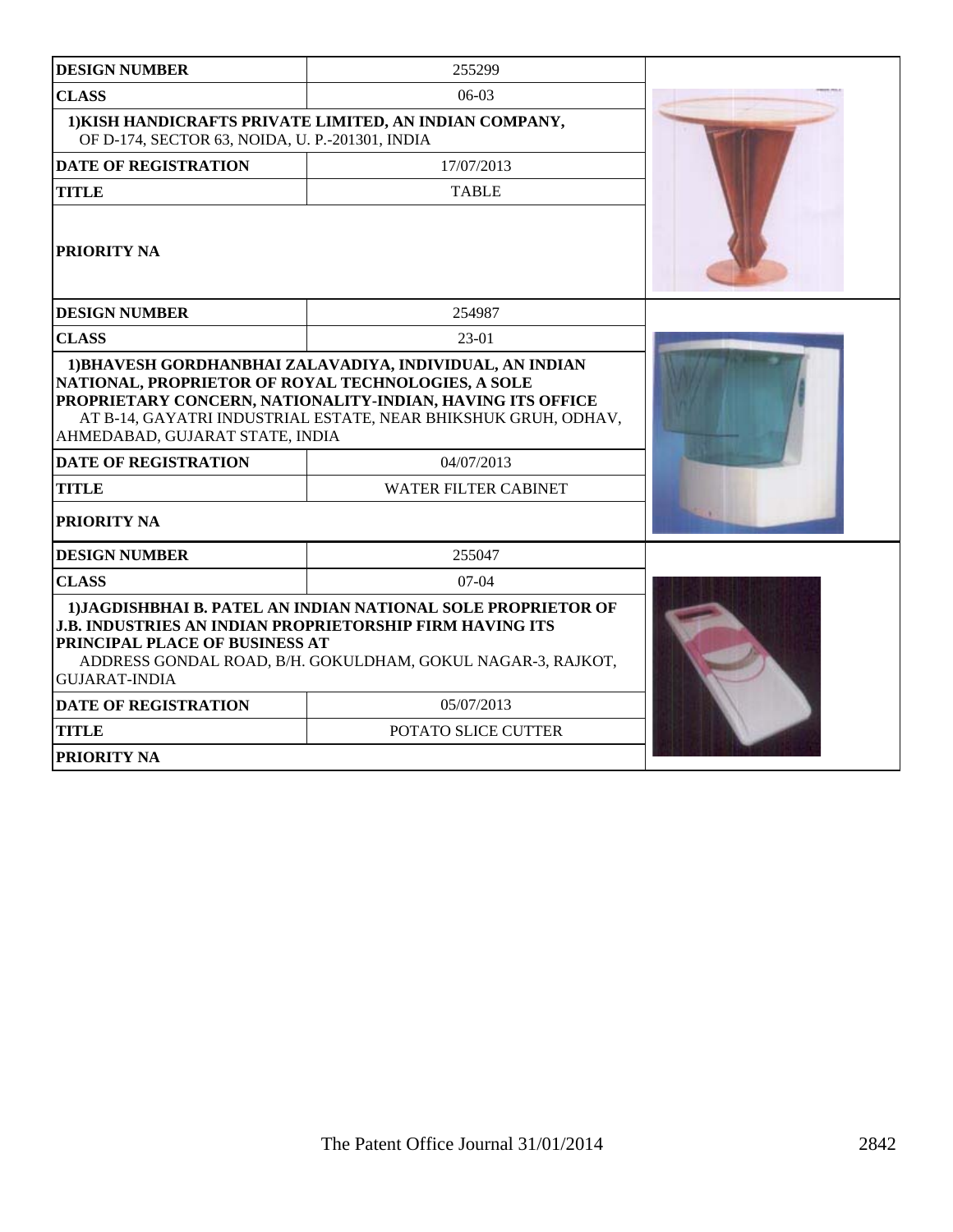| DESIGN NUMBER | 255299 |
| --- | --- |
| CLASS | 06-03 |
| 1)KISH HANDICRAFTS PRIVATE LIMITED, AN INDIAN COMPANY, OF D-174, SECTOR 63, NOIDA, U. P.-201301, INDIA | |
| DATE OF REGISTRATION | 17/07/2013 |
| TITLE | TABLE |
| PRIORITY NA | |

| DESIGN NUMBER | 254987 |
| --- | --- |
| CLASS | 23-01 |
| 1)BHAVESH GORDHANBHAI ZALAVADIYA, INDIVIDUAL, AN INDIAN NATIONAL, PROPRIETOR OF ROYAL TECHNOLOGIES, A SOLE PROPRIETARY CONCERN, NATIONALITY-INDIAN, HAVING ITS OFFICE AT B-14, GAYATRI INDUSTRIAL ESTATE, NEAR BHIKSHUK GRUH, ODHAV, AHMEDABAD, GUJARAT STATE, INDIA | |
| DATE OF REGISTRATION | 04/07/2013 |
| TITLE | WATER FILTER CABINET |
| PRIORITY NA | |

| DESIGN NUMBER | 255047 |
| --- | --- |
| CLASS | 07-04 |
| 1)JAGDISHBHAI B. PATEL AN INDIAN NATIONAL SOLE PROPRIETOR OF J.B. INDUSTRIES AN INDIAN PROPRIETORSHIP FIRM HAVING ITS PRINCIPAL PLACE OF BUSINESS AT ADDRESS GONDAL ROAD, B/H. GOKULDHAM, GOKUL NAGAR-3, RAJKOT, GUJARAT-INDIA | |
| DATE OF REGISTRATION | 05/07/2013 |
| TITLE | POTATO SLICE CUTTER |
| PRIORITY NA | |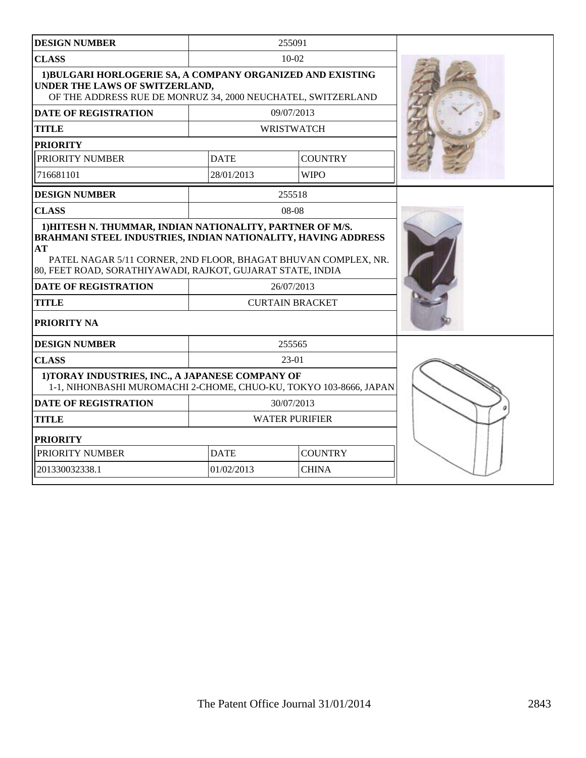| DESIGN NUMBER | 255091 | |
|---|---|---|
| CLASS | 10-02 | |
| 1)BULGARI HORLOGERIE SA, A COMPANY ORGANIZED AND EXISTING UNDER THE LAWS OF SWITZERLAND, OF THE ADDRESS RUE DE MONRUZ 34, 2000 NEUCHATEL, SWITZERLAND | | |
| DATE OF REGISTRATION | 09/07/2013 | |
| TITLE | WRISTWATCH | |
| PRIORITY | | |
| PRIORITY NUMBER | DATE | COUNTRY |
| 716681101 | 28/01/2013 | WIPO |

| DESIGN NUMBER | 255518 |
|---|---|
| CLASS | 08-08 |
| 1)HITESH N. THUMMAR, INDIAN NATIONALITY, PARTNER OF M/S. BRAHMANI STEEL INDUSTRIES, INDIAN NATIONALITY, HAVING ADDRESS AT PATEL NAGAR 5/11 CORNER, 2ND FLOOR, BHAGAT BHUVAN COMPLEX, NR. 80, FEET ROAD, SORATHIYAWADI, RAJKOT, GUJARAT STATE, INDIA | |
| DATE OF REGISTRATION | 26/07/2013 |
| TITLE | CURTAIN BRACKET |
| PRIORITY NA | |

| DESIGN NUMBER | 255565 | |
|---|---|---|
| CLASS | 23-01 | |
| 1)TORAY INDUSTRIES, INC., A JAPANESE COMPANY OF 1-1, NIHONBASHI MUROMACHI 2-CHOME, CHUO-KU, TOKYO 103-8666, JAPAN | | |
| DATE OF REGISTRATION | 30/07/2013 | |
| TITLE | WATER PURIFIER | |
| PRIORITY | | |
| PRIORITY NUMBER | DATE | COUNTRY |
| 201330032338.1 | 01/02/2013 | CHINA |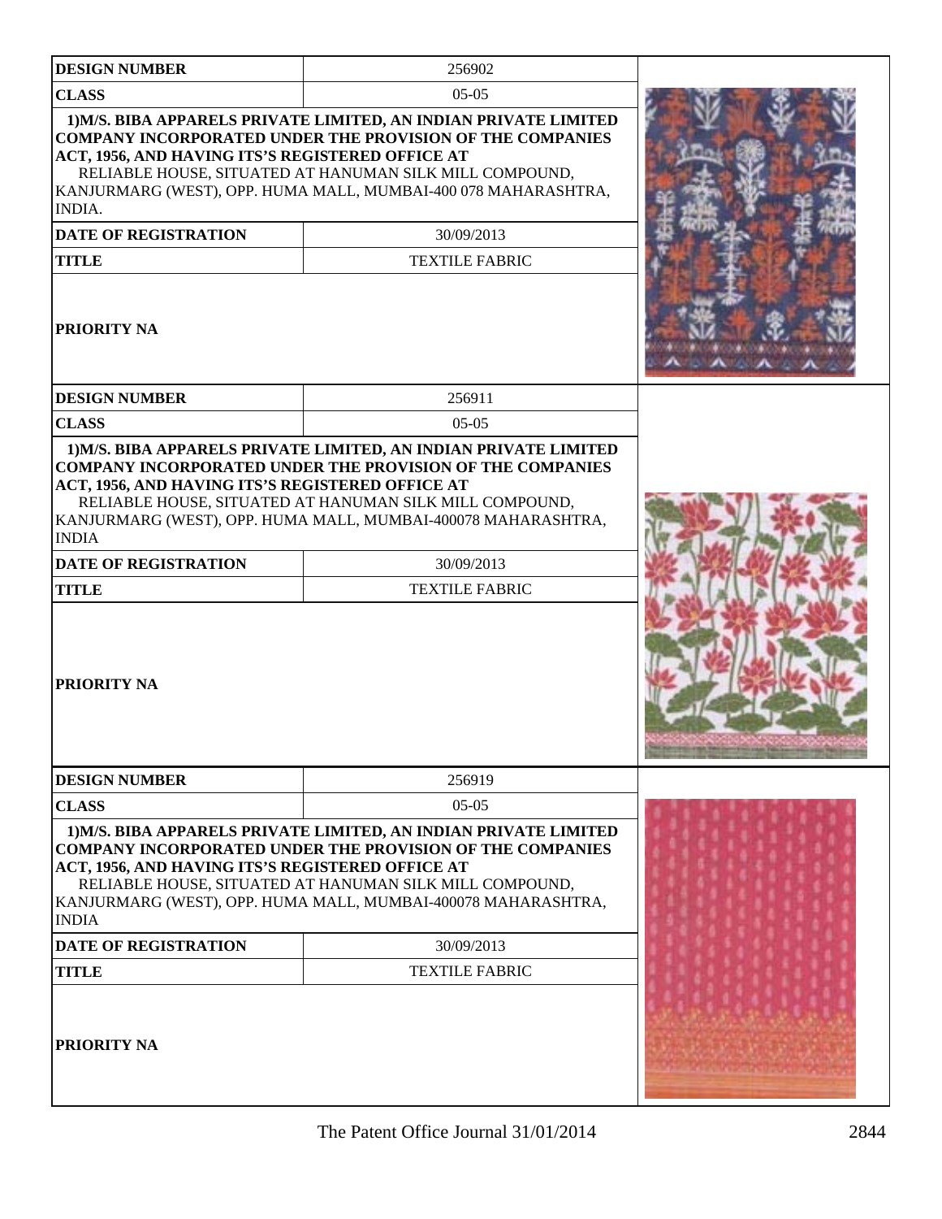| DESIGN NUMBER | 256902 |
| --- | --- |
| CLASS | 05-05 |
| 1)M/S. BIBA APPARELS PRIVATE LIMITED, AN INDIAN PRIVATE LIMITED COMPANY INCORPORATED UNDER THE PROVISION OF THE COMPANIES ACT, 1956, AND HAVING ITS'S REGISTERED OFFICE AT RELIABLE HOUSE, SITUATED AT HANUMAN SILK MILL COMPOUND, KANJURMARG (WEST), OPP. HUMA MALL, MUMBAI-400 078 MAHARASHTRA, INDIA. | |
| DATE OF REGISTRATION | 30/09/2013 |
| TITLE | TEXTILE FABRIC |
| PRIORITY NA | |

| DESIGN NUMBER | 256911 |
| --- | --- |
| CLASS | 05-05 |
| 1)M/S. BIBA APPARELS PRIVATE LIMITED, AN INDIAN PRIVATE LIMITED COMPANY INCORPORATED UNDER THE PROVISION OF THE COMPANIES ACT, 1956, AND HAVING ITS'S REGISTERED OFFICE AT RELIABLE HOUSE, SITUATED AT HANUMAN SILK MILL COMPOUND, KANJURMARG (WEST), OPP. HUMA MALL, MUMBAI-400078 MAHARASHTRA, INDIA | |
| DATE OF REGISTRATION | 30/09/2013 |
| TITLE | TEXTILE FABRIC |
| PRIORITY NA | |

| DESIGN NUMBER | 256919 |
| --- | --- |
| CLASS | 05-05 |
| 1)M/S. BIBA APPARELS PRIVATE LIMITED, AN INDIAN PRIVATE LIMITED COMPANY INCORPORATED UNDER THE PROVISION OF THE COMPANIES ACT, 1956, AND HAVING ITS'S REGISTERED OFFICE AT RELIABLE HOUSE, SITUATED AT HANUMAN SILK MILL COMPOUND, KANJURMARG (WEST), OPP. HUMA MALL, MUMBAI-400078 MAHARASHTRA, INDIA | |
| DATE OF REGISTRATION | 30/09/2013 |
| TITLE | TEXTILE FABRIC |
| PRIORITY NA | |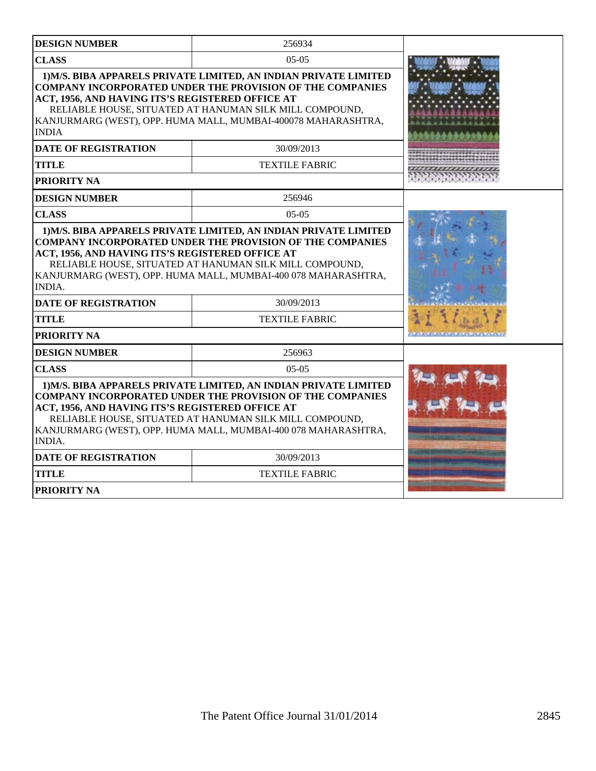| DESIGN NUMBER | 256934 |
| --- | --- |
| CLASS | 05-05 |
| 1)M/S. BIBA APPARELS PRIVATE LIMITED, AN INDIAN PRIVATE LIMITED COMPANY INCORPORATED UNDER THE PROVISION OF THE COMPANIES ACT, 1956, AND HAVING ITS'S REGISTERED OFFICE AT RELIABLE HOUSE, SITUATED AT HANUMAN SILK MILL COMPOUND, KANJURMARG (WEST), OPP. HUMA MALL, MUMBAI-400078 MAHARASHTRA, INDIA | |
| DATE OF REGISTRATION | 30/09/2013 |
| TITLE | TEXTILE FABRIC |
| PRIORITY NA | |

| DESIGN NUMBER | 256946 |
| --- | --- |
| CLASS | 05-05 |
| 1)M/S. BIBA APPARELS PRIVATE LIMITED, AN INDIAN PRIVATE LIMITED COMPANY INCORPORATED UNDER THE PROVISION OF THE COMPANIES ACT, 1956, AND HAVING ITS'S REGISTERED OFFICE AT RELIABLE HOUSE, SITUATED AT HANUMAN SILK MILL COMPOUND, KANJURMARG (WEST), OPP. HUMA MALL, MUMBAI-400 078 MAHARASHTRA, INDIA. | |
| DATE OF REGISTRATION | 30/09/2013 |
| TITLE | TEXTILE FABRIC |
| PRIORITY NA | |

| DESIGN NUMBER | 256963 |
| --- | --- |
| CLASS | 05-05 |
| 1)M/S. BIBA APPARELS PRIVATE LIMITED, AN INDIAN PRIVATE LIMITED COMPANY INCORPORATED UNDER THE PROVISION OF THE COMPANIES ACT, 1956, AND HAVING ITS'S REGISTERED OFFICE AT RELIABLE HOUSE, SITUATED AT HANUMAN SILK MILL COMPOUND, KANJURMARG (WEST), OPP. HUMA MALL, MUMBAI-400 078 MAHARASHTRA, INDIA. | |
| DATE OF REGISTRATION | 30/09/2013 |
| TITLE | TEXTILE FABRIC |
| PRIORITY NA | |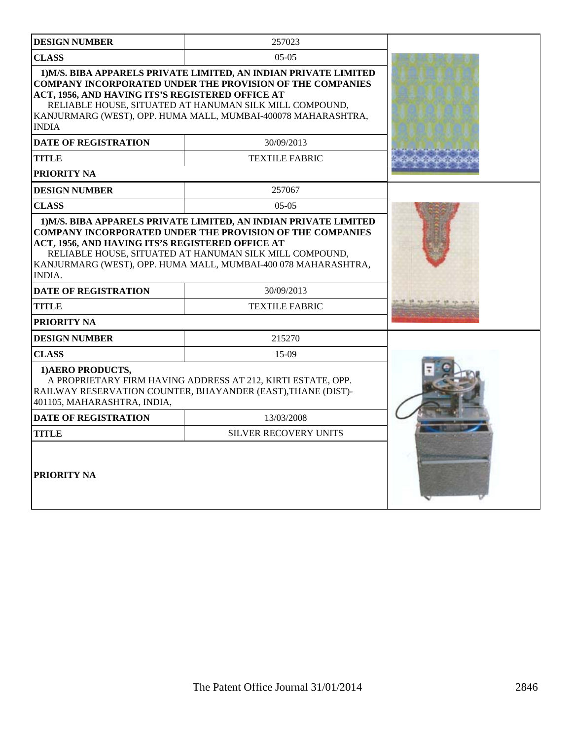| DESIGN NUMBER | 257023 |
|---|---|
| CLASS | 05-05 |
| **1)M/S. BIBA APPARELS PRIVATE LIMITED, AN INDIAN PRIVATE LIMITED COMPANY INCORPORATED UNDER THE PROVISION OF THE COMPANIES ACT, 1956, AND HAVING ITS'S REGISTERED OFFICE AT** RELIABLE HOUSE, SITUATED AT HANUMAN SILK MILL COMPOUND, KANJURMARG (WEST), OPP. HUMA MALL, MUMBAI-400078 MAHARASHTRA, INDIA | |
| DATE OF REGISTRATION | 30/09/2013 |
| TITLE | TEXTILE FABRIC |
| PRIORITY NA | |

| DESIGN NUMBER | 257067 |
|---|---|
| CLASS | 05-05 |
| **1)M/S. BIBA APPARELS PRIVATE LIMITED, AN INDIAN PRIVATE LIMITED COMPANY INCORPORATED UNDER THE PROVISION OF THE COMPANIES ACT, 1956, AND HAVING ITS'S REGISTERED OFFICE AT** RELIABLE HOUSE, SITUATED AT HANUMAN SILK MILL COMPOUND, KANJURMARG (WEST), OPP. HUMA MALL, MUMBAI-400 078 MAHARASHTRA, INDIA. | |
| DATE OF REGISTRATION | 30/09/2013 |
| TITLE | TEXTILE FABRIC |
| PRIORITY NA | |

| DESIGN NUMBER | 215270 |
|---|---|
| CLASS | 15-09 |
| **1)AERO PRODUCTS,** A PROPRIETARY FIRM HAVING ADDRESS AT 212, KIRTI ESTATE, OPP. RAILWAY RESERVATION COUNTER, BHAYANDER (EAST),THANE (DIST)-401105, MAHARASHTRA, INDIA, | |
| DATE OF REGISTRATION | 13/03/2008 |
| TITLE | SILVER RECOVERY UNITS |
| PRIORITY NA | |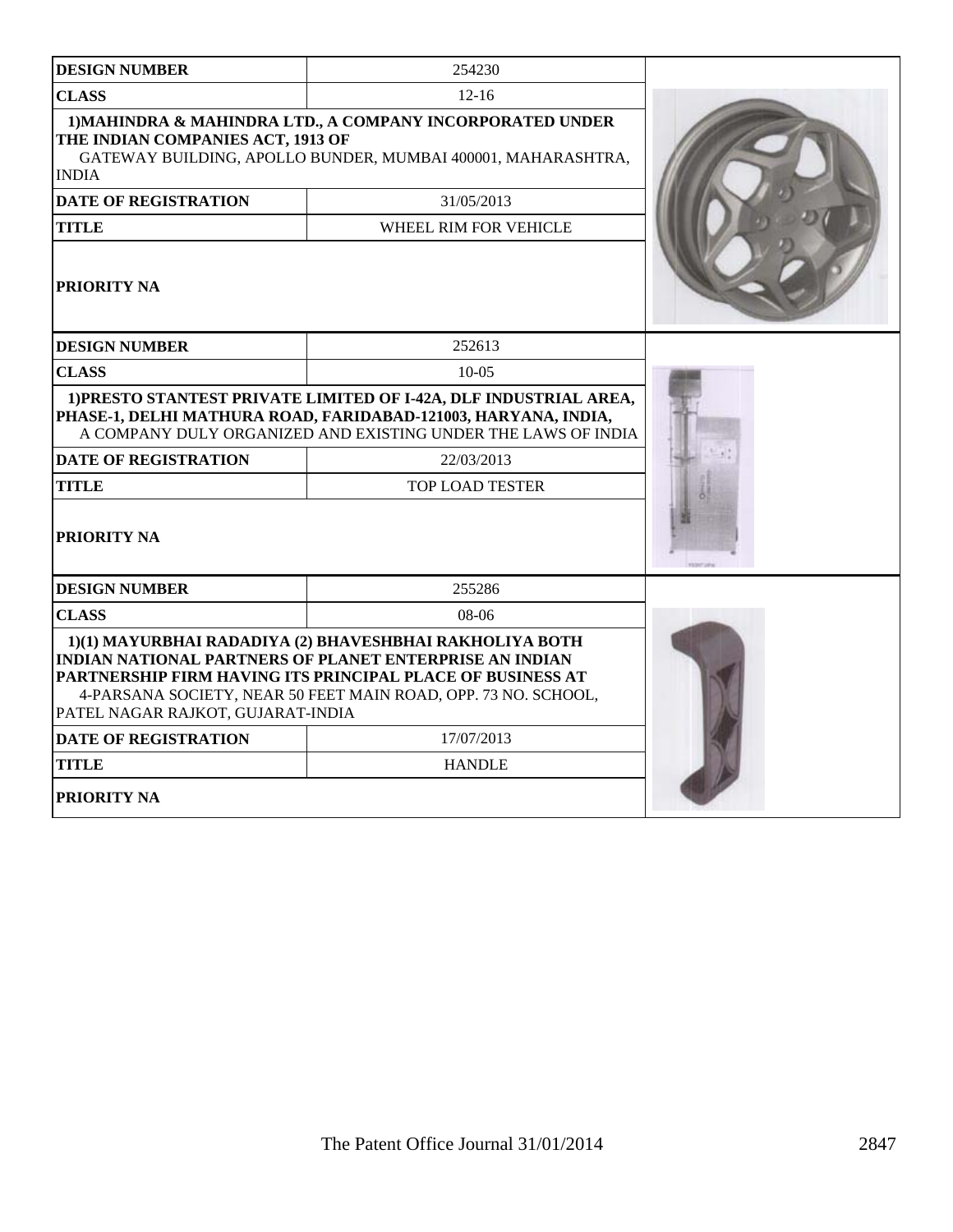| DESIGN NUMBER | 254230 |
| --- | --- |
| CLASS | 12-16 |
| **1)MAHINDRA & MAHINDRA LTD., A COMPANY INCORPORATED UNDER THE INDIAN COMPANIES ACT, 1913 OF** GATEWAY BUILDING, APOLLO BUNDER, MUMBAI 400001, MAHARASHTRA, INDIA | |
| DATE OF REGISTRATION | 31/05/2013 |
| TITLE | WHEEL RIM FOR VEHICLE |
| PRIORITY NA | |

| DESIGN NUMBER | 252613 |
| --- | --- |
| CLASS | 10-05 |
| **1)PRESTO STANTEST PRIVATE LIMITED OF I-42A, DLF INDUSTRIAL AREA, PHASE-1, DELHI MATHURA ROAD, FARIDABAD-121003, HARYANA, INDIA,** A COMPANY DULY ORGANIZED AND EXISTING UNDER THE LAWS OF INDIA | |
| DATE OF REGISTRATION | 22/03/2013 |
| TITLE | TOP LOAD TESTER |
| PRIORITY NA | |

| DESIGN NUMBER | 255286 |
| --- | --- |
| CLASS | 08-06 |
| **1)(1) MAYURBHAI RADADIYA (2) BHAVESHBHAI RAKHOLIYA BOTH INDIAN NATIONAL PARTNERS OF PLANET ENTERPRISE AN INDIAN PARTNERSHIP FIRM HAVING ITS PRINCIPAL PLACE OF BUSINESS AT** 4-PARSANA SOCIETY, NEAR 50 FEET MAIN ROAD, OPP. 73 NO. SCHOOL, PATEL NAGAR RAJKOT, GUJARAT-INDIA | |
| DATE OF REGISTRATION | 17/07/2013 |
| TITLE | HANDLE |
| PRIORITY NA | |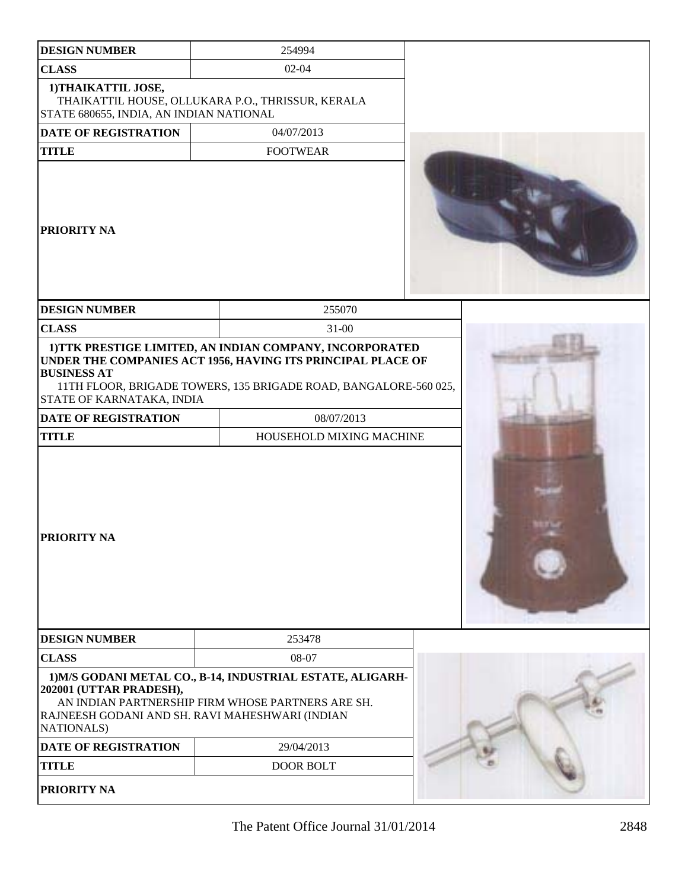| DESIGN NUMBER | 254994 |
|---|---|
| CLASS | 02-04 |
| 1)THAIKATTIL JOSE, THAIKATTIL HOUSE, OLLUKARA P.O., THRISSUR, KERALA STATE 680655, INDIA, AN INDIAN NATIONAL | |
| DATE OF REGISTRATION | 04/07/2013 |
| TITLE | FOOTWEAR |
| PRIORITY NA | |

| DESIGN NUMBER | 255070 |
|---|---|
| CLASS | 31-00 |
| 1)TTK PRESTIGE LIMITED, AN INDIAN COMPANY, INCORPORATED UNDER THE COMPANIES ACT 1956, HAVING ITS PRINCIPAL PLACE OF BUSINESS AT 11TH FLOOR, BRIGADE TOWERS, 135 BRIGADE ROAD, BANGALORE-560 025, STATE OF KARNATAKA, INDIA | |
| DATE OF REGISTRATION | 08/07/2013 |
| TITLE | HOUSEHOLD MIXING MACHINE |
| PRIORITY NA | |

| DESIGN NUMBER | 253478 |
|---|---|
| CLASS | 08-07 |
| 1)M/S GODANI METAL CO., B-14, INDUSTRIAL ESTATE, ALIGARH-202001 (UTTAR PRADESH), AN INDIAN PARTNERSHIP FIRM WHOSE PARTNERS ARE SH. RAJNEESH GODANI AND SH. RAVI MAHESHWARI (INDIAN NATIONALS) | |
| DATE OF REGISTRATION | 29/04/2013 |
| TITLE | DOOR BOLT |
| PRIORITY NA | |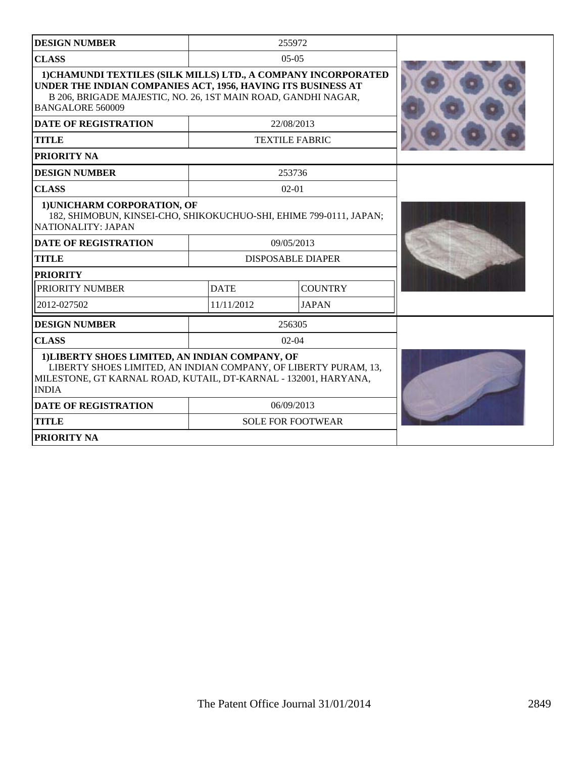| DESIGN NUMBER | 255972 |
|---|---|
| CLASS | 05-05 |
| 1)CHAMUNDI TEXTILES (SILK MILLS) LTD., A COMPANY INCORPORATED UNDER THE INDIAN COMPANIES ACT, 1956, HAVING ITS BUSINESS AT B 206, BRIGADE MAJESTIC, NO. 26, 1ST MAIN ROAD, GANDHI NAGAR, BANGALORE 560009 | |
| DATE OF REGISTRATION | 22/08/2013 |
| TITLE | TEXTILE FABRIC |
| PRIORITY NA | |

| DESIGN NUMBER | 253736 | |
|---|---|---|
| CLASS | 02-01 | |
| 1)UNICHARM CORPORATION, OF 182, SHIMOBUN, KINSEI-CHO, SHIKOKUCHUO-SHI, EHIME 799-0111, JAPAN; NATIONALITY: JAPAN | | |
| DATE OF REGISTRATION | 09/05/2013 | |
| TITLE | DISPOSABLE DIAPER | |
| PRIORITY | | |
| PRIORITY NUMBER | DATE | COUNTRY |
| 2012-027502 | 11/11/2012 | JAPAN |

| DESIGN NUMBER | 256305 |
|---|---|
| CLASS | 02-04 |
| 1)LIBERTY SHOES LIMITED, AN INDIAN COMPANY, OF LIBERTY SHOES LIMITED, AN INDIAN COMPANY, OF LIBERTY PURAM, 13, MILESTONE, GT KARNAL ROAD, KUTAIL, DT-KARNAL - 132001, HARYANA, INDIA | |
| DATE OF REGISTRATION | 06/09/2013 |
| TITLE | SOLE FOR FOOTWEAR |
| PRIORITY NA | |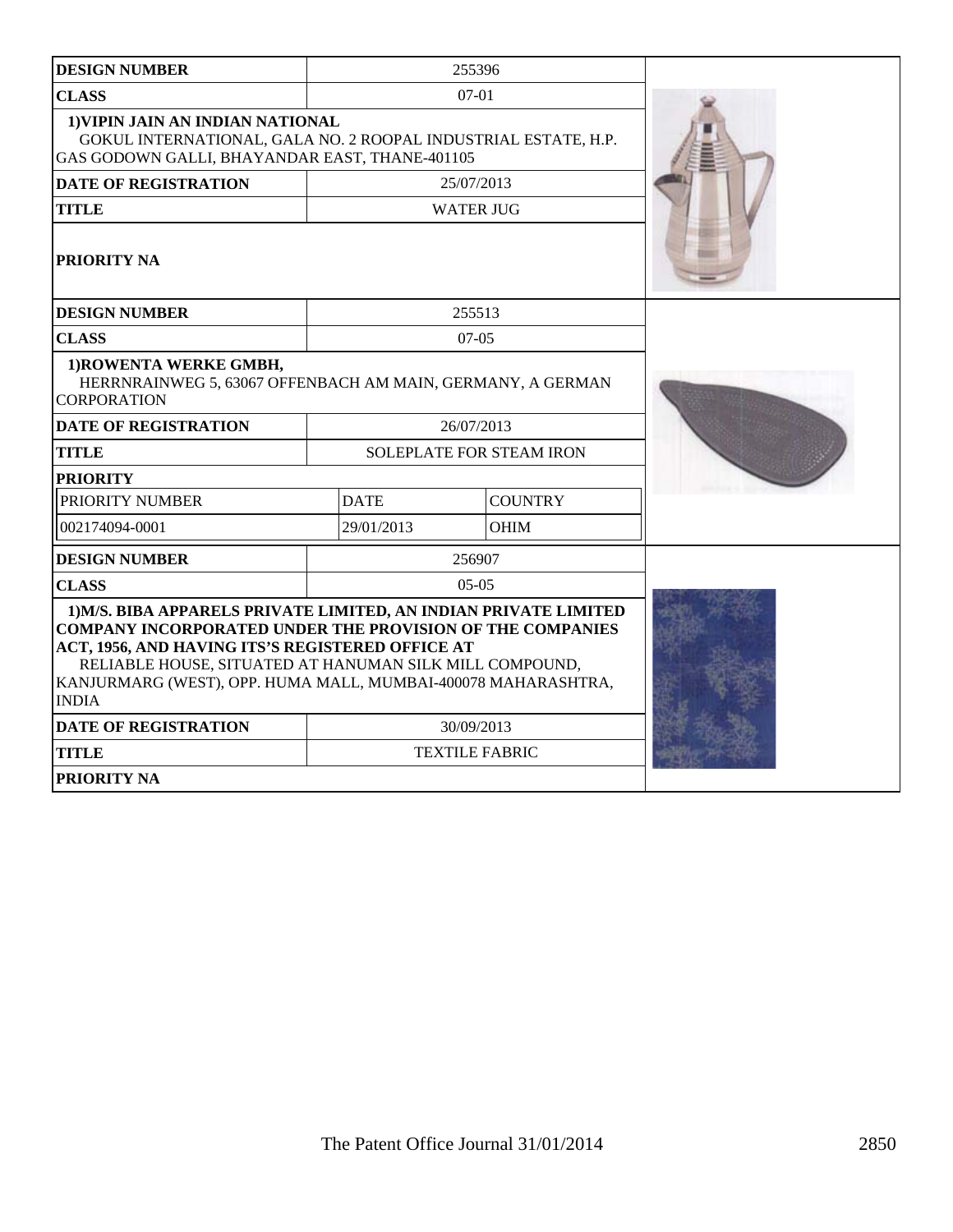| DESIGN NUMBER | 255396 | |
|---|---|---|
| CLASS | 07-01 | |
| **1)VIPIN JAIN AN INDIAN NATIONAL** GOKUL INTERNATIONAL, GALA NO. 2 ROOPAL INDUSTRIAL ESTATE, H.P. GAS GODOWN GALLI, BHAYANDAR EAST, THANE-401105 | | |
| DATE OF REGISTRATION | 25/07/2013 | |
| TITLE | WATER JUG | |
| PRIORITY NA | | |

| DESIGN NUMBER | 255513 | |
|---|---|---|
| CLASS | 07-05 | |
| **1)ROWENTA WERKE GMBH,** HERRNRAINWEG 5, 63067 OFFENBACH AM MAIN, GERMANY, A GERMAN CORPORATION | | |
| DATE OF REGISTRATION | 26/07/2013 | |
| TITLE | SOLEPLATE FOR STEAM IRON | |
| PRIORITY | | |
| PRIORITY NUMBER | DATE | COUNTRY |
| 002174094-0001 | 29/01/2013 | OHIM |

| DESIGN NUMBER | 256907 |
|---|---|
| CLASS | 05-05 |
| **1)M/S. BIBA APPARELS PRIVATE LIMITED, AN INDIAN PRIVATE LIMITED COMPANY INCORPORATED UNDER THE PROVISION OF THE COMPANIES ACT, 1956, AND HAVING ITS'S REGISTERED OFFICE AT** RELIABLE HOUSE, SITUATED AT HANUMAN SILK MILL COMPOUND, KANJURMARG (WEST), OPP. HUMA MALL, MUMBAI-400078 MAHARASHTRA, INDIA | |
| DATE OF REGISTRATION | 30/09/2013 |
| TITLE | TEXTILE FABRIC |
| PRIORITY NA | |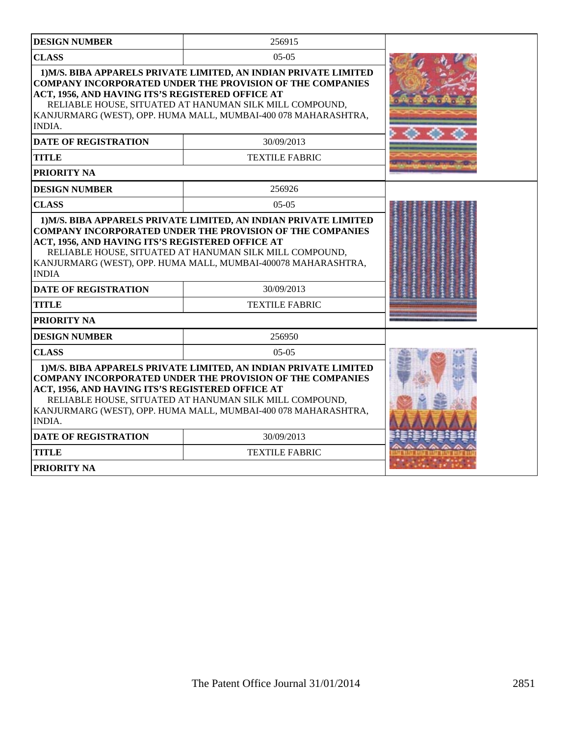| DESIGN NUMBER | 256915 |
|---|---|
| CLASS | 05-05 |
| **1)M/S. BIBA APPARELS PRIVATE LIMITED, AN INDIAN PRIVATE LIMITED COMPANY INCORPORATED UNDER THE PROVISION OF THE COMPANIES ACT, 1956, AND HAVING ITS'S REGISTERED OFFICE AT** RELIABLE HOUSE, SITUATED AT HANUMAN SILK MILL COMPOUND, KANJURMARG (WEST), OPP. HUMA MALL, MUMBAI-400 078 MAHARASHTRA, INDIA. | |
| DATE OF REGISTRATION | 30/09/2013 |
| TITLE | TEXTILE FABRIC |
| PRIORITY NA | |

| DESIGN NUMBER | 256926 |
|---|---|
| CLASS | 05-05 |
| **1)M/S. BIBA APPARELS PRIVATE LIMITED, AN INDIAN PRIVATE LIMITED COMPANY INCORPORATED UNDER THE PROVISION OF THE COMPANIES ACT, 1956, AND HAVING ITS'S REGISTERED OFFICE AT** RELIABLE HOUSE, SITUATED AT HANUMAN SILK MILL COMPOUND, KANJURMARG (WEST), OPP. HUMA MALL, MUMBAI-400078 MAHARASHTRA, INDIA | |
| DATE OF REGISTRATION | 30/09/2013 |
| TITLE | TEXTILE FABRIC |
| PRIORITY NA | |

| DESIGN NUMBER | 256950 |
|---|---|
| CLASS | 05-05 |
| **1)M/S. BIBA APPARELS PRIVATE LIMITED, AN INDIAN PRIVATE LIMITED COMPANY INCORPORATED UNDER THE PROVISION OF THE COMPANIES ACT, 1956, AND HAVING ITS'S REGISTERED OFFICE AT** RELIABLE HOUSE, SITUATED AT HANUMAN SILK MILL COMPOUND, KANJURMARG (WEST), OPP. HUMA MALL, MUMBAI-400 078 MAHARASHTRA, INDIA. | |
| DATE OF REGISTRATION | 30/09/2013 |
| TITLE | TEXTILE FABRIC |
| PRIORITY NA | |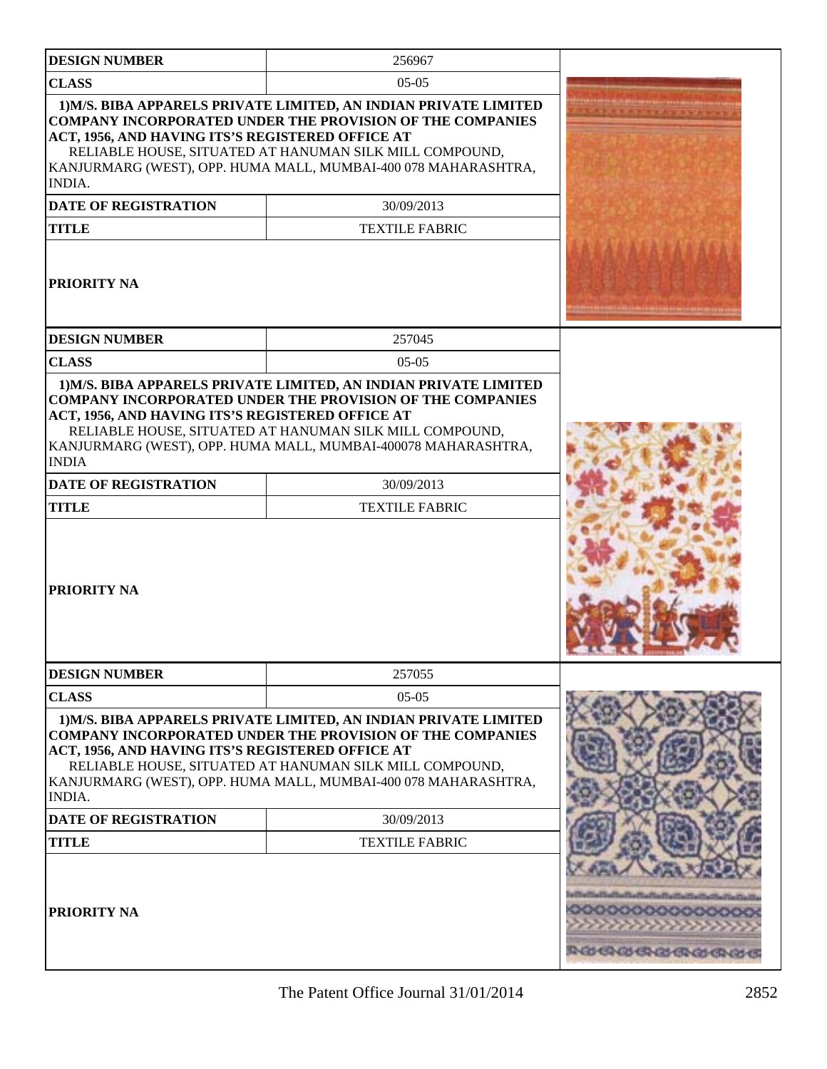| DESIGN NUMBER | 256967 |
|---|---|
| CLASS | 05-05 |
| 1)M/S. BIBA APPARELS PRIVATE LIMITED, AN INDIAN PRIVATE LIMITED COMPANY INCORPORATED UNDER THE PROVISION OF THE COMPANIES ACT, 1956, AND HAVING ITS'S REGISTERED OFFICE AT RELIABLE HOUSE, SITUATED AT HANUMAN SILK MILL COMPOUND, KANJURMARG (WEST), OPP. HUMA MALL, MUMBAI-400 078 MAHARASHTRA, INDIA. | |
| DATE OF REGISTRATION | 30/09/2013 |
| TITLE | TEXTILE FABRIC |
| PRIORITY NA | |

| DESIGN NUMBER | 257045 |
|---|---|
| CLASS | 05-05 |
| 1)M/S. BIBA APPARELS PRIVATE LIMITED, AN INDIAN PRIVATE LIMITED COMPANY INCORPORATED UNDER THE PROVISION OF THE COMPANIES ACT, 1956, AND HAVING ITS'S REGISTERED OFFICE AT RELIABLE HOUSE, SITUATED AT HANUMAN SILK MILL COMPOUND, KANJURMARG (WEST), OPP. HUMA MALL, MUMBAI-400078 MAHARASHTRA, INDIA | |
| DATE OF REGISTRATION | 30/09/2013 |
| TITLE | TEXTILE FABRIC |
| PRIORITY NA | |

| DESIGN NUMBER | 257055 |
|---|---|
| CLASS | 05-05 |
| 1)M/S. BIBA APPARELS PRIVATE LIMITED, AN INDIAN PRIVATE LIMITED COMPANY INCORPORATED UNDER THE PROVISION OF THE COMPANIES ACT, 1956, AND HAVING ITS'S REGISTERED OFFICE AT RELIABLE HOUSE, SITUATED AT HANUMAN SILK MILL COMPOUND, KANJURMARG (WEST), OPP. HUMA MALL, MUMBAI-400 078 MAHARASHTRA, INDIA. | |
| DATE OF REGISTRATION | 30/09/2013 |
| TITLE | TEXTILE FABRIC |
| PRIORITY NA | |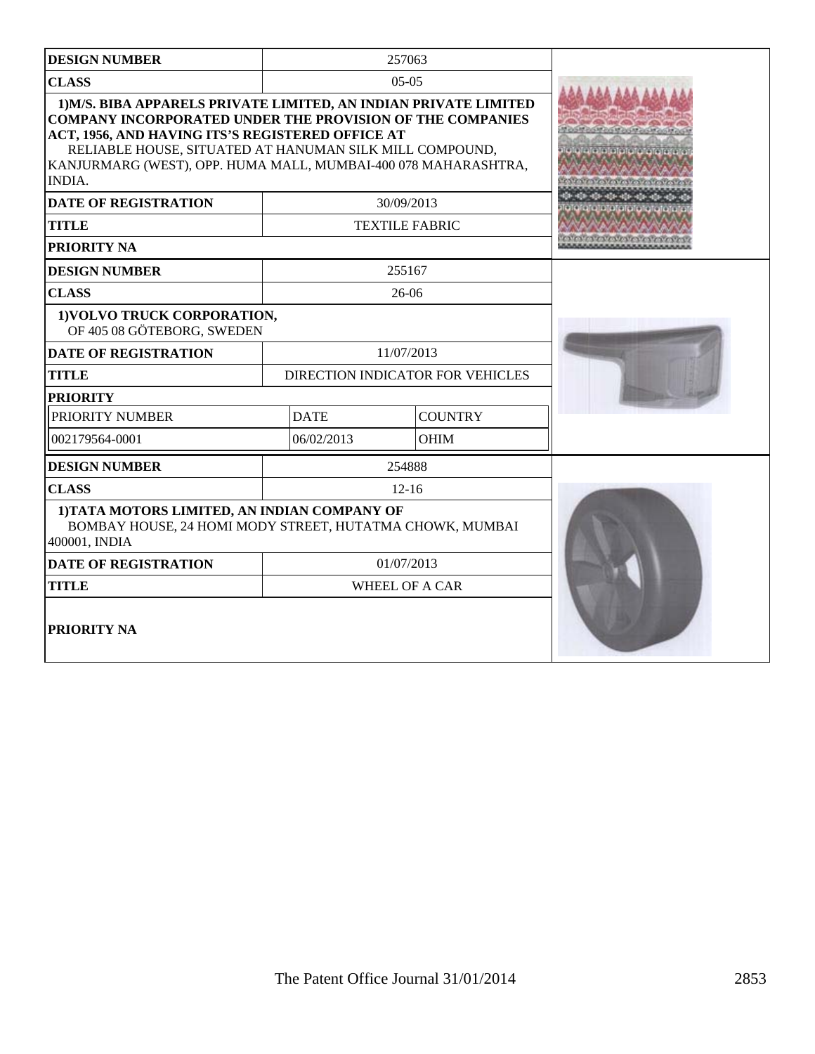| DESIGN NUMBER | 257063 | |
|---|---|---|
| CLASS | 05-05 | |
| 1)M/S. BIBA APPARELS PRIVATE LIMITED, AN INDIAN PRIVATE LIMITED COMPANY INCORPORATED UNDER THE PROVISION OF THE COMPANIES ACT, 1956, AND HAVING ITS'S REGISTERED OFFICE AT RELIABLE HOUSE, SITUATED AT HANUMAN SILK MILL COMPOUND, KANJURMARG (WEST), OPP. HUMA MALL, MUMBAI-400 078 MAHARASHTRA, INDIA. | | |
| DATE OF REGISTRATION | 30/09/2013 | |
| TITLE | TEXTILE FABRIC | |
| PRIORITY NA | | |

| DESIGN NUMBER | 255167 | |
|---|---|---|
| CLASS | 26-06 | |
| 1)VOLVO TRUCK CORPORATION, OF 405 08 GÖTEBORG, SWEDEN | | |
| DATE OF REGISTRATION | 11/07/2013 | |
| TITLE | DIRECTION INDICATOR FOR VEHICLES | |
| PRIORITY | | |
| PRIORITY NUMBER | DATE | COUNTRY |
| 002179564-0001 | 06/02/2013 | OHIM |

| DESIGN NUMBER | 254888 |
|---|---|
| CLASS | 12-16 |
| 1)TATA MOTORS LIMITED, AN INDIAN COMPANY OF BOMBAY HOUSE, 24 HOMI MODY STREET, HUTATMA CHOWK, MUMBAI 400001, INDIA | |
| DATE OF REGISTRATION | 01/07/2013 |
| TITLE | WHEEL OF A CAR |
| PRIORITY NA | |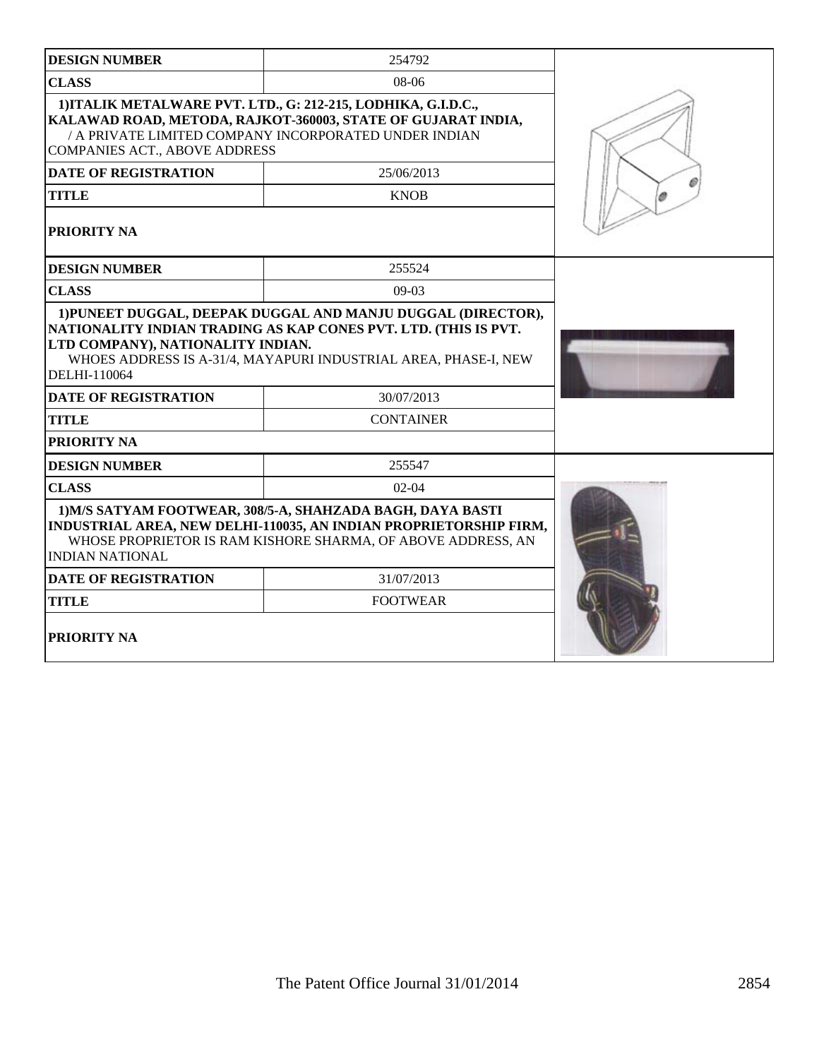| DESIGN NUMBER | 254792 |
| --- | --- |
| CLASS | 08-06 |
| 1)ITALIK METALWARE PVT. LTD., G: 212-215, LODHIKA, G.I.D.C., KALAWAD ROAD, METODA, RAJKOT-360003, STATE OF GUJARAT INDIA, / A PRIVATE LIMITED COMPANY INCORPORATED UNDER INDIAN COMPANIES ACT., ABOVE ADDRESS | |
| DATE OF REGISTRATION | 25/06/2013 |
| TITLE | KNOB |
| PRIORITY NA | |

| DESIGN NUMBER | 255524 |
| --- | --- |
| CLASS | 09-03 |
| 1)PUNEET DUGGAL, DEEPAK DUGGAL AND MANJU DUGGAL (DIRECTOR), NATIONALITY INDIAN TRADING AS KAP CONES PVT. LTD. (THIS IS PVT. LTD COMPANY), NATIONALITY INDIAN. WHOES ADDRESS IS A-31/4, MAYAPURI INDUSTRIAL AREA, PHASE-I, NEW DELHI-110064 | |
| DATE OF REGISTRATION | 30/07/2013 |
| TITLE | CONTAINER |
| PRIORITY NA | |

| DESIGN NUMBER | 255547 |
| --- | --- |
| CLASS | 02-04 |
| 1)M/S SATYAM FOOTWEAR, 308/5-A, SHAHZADA BAGH, DAYA BASTI INDUSTRIAL AREA, NEW DELHI-110035, AN INDIAN PROPRIETORSHIP FIRM, WHOSE PROPRIETOR IS RAM KISHORE SHARMA, OF ABOVE ADDRESS, AN INDIAN NATIONAL | |
| DATE OF REGISTRATION | 31/07/2013 |
| TITLE | FOOTWEAR |
| PRIORITY NA | |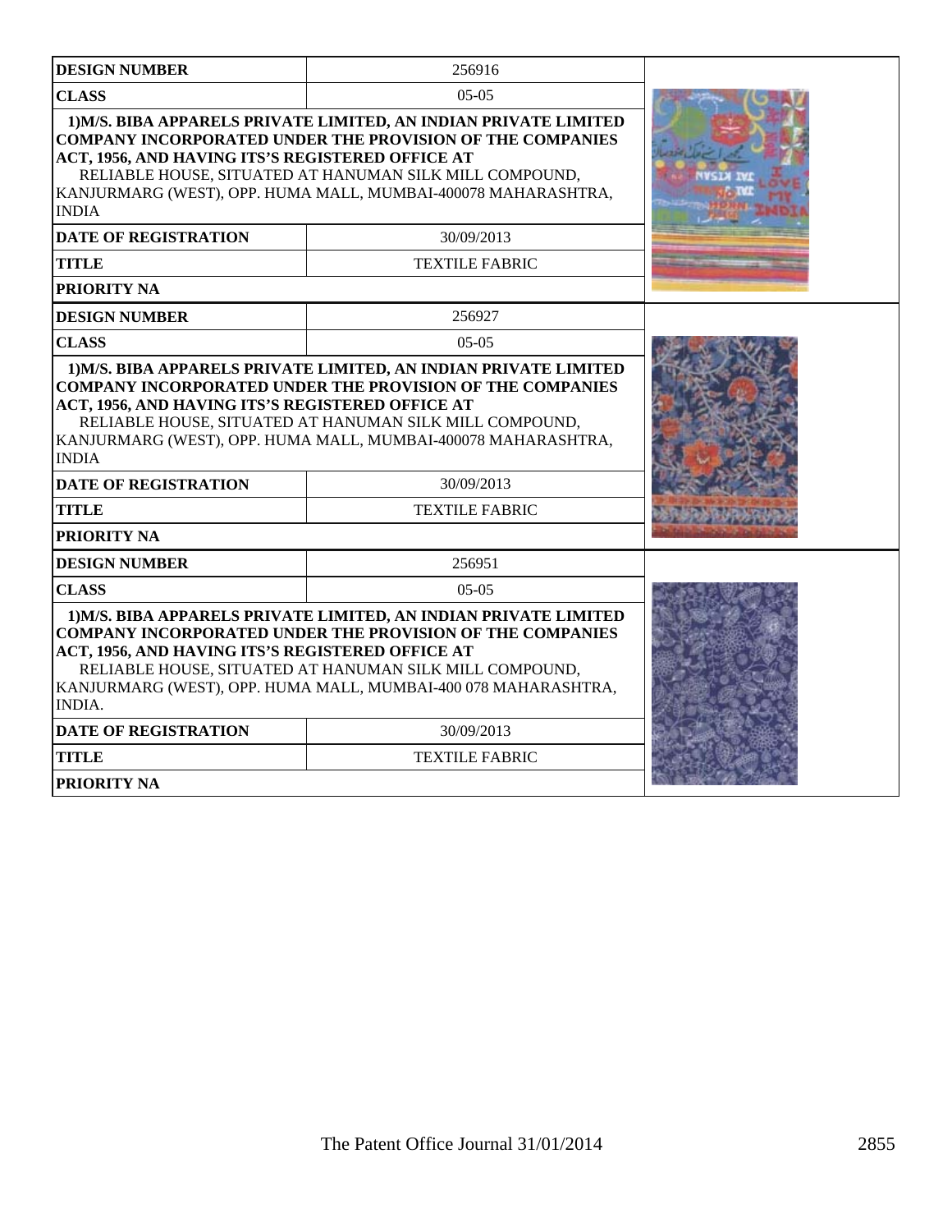| DESIGN NUMBER | 256916 |
|---|---|
| CLASS | 05-05 |
| **1)M/S. BIBA APPARELS PRIVATE LIMITED, AN INDIAN PRIVATE LIMITED COMPANY INCORPORATED UNDER THE PROVISION OF THE COMPANIES ACT, 1956, AND HAVING ITS'S REGISTERED OFFICE AT** RELIABLE HOUSE, SITUATED AT HANUMAN SILK MILL COMPOUND, KANJURMARG (WEST), OPP. HUMA MALL, MUMBAI-400078 MAHARASHTRA, INDIA | |
| DATE OF REGISTRATION | 30/09/2013 |
| TITLE | TEXTILE FABRIC |
| PRIORITY NA | |

| DESIGN NUMBER | 256927 |
|---|---|
| CLASS | 05-05 |
| **1)M/S. BIBA APPARELS PRIVATE LIMITED, AN INDIAN PRIVATE LIMITED COMPANY INCORPORATED UNDER THE PROVISION OF THE COMPANIES ACT, 1956, AND HAVING ITS'S REGISTERED OFFICE AT** RELIABLE HOUSE, SITUATED AT HANUMAN SILK MILL COMPOUND, KANJURMARG (WEST), OPP. HUMA MALL, MUMBAI-400078 MAHARASHTRA, INDIA | |
| DATE OF REGISTRATION | 30/09/2013 |
| TITLE | TEXTILE FABRIC |
| PRIORITY NA | |

| DESIGN NUMBER | 256951 |
|---|---|
| CLASS | 05-05 |
| **1)M/S. BIBA APPARELS PRIVATE LIMITED, AN INDIAN PRIVATE LIMITED COMPANY INCORPORATED UNDER THE PROVISION OF THE COMPANIES ACT, 1956, AND HAVING ITS'S REGISTERED OFFICE AT** RELIABLE HOUSE, SITUATED AT HANUMAN SILK MILL COMPOUND, KANJURMARG (WEST), OPP. HUMA MALL, MUMBAI-400 078 MAHARASHTRA, INDIA. | |
| DATE OF REGISTRATION | 30/09/2013 |
| TITLE | TEXTILE FABRIC |
| PRIORITY NA | |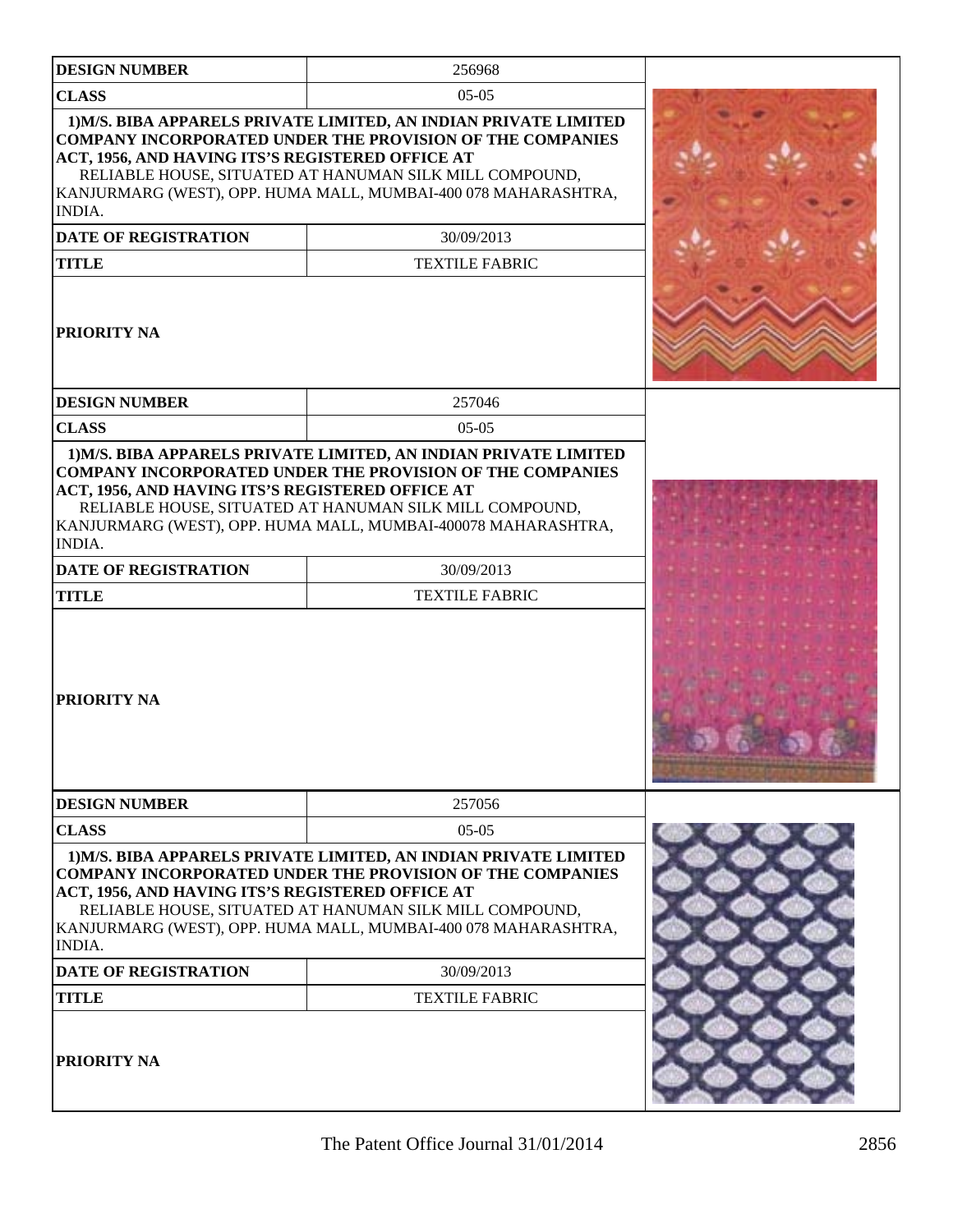| DESIGN NUMBER | 256968 |
| --- | --- |
| CLASS | 05-05 |
| 1)M/S. BIBA APPARELS PRIVATE LIMITED, AN INDIAN PRIVATE LIMITED COMPANY INCORPORATED UNDER THE PROVISION OF THE COMPANIES ACT, 1956, AND HAVING ITS'S REGISTERED OFFICE AT RELIABLE HOUSE, SITUATED AT HANUMAN SILK MILL COMPOUND, KANJURMARG (WEST), OPP. HUMA MALL, MUMBAI-400 078 MAHARASHTRA, INDIA. | |
| DATE OF REGISTRATION | 30/09/2013 |
| TITLE | TEXTILE FABRIC |
| PRIORITY NA | |

| DESIGN NUMBER | 257046 |
| --- | --- |
| CLASS | 05-05 |
| 1)M/S. BIBA APPARELS PRIVATE LIMITED, AN INDIAN PRIVATE LIMITED COMPANY INCORPORATED UNDER THE PROVISION OF THE COMPANIES ACT, 1956, AND HAVING ITS'S REGISTERED OFFICE AT RELIABLE HOUSE, SITUATED AT HANUMAN SILK MILL COMPOUND, KANJURMARG (WEST), OPP. HUMA MALL, MUMBAI-400078 MAHARASHTRA, INDIA. | |
| DATE OF REGISTRATION | 30/09/2013 |
| TITLE | TEXTILE FABRIC |
| PRIORITY NA | |

| DESIGN NUMBER | 257056 |
| --- | --- |
| CLASS | 05-05 |
| 1)M/S. BIBA APPARELS PRIVATE LIMITED, AN INDIAN PRIVATE LIMITED COMPANY INCORPORATED UNDER THE PROVISION OF THE COMPANIES ACT, 1956, AND HAVING ITS'S REGISTERED OFFICE AT RELIABLE HOUSE, SITUATED AT HANUMAN SILK MILL COMPOUND, KANJURMARG (WEST), OPP. HUMA MALL, MUMBAI-400 078 MAHARASHTRA, INDIA. | |
| DATE OF REGISTRATION | 30/09/2013 |
| TITLE | TEXTILE FABRIC |
| PRIORITY NA | |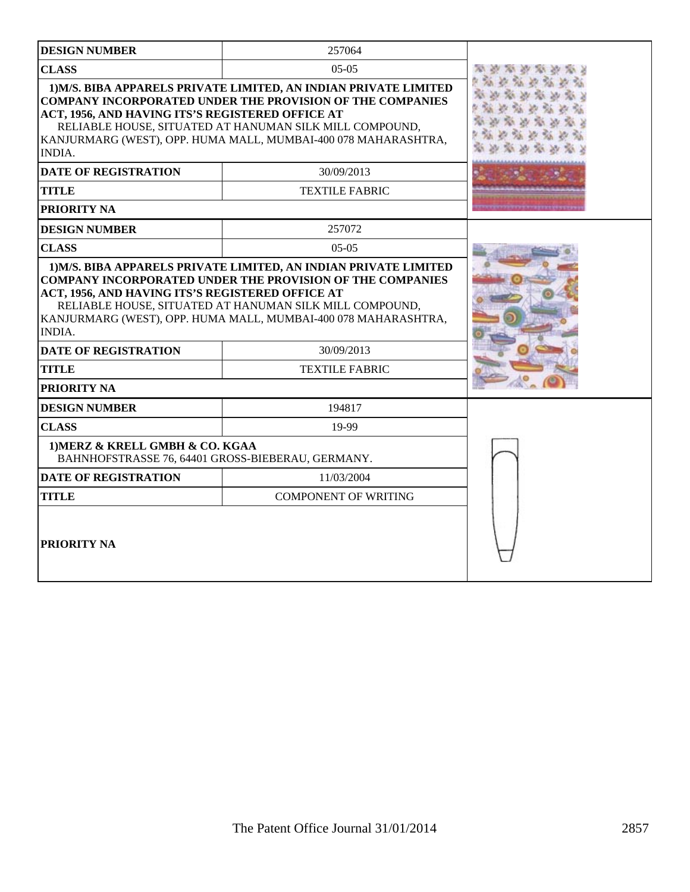| DESIGN NUMBER | 257064 |
|---|---|
| CLASS | 05-05 |
| 1)M/S. BIBA APPARELS PRIVATE LIMITED, AN INDIAN PRIVATE LIMITED COMPANY INCORPORATED UNDER THE PROVISION OF THE COMPANIES ACT, 1956, AND HAVING ITS'S REGISTERED OFFICE AT RELIABLE HOUSE, SITUATED AT HANUMAN SILK MILL COMPOUND, KANJURMARG (WEST), OPP. HUMA MALL, MUMBAI-400 078 MAHARASHTRA, INDIA. | |
| DATE OF REGISTRATION | 30/09/2013 |
| TITLE | TEXTILE FABRIC |
| PRIORITY NA | |

| DESIGN NUMBER | 257072 |
|---|---|
| CLASS | 05-05 |
| 1)M/S. BIBA APPARELS PRIVATE LIMITED, AN INDIAN PRIVATE LIMITED COMPANY INCORPORATED UNDER THE PROVISION OF THE COMPANIES ACT, 1956, AND HAVING ITS'S REGISTERED OFFICE AT RELIABLE HOUSE, SITUATED AT HANUMAN SILK MILL COMPOUND, KANJURMARG (WEST), OPP. HUMA MALL, MUMBAI-400 078 MAHARASHTRA, INDIA. | |
| DATE OF REGISTRATION | 30/09/2013 |
| TITLE | TEXTILE FABRIC |
| PRIORITY NA | |

| DESIGN NUMBER | 194817 |
|---|---|
| CLASS | 19-99 |
| 1)MERZ & KRELL GMBH & CO. KGAA BAHNHOFSTRASSE 76, 64401 GROSS-BIEBERAU, GERMANY. | |
| DATE OF REGISTRATION | 11/03/2004 |
| TITLE | COMPONENT OF WRITING |
| PRIORITY NA | |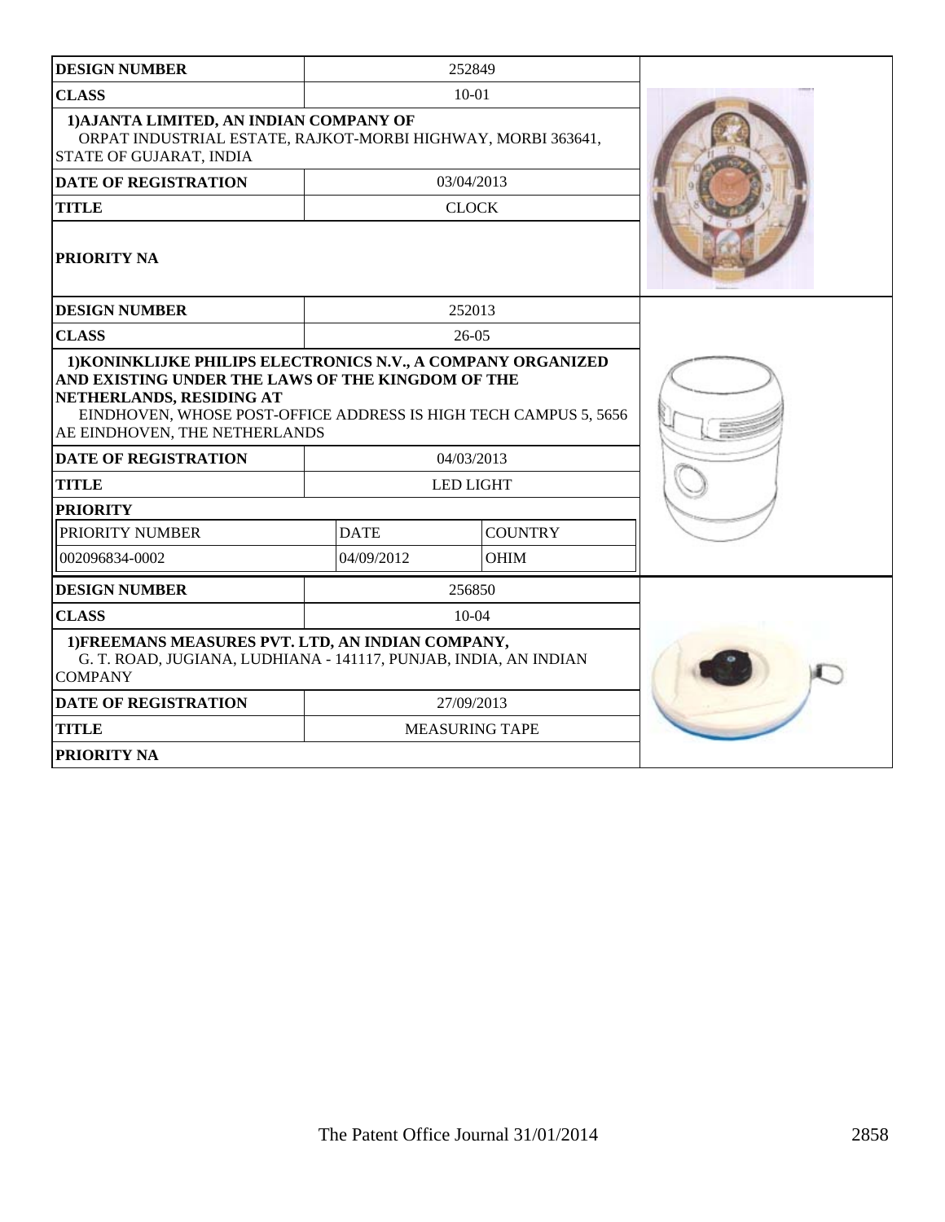| DESIGN NUMBER | 252849 | |
|---|---|---|
| CLASS | 10-01 | |
| 1)AJANTA LIMITED, AN INDIAN COMPANY OF ORPAT INDUSTRIAL ESTATE, RAJKOT-MORBI HIGHWAY, MORBI 363641, STATE OF GUJARAT, INDIA | | |
| DATE OF REGISTRATION | 03/04/2013 | |
| TITLE | CLOCK | |
| PRIORITY NA | | |

| DESIGN NUMBER | 252013 | |
|---|---|---|
| CLASS | 26-05 | |
| 1)KONINKLIJKE PHILIPS ELECTRONICS N.V., A COMPANY ORGANIZED AND EXISTING UNDER THE LAWS OF THE KINGDOM OF THE NETHERLANDS, RESIDING AT EINDHOVEN, WHOSE POST-OFFICE ADDRESS IS HIGH TECH CAMPUS 5, 5656 AE EINDHOVEN, THE NETHERLANDS | | |
| DATE OF REGISTRATION | 04/03/2013 | |
| TITLE | LED LIGHT | |
| PRIORITY | | |
| PRIORITY NUMBER | DATE | COUNTRY |
| 002096834-0002 | 04/09/2012 | OHIM |

| DESIGN NUMBER | 256850 |
|---|---|
| CLASS | 10-04 |
| 1)FREEMANS MEASURES PVT. LTD, AN INDIAN COMPANY, G. T. ROAD, JUGIANA, LUDHIANA - 141117, PUNJAB, INDIA, AN INDIAN COMPANY | |
| DATE OF REGISTRATION | 27/09/2013 |
| TITLE | MEASURING TAPE |
| PRIORITY NA | |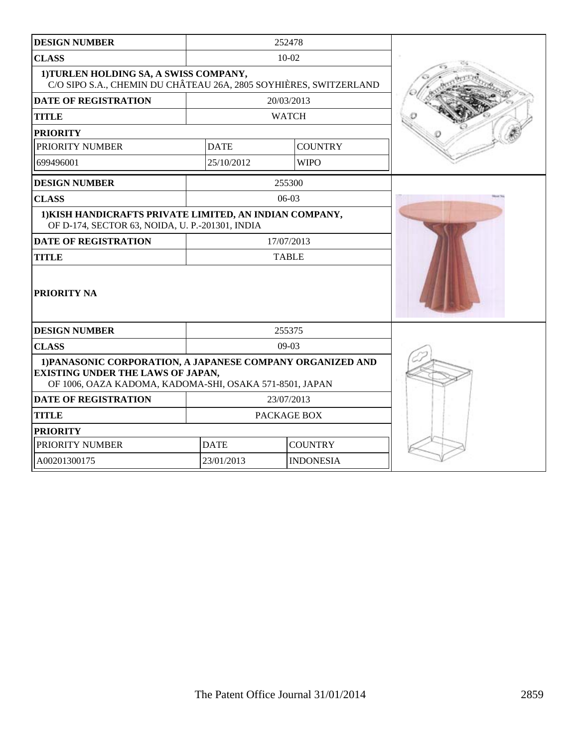| DESIGN NUMBER | 252478 | |
| --- | --- | --- |
| CLASS | 10-02 | |
| 1)TURLEN HOLDING SA, A SWISS COMPANY, C/O SIPO S.A., CHEMIN DU CHÂTEAU 26A, 2805 SOYHIÈRES, SWITZERLAND | | |
| DATE OF REGISTRATION | 20/03/2013 | |
| TITLE | WATCH | |
| PRIORITY | | |
| PRIORITY NUMBER | DATE | COUNTRY |
| 699496001 | 25/10/2012 | WIPO |

| DESIGN NUMBER | 255300 |
| --- | --- |
| CLASS | 06-03 |
| 1)KISH HANDICRAFTS PRIVATE LIMITED, AN INDIAN COMPANY, OF D-174, SECTOR 63, NOIDA, U. P.-201301, INDIA | |
| DATE OF REGISTRATION | 17/07/2013 |
| TITLE | TABLE |
| PRIORITY NA | |

| DESIGN NUMBER | 255375 | |
| --- | --- | --- |
| CLASS | 09-03 | |
| 1)PANASONIC CORPORATION, A JAPANESE COMPANY ORGANIZED AND EXISTING UNDER THE LAWS OF JAPAN, OF 1006, OAZA KADOMA, KADOMA-SHI, OSAKA 571-8501, JAPAN | | |
| DATE OF REGISTRATION | 23/07/2013 | |
| TITLE | PACKAGE BOX | |
| PRIORITY | | |
| PRIORITY NUMBER | DATE | COUNTRY |
| A00201300175 | 23/01/2013 | INDONESIA |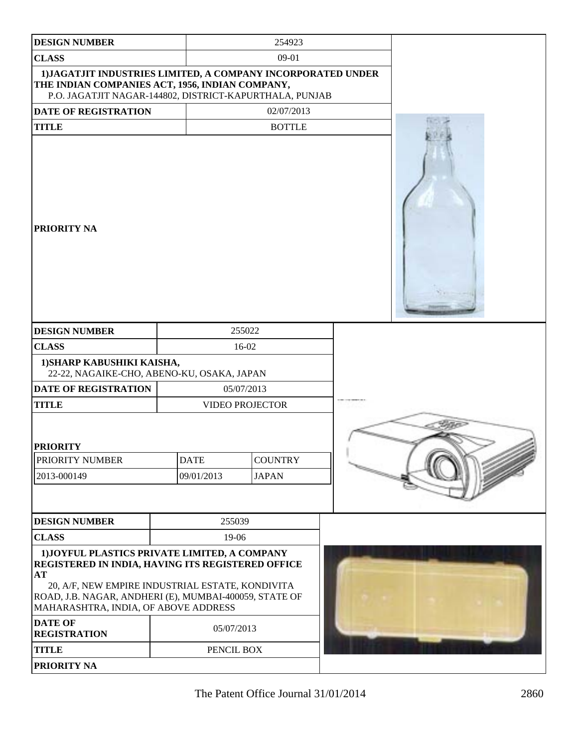| DESIGN NUMBER | 254923 |
|---|---|
| CLASS | 09-01 |
| 1)JAGATJIT INDUSTRIES LIMITED, A COMPANY INCORPORATED UNDER THE INDIAN COMPANIES ACT, 1956, INDIAN COMPANY, P.O. JAGATJIT NAGAR-144802, DISTRICT-KAPURTHALA, PUNJAB | |
| DATE OF REGISTRATION | 02/07/2013 |
| TITLE | BOTTLE |
| PRIORITY NA | |

| DESIGN NUMBER | 255022 | |
|---|---|---|
| CLASS | 16-02 | |
| 1)SHARP KABUSHIKI KAISHA, 22-22, NAGAIKE-CHO, ABENO-KU, OSAKA, JAPAN | | |
| DATE OF REGISTRATION | 05/07/2013 | |
| TITLE | VIDEO PROJECTOR | |
| PRIORITY | | |
| PRIORITY NUMBER | DATE | COUNTRY |
| 2013-000149 | 09/01/2013 | JAPAN |

| DESIGN NUMBER | 255039 |
|---|---|
| CLASS | 19-06 |
| 1)JOYFUL PLASTICS PRIVATE LIMITED, A COMPANY REGISTERED IN INDIA, HAVING ITS REGISTERED OFFICE AT 20, A/F, NEW EMPIRE INDUSTRIAL ESTATE, KONDIVITA ROAD, J.B. NAGAR, ANDHERI (E), MUMBAI-400059, STATE OF MAHARASHTRA, INDIA, OF ABOVE ADDRESS | |
| DATE OF REGISTRATION | 05/07/2013 |
| TITLE | PENCIL BOX |
| PRIORITY NA | |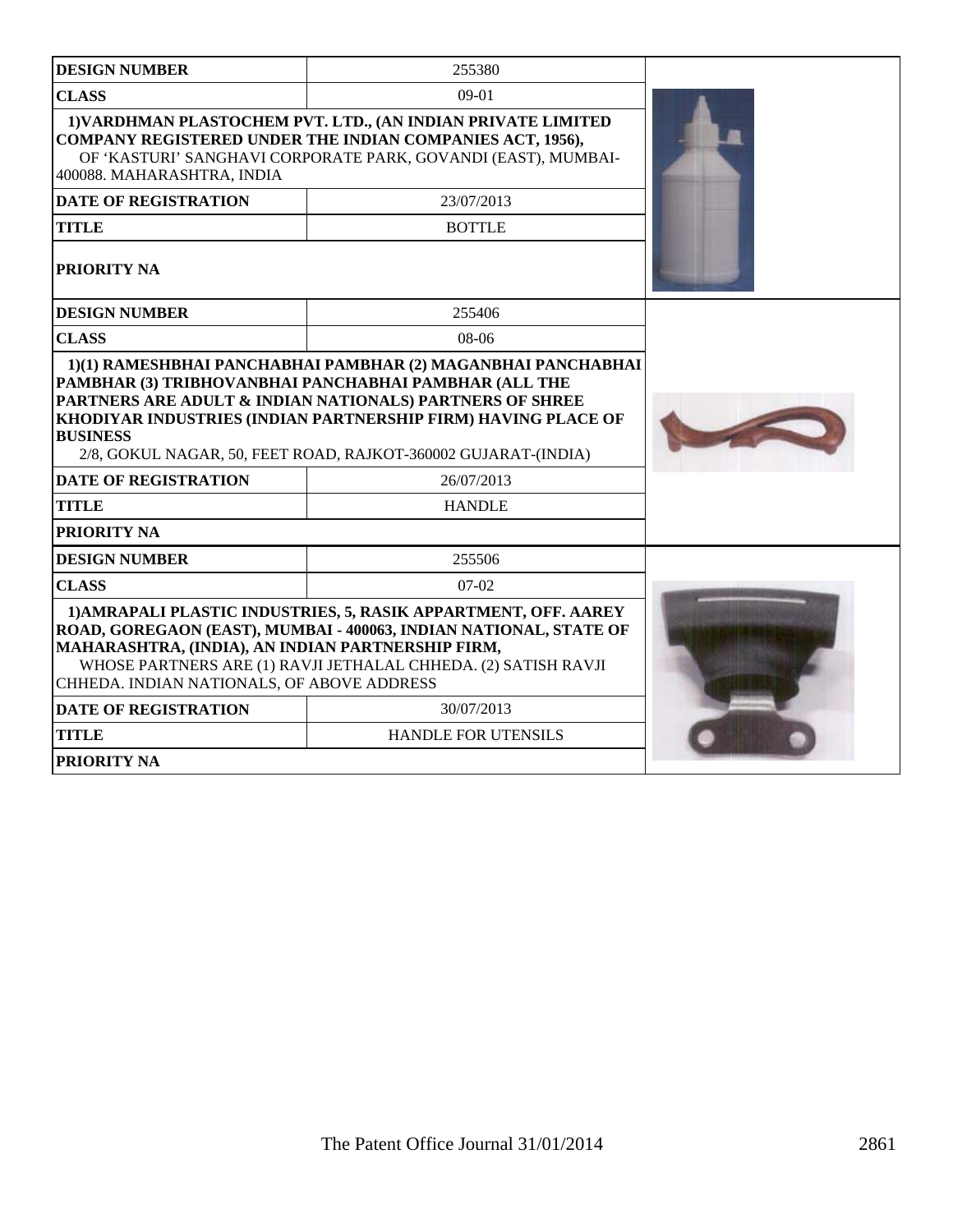| DESIGN NUMBER | 255380 |
|---|---|
| CLASS | 09-01 |
| 1)VARDHMAN PLASTOCHEM PVT. LTD., (AN INDIAN PRIVATE LIMITED COMPANY REGISTERED UNDER THE INDIAN COMPANIES ACT, 1956), OF 'KASTURI' SANGHAVI CORPORATE PARK, GOVANDI (EAST), MUMBAI-400088. MAHARASHTRA, INDIA | |
| DATE OF REGISTRATION | 23/07/2013 |
| TITLE | BOTTLE |
| PRIORITY NA | |

| DESIGN NUMBER | 255406 |
|---|---|
| CLASS | 08-06 |
| 1)(1) RAMESHBHAI PANCHABHAI PAMBHAR (2) MAGANBHAI PANCHABHAI PAMBHAR (3) TRIBHOVANBHAI PANCHABHAI PAMBHAR (ALL THE PARTNERS ARE ADULT & INDIAN NATIONALS) PARTNERS OF SHREE KHODIYAR INDUSTRIES (INDIAN PARTNERSHIP FIRM) HAVING PLACE OF BUSINESS 2/8, GOKUL NAGAR, 50, FEET ROAD, RAJKOT-360002 GUJARAT-(INDIA) | |
| DATE OF REGISTRATION | 26/07/2013 |
| TITLE | HANDLE |
| PRIORITY NA | |

| DESIGN NUMBER | 255506 |
|---|---|
| CLASS | 07-02 |
| 1)AMRAPALI PLASTIC INDUSTRIES, 5, RASIK APPARTMENT, OFF. AAREY ROAD, GOREGAON (EAST), MUMBAI - 400063, INDIAN NATIONAL, STATE OF MAHARASHTRA, (INDIA), AN INDIAN PARTNERSHIP FIRM, WHOSE PARTNERS ARE (1) RAVJI JETHALAL CHHEDA. (2) SATISH RAVJI CHHEDA. INDIAN NATIONALS, OF ABOVE ADDRESS | |
| DATE OF REGISTRATION | 30/07/2013 |
| TITLE | HANDLE FOR UTENSILS |
| PRIORITY NA | |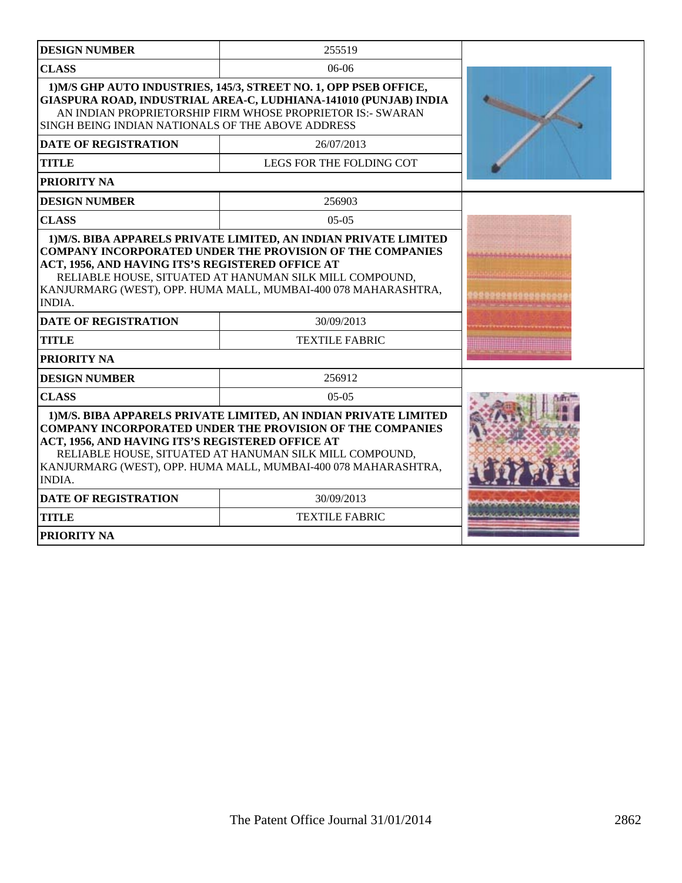| DESIGN NUMBER | 255519 |
| --- | --- |
| CLASS | 06-06 |
| 1)M/S GHP AUTO INDUSTRIES, 145/3, STREET NO. 1, OPP PSEB OFFICE, GIASPURA ROAD, INDUSTRIAL AREA-C, LUDHIANA-141010 (PUNJAB) INDIA AN INDIAN PROPRIETORSHIP FIRM WHOSE PROPRIETOR IS:- SWARAN SINGH BEING INDIAN NATIONALS OF THE ABOVE ADDRESS | |
| DATE OF REGISTRATION | 26/07/2013 |
| TITLE | LEGS FOR THE FOLDING COT |
| PRIORITY NA | |

| DESIGN NUMBER | 256903 |
| --- | --- |
| CLASS | 05-05 |
| 1)M/S. BIBA APPARELS PRIVATE LIMITED, AN INDIAN PRIVATE LIMITED COMPANY INCORPORATED UNDER THE PROVISION OF THE COMPANIES ACT, 1956, AND HAVING ITS'S REGISTERED OFFICE AT RELIABLE HOUSE, SITUATED AT HANUMAN SILK MILL COMPOUND, KANJURMARG (WEST), OPP. HUMA MALL, MUMBAI-400 078 MAHARASHTRA, INDIA. | |
| DATE OF REGISTRATION | 30/09/2013 |
| TITLE | TEXTILE FABRIC |
| PRIORITY NA | |

| DESIGN NUMBER | 256912 |
| --- | --- |
| CLASS | 05-05 |
| 1)M/S. BIBA APPARELS PRIVATE LIMITED, AN INDIAN PRIVATE LIMITED COMPANY INCORPORATED UNDER THE PROVISION OF THE COMPANIES ACT, 1956, AND HAVING ITS'S REGISTERED OFFICE AT RELIABLE HOUSE, SITUATED AT HANUMAN SILK MILL COMPOUND, KANJURMARG (WEST), OPP. HUMA MALL, MUMBAI-400 078 MAHARASHTRA, INDIA. | |
| DATE OF REGISTRATION | 30/09/2013 |
| TITLE | TEXTILE FABRIC |
| PRIORITY NA | |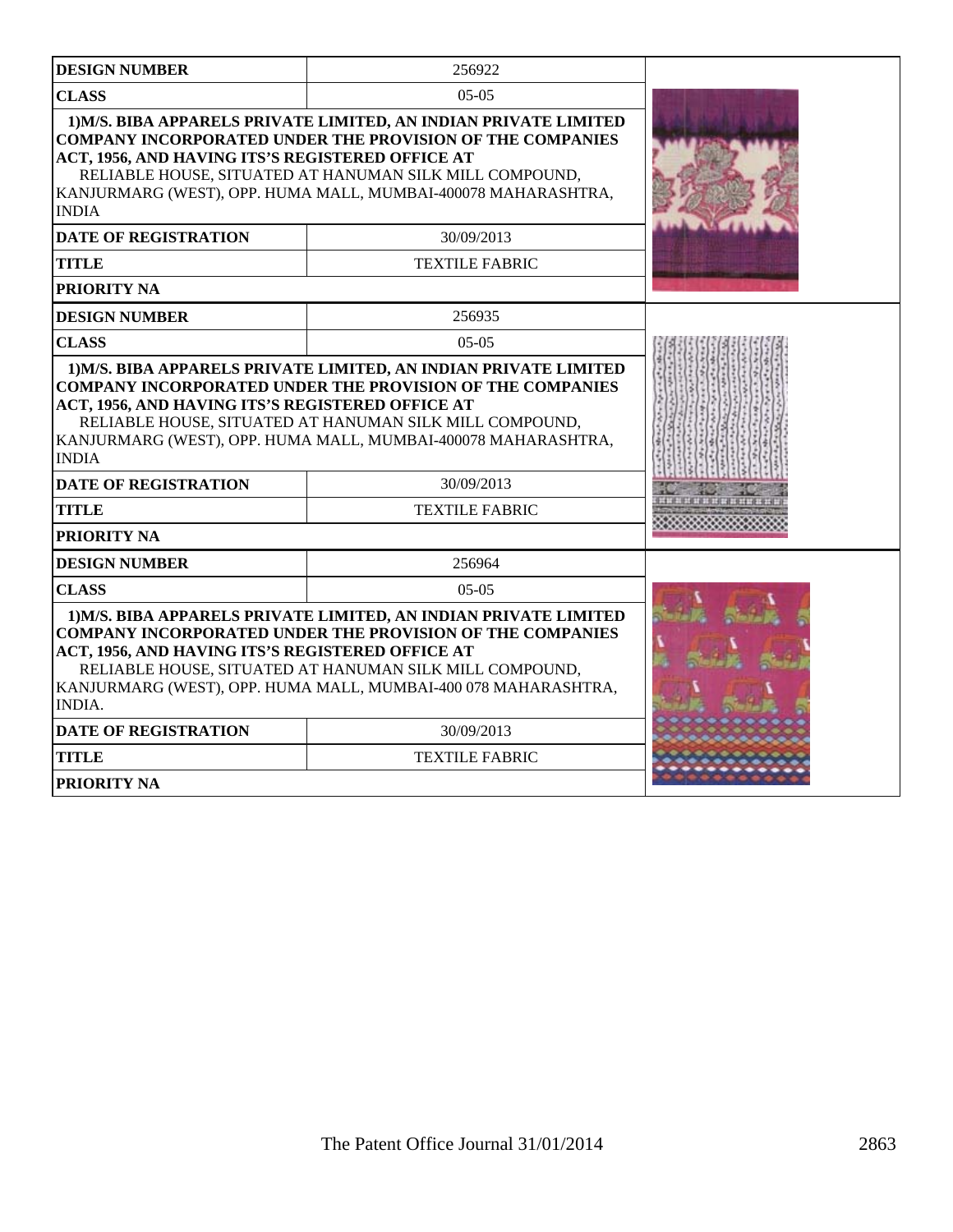| DESIGN NUMBER | 256922 |
|---|---|
| CLASS | 05-05 |
| 1)M/S. BIBA APPARELS PRIVATE LIMITED, AN INDIAN PRIVATE LIMITED COMPANY INCORPORATED UNDER THE PROVISION OF THE COMPANIES ACT, 1956, AND HAVING ITS'S REGISTERED OFFICE AT RELIABLE HOUSE, SITUATED AT HANUMAN SILK MILL COMPOUND, KANJURMARG (WEST), OPP. HUMA MALL, MUMBAI-400078 MAHARASHTRA, INDIA | |
| DATE OF REGISTRATION | 30/09/2013 |
| TITLE | TEXTILE FABRIC |
| PRIORITY NA | |

| DESIGN NUMBER | 256935 |
|---|---|
| CLASS | 05-05 |
| 1)M/S. BIBA APPARELS PRIVATE LIMITED, AN INDIAN PRIVATE LIMITED COMPANY INCORPORATED UNDER THE PROVISION OF THE COMPANIES ACT, 1956, AND HAVING ITS'S REGISTERED OFFICE AT RELIABLE HOUSE, SITUATED AT HANUMAN SILK MILL COMPOUND, KANJURMARG (WEST), OPP. HUMA MALL, MUMBAI-400078 MAHARASHTRA, INDIA | |
| DATE OF REGISTRATION | 30/09/2013 |
| TITLE | TEXTILE FABRIC |
| PRIORITY NA | |

| DESIGN NUMBER | 256964 |
|---|---|
| CLASS | 05-05 |
| 1)M/S. BIBA APPARELS PRIVATE LIMITED, AN INDIAN PRIVATE LIMITED COMPANY INCORPORATED UNDER THE PROVISION OF THE COMPANIES ACT, 1956, AND HAVING ITS'S REGISTERED OFFICE AT RELIABLE HOUSE, SITUATED AT HANUMAN SILK MILL COMPOUND, KANJURMARG (WEST), OPP. HUMA MALL, MUMBAI-400 078 MAHARASHTRA, INDIA. | |
| DATE OF REGISTRATION | 30/09/2013 |
| TITLE | TEXTILE FABRIC |
| PRIORITY NA | |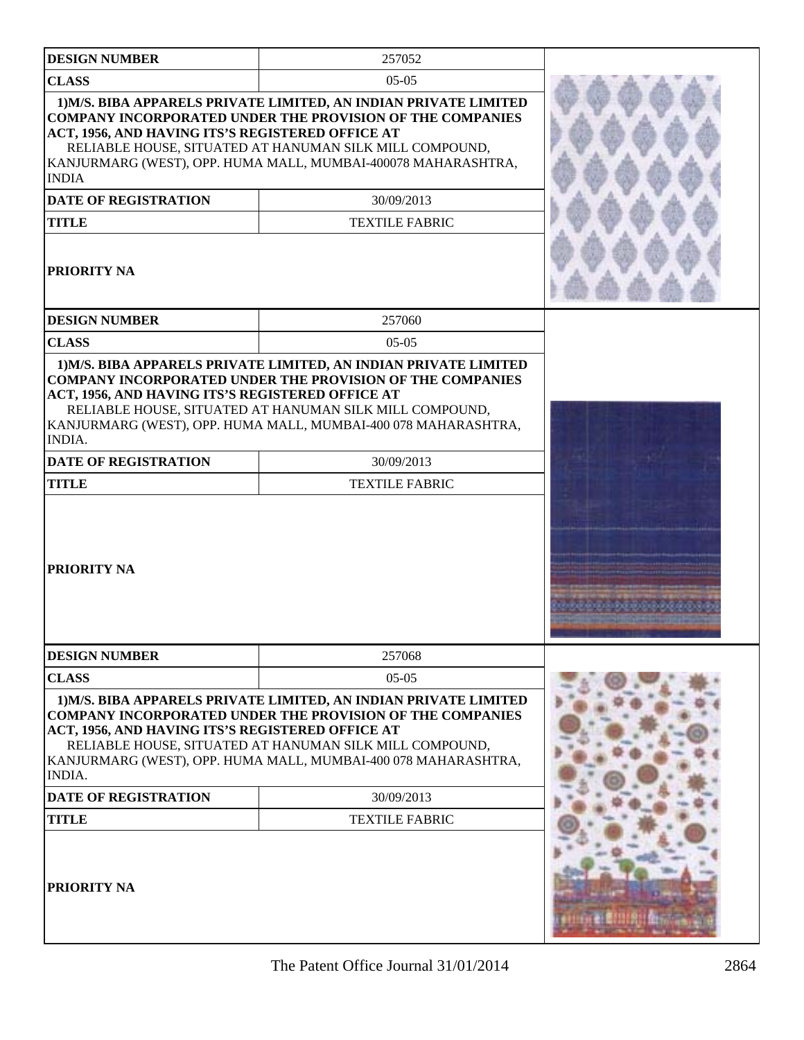| DESIGN NUMBER | 257052 |
|---|---|
| CLASS | 05-05 |
| **1)M/S. BIBA APPARELS PRIVATE LIMITED, AN INDIAN PRIVATE LIMITED COMPANY INCORPORATED UNDER THE PROVISION OF THE COMPANIES ACT, 1956, AND HAVING ITS'S REGISTERED OFFICE AT** RELIABLE HOUSE, SITUATED AT HANUMAN SILK MILL COMPOUND, KANJURMARG (WEST), OPP. HUMA MALL, MUMBAI-400078 MAHARASHTRA, INDIA | |
| DATE OF REGISTRATION | 30/09/2013 |
| TITLE | TEXTILE FABRIC |
| PRIORITY NA | |

| DESIGN NUMBER | 257060 |
|---|---|
| CLASS | 05-05 |
| **1)M/S. BIBA APPARELS PRIVATE LIMITED, AN INDIAN PRIVATE LIMITED COMPANY INCORPORATED UNDER THE PROVISION OF THE COMPANIES ACT, 1956, AND HAVING ITS'S REGISTERED OFFICE AT** RELIABLE HOUSE, SITUATED AT HANUMAN SILK MILL COMPOUND, KANJURMARG (WEST), OPP. HUMA MALL, MUMBAI-400 078 MAHARASHTRA, INDIA. | |
| DATE OF REGISTRATION | 30/09/2013 |
| TITLE | TEXTILE FABRIC |
| PRIORITY NA | |

| DESIGN NUMBER | 257068 |
|---|---|
| CLASS | 05-05 |
| **1)M/S. BIBA APPARELS PRIVATE LIMITED, AN INDIAN PRIVATE LIMITED COMPANY INCORPORATED UNDER THE PROVISION OF THE COMPANIES ACT, 1956, AND HAVING ITS'S REGISTERED OFFICE AT** RELIABLE HOUSE, SITUATED AT HANUMAN SILK MILL COMPOUND, KANJURMARG (WEST), OPP. HUMA MALL, MUMBAI-400 078 MAHARASHTRA, INDIA. | |
| DATE OF REGISTRATION | 30/09/2013 |
| TITLE | TEXTILE FABRIC |
| PRIORITY NA | |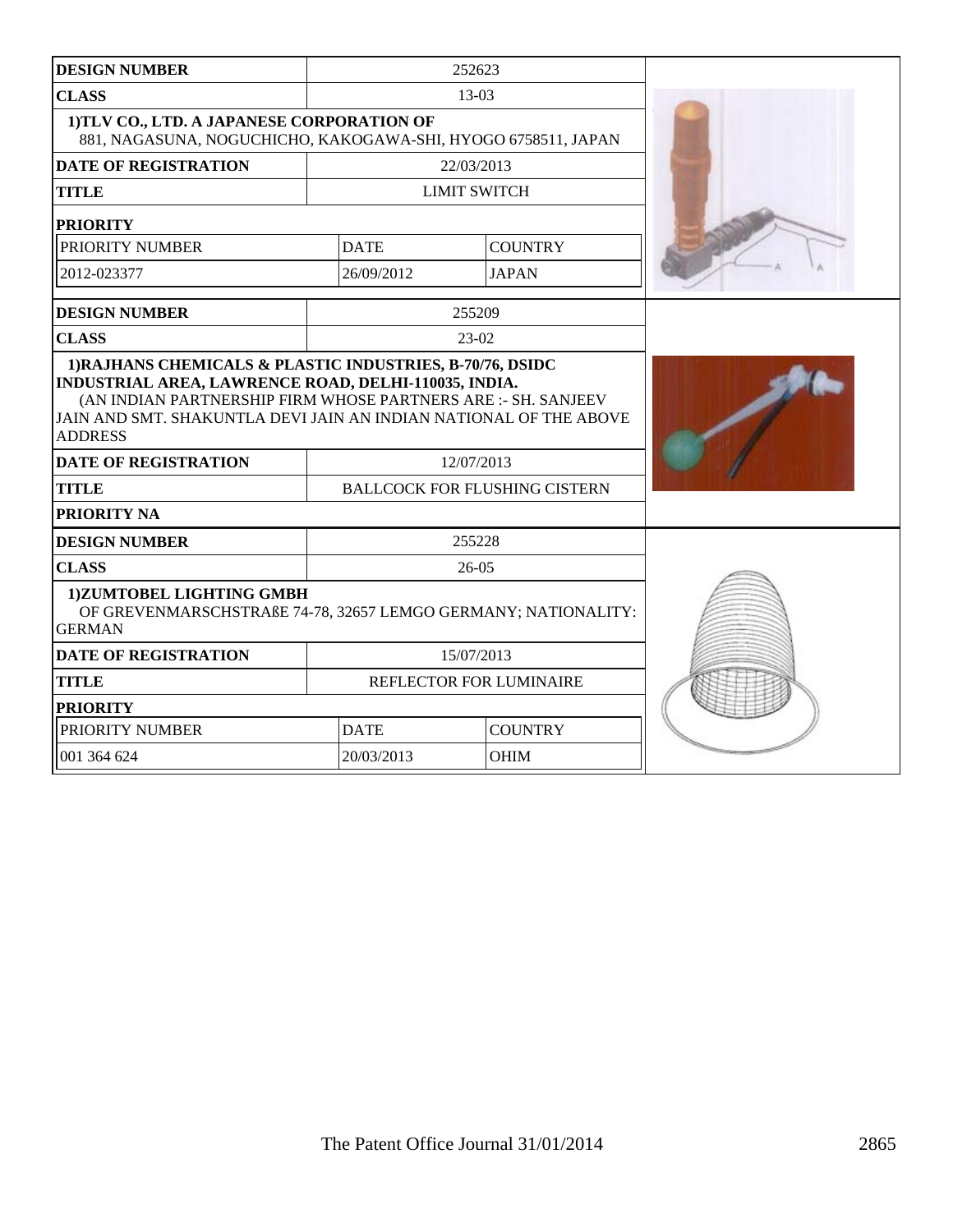| DESIGN NUMBER | 252623 | |
|---|---|---|
| CLASS | 13-03 | |
| 1)TLV CO., LTD. A JAPANESE CORPORATION OF 881, NAGASUNA, NOGUCHICHO, KAKOGAWA-SHI, HYOGO 6758511, JAPAN | | |
| DATE OF REGISTRATION | 22/03/2013 | |
| TITLE | LIMIT SWITCH | |
| PRIORITY | | |
| PRIORITY NUMBER | DATE | COUNTRY |
| 2012-023377 | 26/09/2012 | JAPAN |

| DESIGN NUMBER | 255209 |
|---|---|
| CLASS | 23-02 |
| 1)RAJHANS CHEMICALS & PLASTIC INDUSTRIES, B-70/76, DSIDC INDUSTRIAL AREA, LAWRENCE ROAD, DELHI-110035, INDIA. (AN INDIAN PARTNERSHIP FIRM WHOSE PARTNERS ARE :- SH. SANJEEV JAIN AND SMT. SHAKUNTLA DEVI JAIN AN INDIAN NATIONAL OF THE ABOVE ADDRESS | |
| DATE OF REGISTRATION | 12/07/2013 |
| TITLE | BALLCOCK FOR FLUSHING CISTERN |
| PRIORITY NA | |

| DESIGN NUMBER | 255228 | |
|---|---|---|
| CLASS | 26-05 | |
| 1)ZUMTOBEL LIGHTING GMBH OF GREVENMARSCHSTRAßE 74-78, 32657 LEMGO GERMANY; NATIONALITY: GERMAN | | |
| DATE OF REGISTRATION | 15/07/2013 | |
| TITLE | REFLECTOR FOR LUMINAIRE | |
| PRIORITY | | |
| PRIORITY NUMBER | DATE | COUNTRY |
| 001 364 624 | 20/03/2013 | OHIM |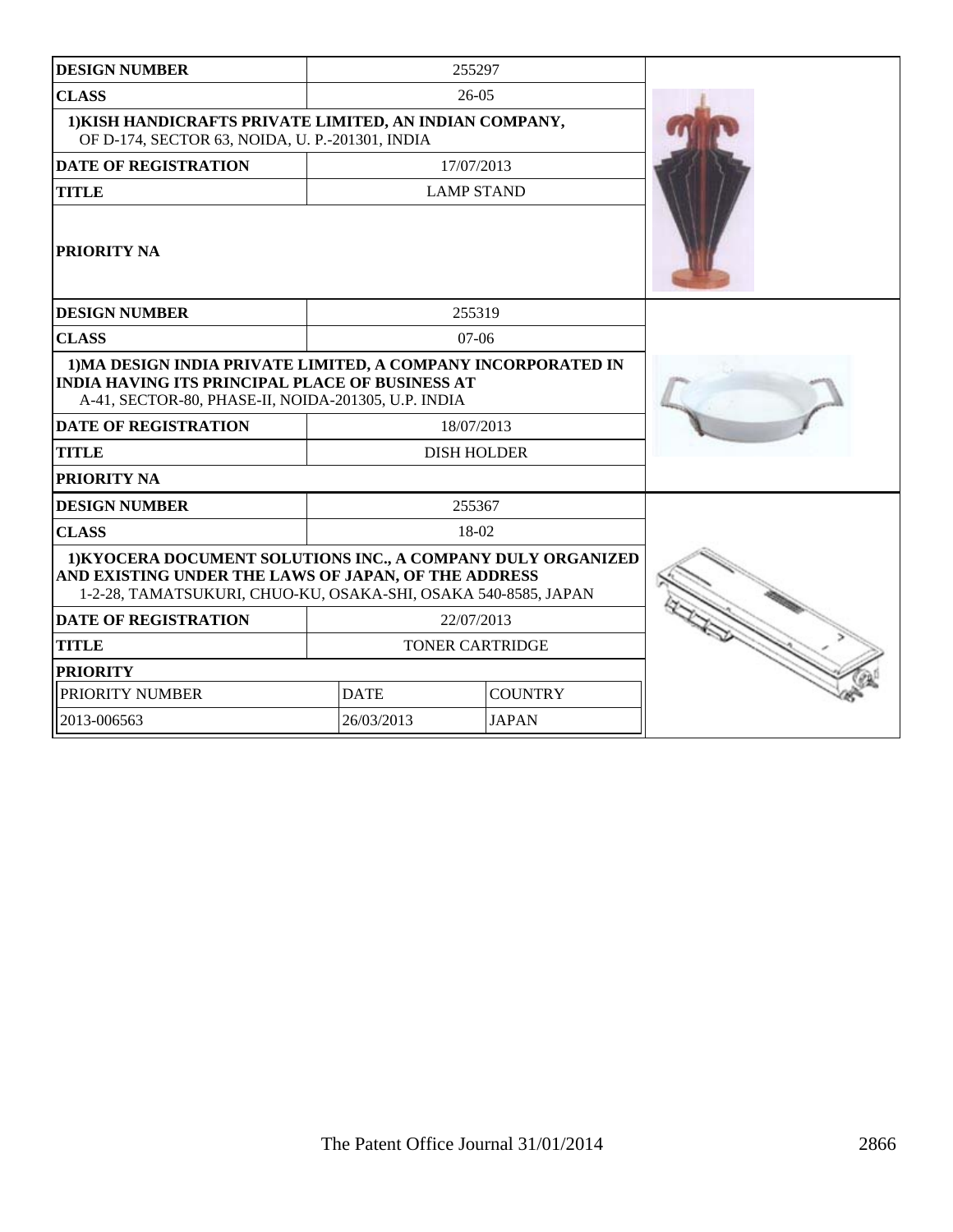| DESIGN NUMBER | 255297 | |
|---|---|---|
| CLASS | 26-05 | |
| 1)KISH HANDICRAFTS PRIVATE LIMITED, AN INDIAN COMPANY, OF D-174, SECTOR 63, NOIDA, U. P.-201301, INDIA | | |
| DATE OF REGISTRATION | 17/07/2013 | |
| TITLE | LAMP STAND | |
| PRIORITY NA | | |

| DESIGN NUMBER | 255319 | |
|---|---|---|
| CLASS | 07-06 | |
| 1)MA DESIGN INDIA PRIVATE LIMITED, A COMPANY INCORPORATED IN INDIA HAVING ITS PRINCIPAL PLACE OF BUSINESS AT A-41, SECTOR-80, PHASE-II, NOIDA-201305, U.P. INDIA | | |
| DATE OF REGISTRATION | 18/07/2013 | |
| TITLE | DISH HOLDER | |
| PRIORITY NA | | |

| DESIGN NUMBER | 255367 | |
|---|---|---|
| CLASS | 18-02 | |
| 1)KYOCERA DOCUMENT SOLUTIONS INC., A COMPANY DULY ORGANIZED AND EXISTING UNDER THE LAWS OF JAPAN, OF THE ADDRESS 1-2-28, TAMATSUKURI, CHUO-KU, OSAKA-SHI, OSAKA 540-8585, JAPAN | | |
| DATE OF REGISTRATION | 22/07/2013 | |
| TITLE | TONER CARTRIDGE | |
| PRIORITY | | |
| PRIORITY NUMBER | DATE | COUNTRY |
| 2013-006563 | 26/03/2013 | JAPAN |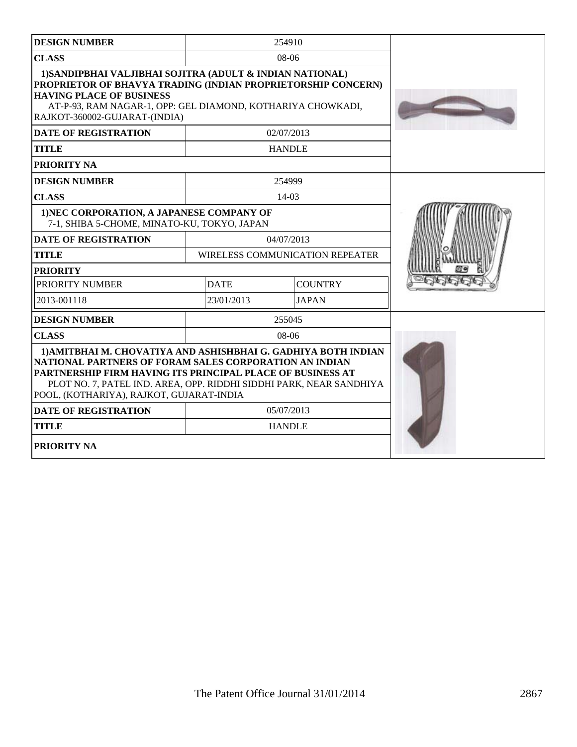| DESIGN NUMBER | 254910 | |
|---|---|---|
| CLASS | 08-06 | |
| 1)SANDIPBHAI VALJIBHAI SOJITRA (ADULT & INDIAN NATIONAL) PROPRIETOR OF BHAVYA TRADING (INDIAN PROPRIETORSHIP CONCERN) HAVING PLACE OF BUSINESS AT-P-93, RAM NAGAR-1, OPP: GEL DIAMOND, KOTHARIYA CHOWKADI, RAJKOT-360002-GUJARAT-(INDIA) | | |
| DATE OF REGISTRATION | 02/07/2013 | |
| TITLE | HANDLE | |
| PRIORITY NA | | |

| DESIGN NUMBER | 254999 | |
|---|---|---|
| CLASS | 14-03 | |
| 1)NEC CORPORATION, A JAPANESE COMPANY OF 7-1, SHIBA 5-CHOME, MINATO-KU, TOKYO, JAPAN | | |
| DATE OF REGISTRATION | 04/07/2013 | |
| TITLE | WIRELESS COMMUNICATION REPEATER | |
| PRIORITY | | |
| PRIORITY NUMBER | DATE | COUNTRY |
| 2013-001118 | 23/01/2013 | JAPAN |

| DESIGN NUMBER | 255045 | |
|---|---|---|
| CLASS | 08-06 | |
| 1)AMITBHAI M. CHOVATIYA AND ASHISHBHAI G. GADHIYA BOTH INDIAN NATIONAL PARTNERS OF FORAM SALES CORPORATION AN INDIAN PARTNERSHIP FIRM HAVING ITS PRINCIPAL PLACE OF BUSINESS AT PLOT NO. 7, PATEL IND. AREA, OPP. RIDDHI SIDDHI PARK, NEAR SANDHIYA POOL, (KOTHARIYA), RAJKOT, GUJARAT-INDIA | | |
| DATE OF REGISTRATION | 05/07/2013 | |
| TITLE | HANDLE | |
| PRIORITY NA | | |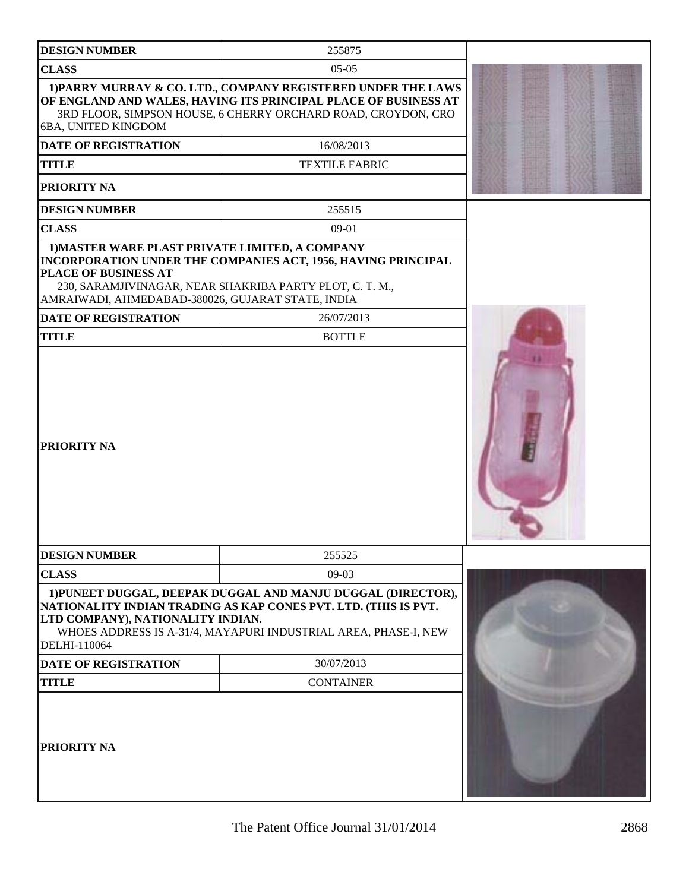| DESIGN NUMBER | 255875 |
| --- | --- |
| CLASS | 05-05 |
| 1)PARRY MURRAY & CO. LTD., COMPANY REGISTERED UNDER THE LAWS OF ENGLAND AND WALES, HAVING ITS PRINCIPAL PLACE OF BUSINESS AT 3RD FLOOR, SIMPSON HOUSE, 6 CHERRY ORCHARD ROAD, CROYDON, CRO 6BA, UNITED KINGDOM | |
| DATE OF REGISTRATION | 16/08/2013 |
| TITLE | TEXTILE FABRIC |
| PRIORITY NA | |

| DESIGN NUMBER | 255515 |
| --- | --- |
| CLASS | 09-01 |
| 1)MASTER WARE PLAST PRIVATE LIMITED, A COMPANY INCORPORATION UNDER THE COMPANIES ACT, 1956, HAVING PRINCIPAL PLACE OF BUSINESS AT 230, SARAMJIVINAGAR, NEAR SHAKRIBA PARTY PLOT, C. T. M., AMRAIWADI, AHMEDABAD-380026, GUJARAT STATE, INDIA | |
| DATE OF REGISTRATION | 26/07/2013 |
| TITLE | BOTTLE |
| PRIORITY NA | |

| DESIGN NUMBER | 255525 |
| --- | --- |
| CLASS | 09-03 |
| 1)PUNEET DUGGAL, DEEPAK DUGGAL AND MANJU DUGGAL (DIRECTOR), NATIONALITY INDIAN TRADING AS KAP CONES PVT. LTD. (THIS IS PVT. LTD COMPANY), NATIONALITY INDIAN. WHOES ADDRESS IS A-31/4, MAYAPURI INDUSTRIAL AREA, PHASE-I, NEW DELHI-110064 | |
| DATE OF REGISTRATION | 30/07/2013 |
| TITLE | CONTAINER |
| PRIORITY NA | |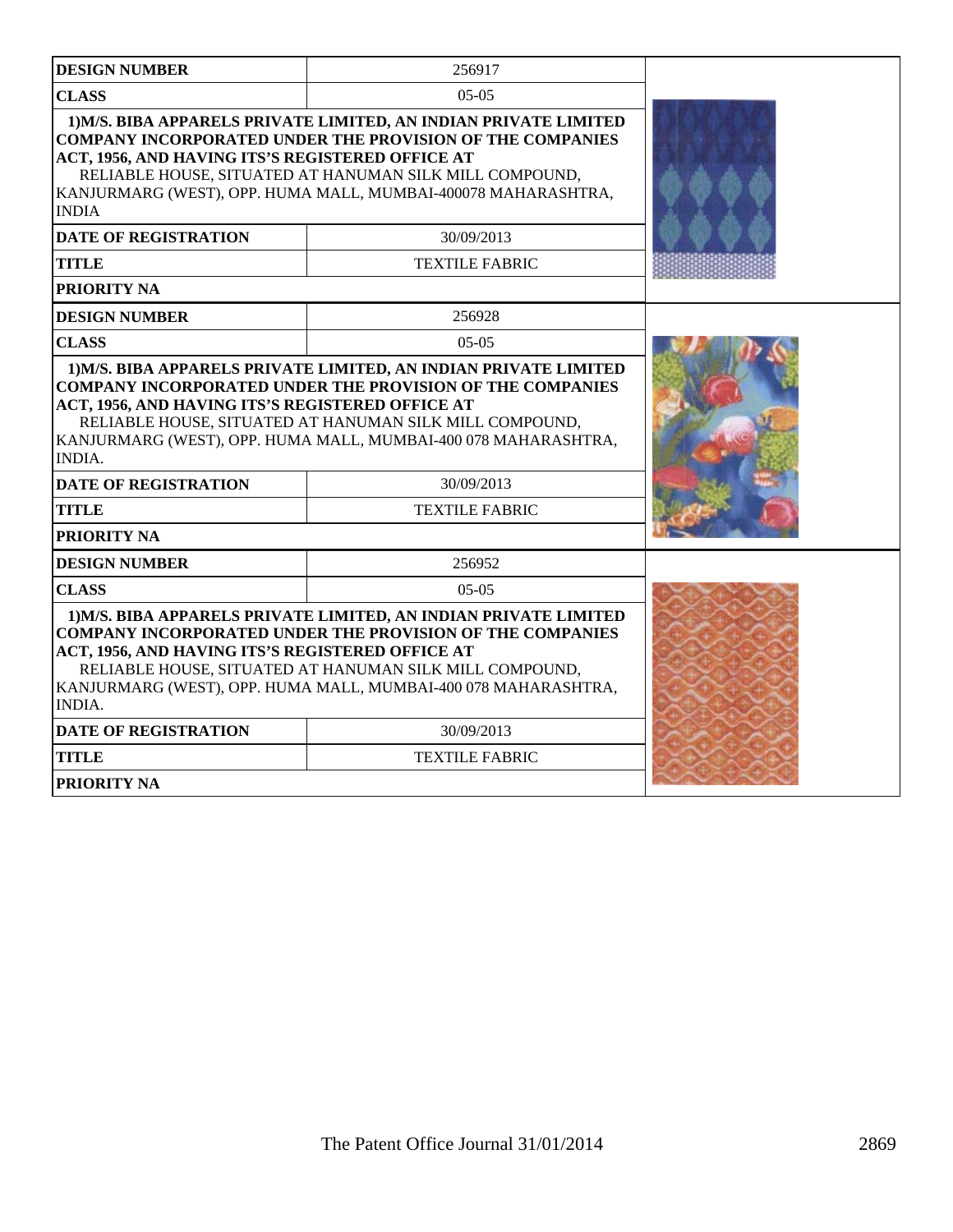| DESIGN NUMBER | 256917 |
| --- | --- |
| CLASS | 05-05 |
| **1)M/S. BIBA APPARELS PRIVATE LIMITED, AN INDIAN PRIVATE LIMITED COMPANY INCORPORATED UNDER THE PROVISION OF THE COMPANIES ACT, 1956, AND HAVING ITS'S REGISTERED OFFICE AT** RELIABLE HOUSE, SITUATED AT HANUMAN SILK MILL COMPOUND, KANJURMARG (WEST), OPP. HUMA MALL, MUMBAI-400078 MAHARASHTRA, INDIA | |
| DATE OF REGISTRATION | 30/09/2013 |
| TITLE | TEXTILE FABRIC |
| PRIORITY NA | |

| DESIGN NUMBER | 256928 |
| --- | --- |
| CLASS | 05-05 |
| **1)M/S. BIBA APPARELS PRIVATE LIMITED, AN INDIAN PRIVATE LIMITED COMPANY INCORPORATED UNDER THE PROVISION OF THE COMPANIES ACT, 1956, AND HAVING ITS'S REGISTERED OFFICE AT** RELIABLE HOUSE, SITUATED AT HANUMAN SILK MILL COMPOUND, KANJURMARG (WEST), OPP. HUMA MALL, MUMBAI-400 078 MAHARASHTRA, INDIA. | |
| DATE OF REGISTRATION | 30/09/2013 |
| TITLE | TEXTILE FABRIC |
| PRIORITY NA | |

| DESIGN NUMBER | 256952 |
| --- | --- |
| CLASS | 05-05 |
| **1)M/S. BIBA APPARELS PRIVATE LIMITED, AN INDIAN PRIVATE LIMITED COMPANY INCORPORATED UNDER THE PROVISION OF THE COMPANIES ACT, 1956, AND HAVING ITS'S REGISTERED OFFICE AT** RELIABLE HOUSE, SITUATED AT HANUMAN SILK MILL COMPOUND, KANJURMARG (WEST), OPP. HUMA MALL, MUMBAI-400 078 MAHARASHTRA, INDIA. | |
| DATE OF REGISTRATION | 30/09/2013 |
| TITLE | TEXTILE FABRIC |
| PRIORITY NA | |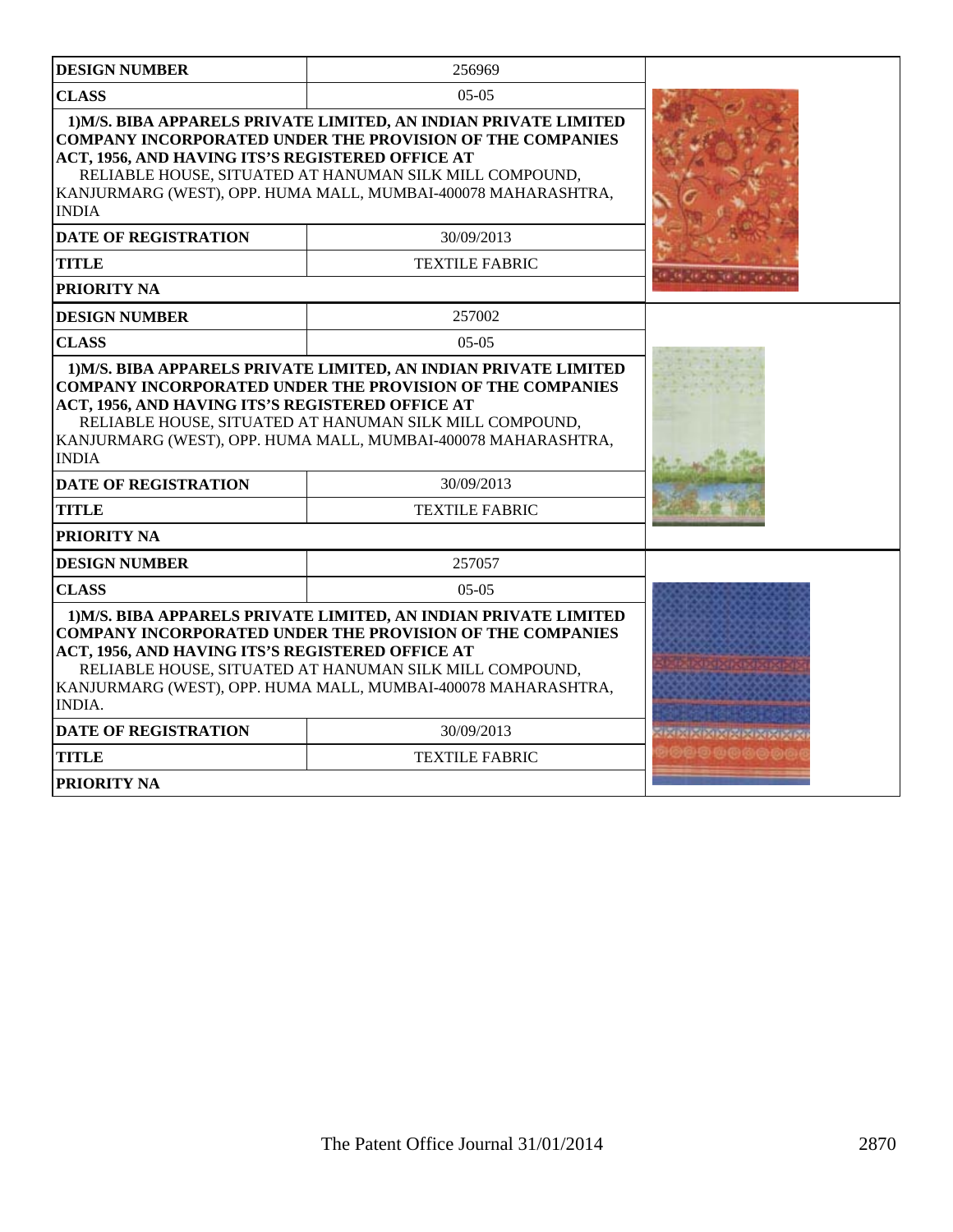| DESIGN NUMBER | 256969 |
|---|---|
| CLASS | 05-05 |
| **1)M/S. BIBA APPARELS PRIVATE LIMITED, AN INDIAN PRIVATE LIMITED COMPANY INCORPORATED UNDER THE PROVISION OF THE COMPANIES ACT, 1956, AND HAVING ITS'S REGISTERED OFFICE AT** RELIABLE HOUSE, SITUATED AT HANUMAN SILK MILL COMPOUND, KANJURMARG (WEST), OPP. HUMA MALL, MUMBAI-400078 MAHARASHTRA, INDIA | |
| DATE OF REGISTRATION | 30/09/2013 |
| TITLE | TEXTILE FABRIC |
| PRIORITY NA | |

| DESIGN NUMBER | 257002 |
|---|---|
| CLASS | 05-05 |
| **1)M/S. BIBA APPARELS PRIVATE LIMITED, AN INDIAN PRIVATE LIMITED COMPANY INCORPORATED UNDER THE PROVISION OF THE COMPANIES ACT, 1956, AND HAVING ITS'S REGISTERED OFFICE AT** RELIABLE HOUSE, SITUATED AT HANUMAN SILK MILL COMPOUND, KANJURMARG (WEST), OPP. HUMA MALL, MUMBAI-400078 MAHARASHTRA, INDIA | |
| DATE OF REGISTRATION | 30/09/2013 |
| TITLE | TEXTILE FABRIC |
| PRIORITY NA | |

| DESIGN NUMBER | 257057 |
|---|---|
| CLASS | 05-05 |
| **1)M/S. BIBA APPARELS PRIVATE LIMITED, AN INDIAN PRIVATE LIMITED COMPANY INCORPORATED UNDER THE PROVISION OF THE COMPANIES ACT, 1956, AND HAVING ITS'S REGISTERED OFFICE AT** RELIABLE HOUSE, SITUATED AT HANUMAN SILK MILL COMPOUND, KANJURMARG (WEST), OPP. HUMA MALL, MUMBAI-400078 MAHARASHTRA, INDIA. | |
| DATE OF REGISTRATION | 30/09/2013 |
| TITLE | TEXTILE FABRIC |
| PRIORITY NA | |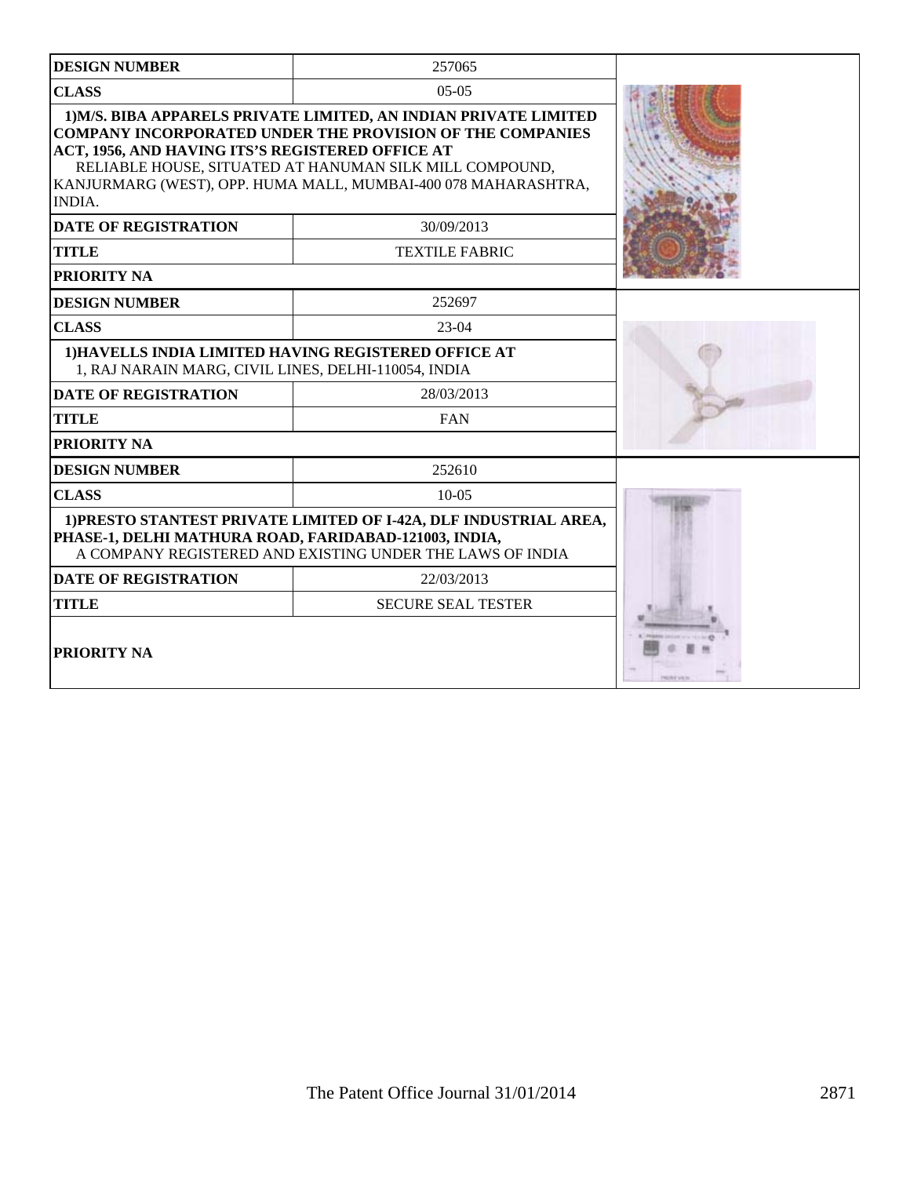| DESIGN NUMBER | 257065 |
|---|---|
| CLASS | 05-05 |
| 1)M/S. BIBA APPARELS PRIVATE LIMITED, AN INDIAN PRIVATE LIMITED COMPANY INCORPORATED UNDER THE PROVISION OF THE COMPANIES ACT, 1956, AND HAVING ITS'S REGISTERED OFFICE AT RELIABLE HOUSE, SITUATED AT HANUMAN SILK MILL COMPOUND, KANJURMARG (WEST), OPP. HUMA MALL, MUMBAI-400 078 MAHARASHTRA, INDIA. | |
| DATE OF REGISTRATION | 30/09/2013 |
| TITLE | TEXTILE FABRIC |
| PRIORITY NA | |

| DESIGN NUMBER | 252697 |
|---|---|
| CLASS | 23-04 |
| 1)HAVELLS INDIA LIMITED HAVING REGISTERED OFFICE AT 1, RAJ NARAIN MARG, CIVIL LINES, DELHI-110054, INDIA | |
| DATE OF REGISTRATION | 28/03/2013 |
| TITLE | FAN |
| PRIORITY NA | |

| DESIGN NUMBER | 252610 |
|---|---|
| CLASS | 10-05 |
| 1)PRESTO STANTEST PRIVATE LIMITED OF I-42A, DLF INDUSTRIAL AREA, PHASE-1, DELHI MATHURA ROAD, FARIDABAD-121003, INDIA, A COMPANY REGISTERED AND EXISTING UNDER THE LAWS OF INDIA | |
| DATE OF REGISTRATION | 22/03/2013 |
| TITLE | SECURE SEAL TESTER |
| PRIORITY NA | |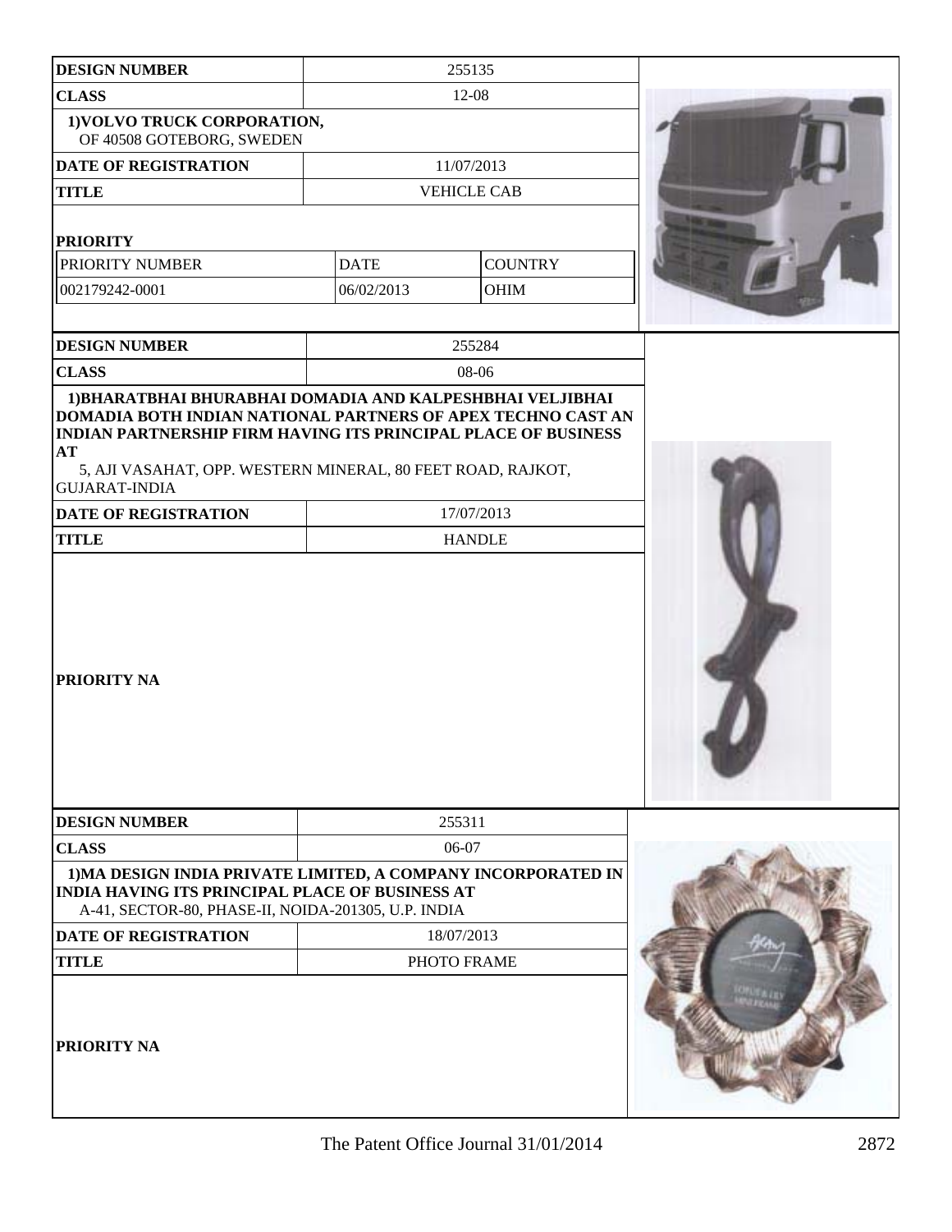| DESIGN NUMBER | 255135 | |
|---|---|---|
| CLASS | 12-08 | |
| 1)VOLVO TRUCK CORPORATION, OF 40508 GOTEBORG, SWEDEN | | |
| DATE OF REGISTRATION | 11/07/2013 | |
| TITLE | VEHICLE CAB | |
| PRIORITY | | |
| PRIORITY NUMBER | DATE | COUNTRY |
| 002179242-0001 | 06/02/2013 | OHIM |

| DESIGN NUMBER | 255284 |
|---|---|
| CLASS | 08-06 |
| 1)BHARATBHAI BHURABHAI DOMADIA AND KALPESHBHAI VELJIBHAI DOMADIA BOTH INDIAN NATIONAL PARTNERS OF APEX TECHNO CAST AN INDIAN PARTNERSHIP FIRM HAVING ITS PRINCIPAL PLACE OF BUSINESS AT 5, AJI VASAHAT, OPP. WESTERN MINERAL, 80 FEET ROAD, RAJKOT, GUJARAT-INDIA | |
| DATE OF REGISTRATION | 17/07/2013 |
| TITLE | HANDLE |
| PRIORITY NA | |

| DESIGN NUMBER | 255311 |
|---|---|
| CLASS | 06-07 |
| 1)MA DESIGN INDIA PRIVATE LIMITED, A COMPANY INCORPORATED IN INDIA HAVING ITS PRINCIPAL PLACE OF BUSINESS AT A-41, SECTOR-80, PHASE-II, NOIDA-201305, U.P. INDIA | |
| DATE OF REGISTRATION | 18/07/2013 |
| TITLE | PHOTO FRAME |
| PRIORITY NA | |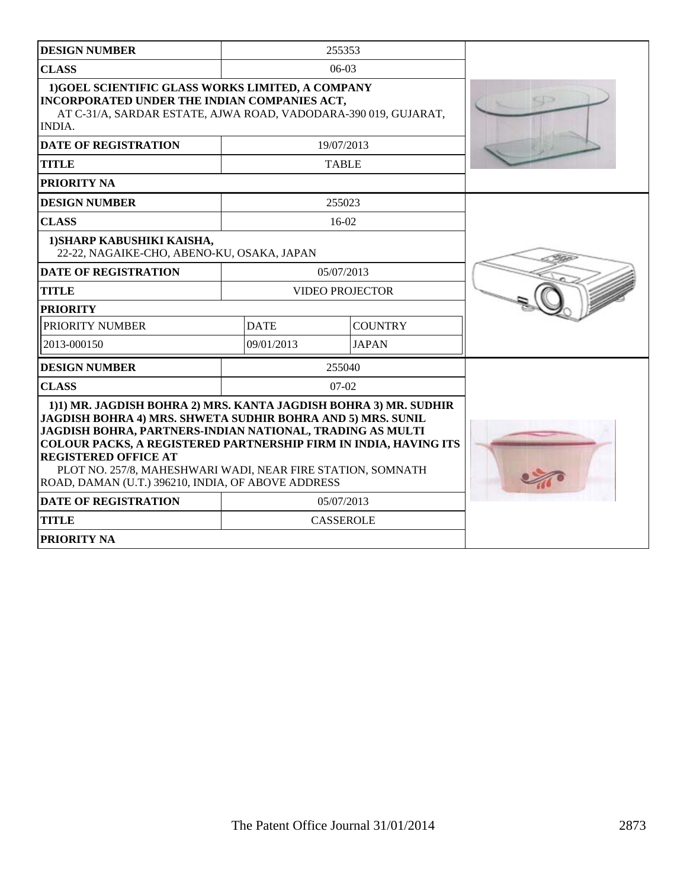| DESIGN NUMBER | 255353 | |
|---|---|---|
| CLASS | 06-03 | |
| **1)GOEL SCIENTIFIC GLASS WORKS LIMITED, A COMPANY INCORPORATED UNDER THE INDIAN COMPANIES ACT,** AT C-31/A, SARDAR ESTATE, AJWA ROAD, VADODARA-390 019, GUJARAT, INDIA. | | |
| DATE OF REGISTRATION | 19/07/2013 | |
| TITLE | TABLE | |
| PRIORITY NA | | |

| DESIGN NUMBER | 255023 | |
|---|---|---|
| CLASS | 16-02 | |
| **1)SHARP KABUSHIKI KAISHA,** 22-22, NAGAIKE-CHO, ABENO-KU, OSAKA, JAPAN | | |
| DATE OF REGISTRATION | 05/07/2013 | |
| TITLE | VIDEO PROJECTOR | |
| PRIORITY | | |
| PRIORITY NUMBER | DATE | COUNTRY |
| 2013-000150 | 09/01/2013 | JAPAN |

| DESIGN NUMBER | 255040 | |
|---|---|---|
| CLASS | 07-02 | |
| **1)1) MR. JAGDISH BOHRA 2) MRS. KANTA JAGDISH BOHRA 3) MR. SUDHIR JAGDISH BOHRA 4) MRS. SHWETA SUDHIR BOHRA AND 5) MRS. SUNIL JAGDISH BOHRA, PARTNERS-INDIAN NATIONAL, TRADING AS MULTI COLOUR PACKS, A REGISTERED PARTNERSHIP FIRM IN INDIA, HAVING ITS REGISTERED OFFICE AT** PLOT NO. 257/8, MAHESHWARI WADI, NEAR FIRE STATION, SOMNATH ROAD, DAMAN (U.T.) 396210, INDIA, OF ABOVE ADDRESS | | |
| DATE OF REGISTRATION | 05/07/2013 | |
| TITLE | CASSEROLE | |
| PRIORITY NA | | |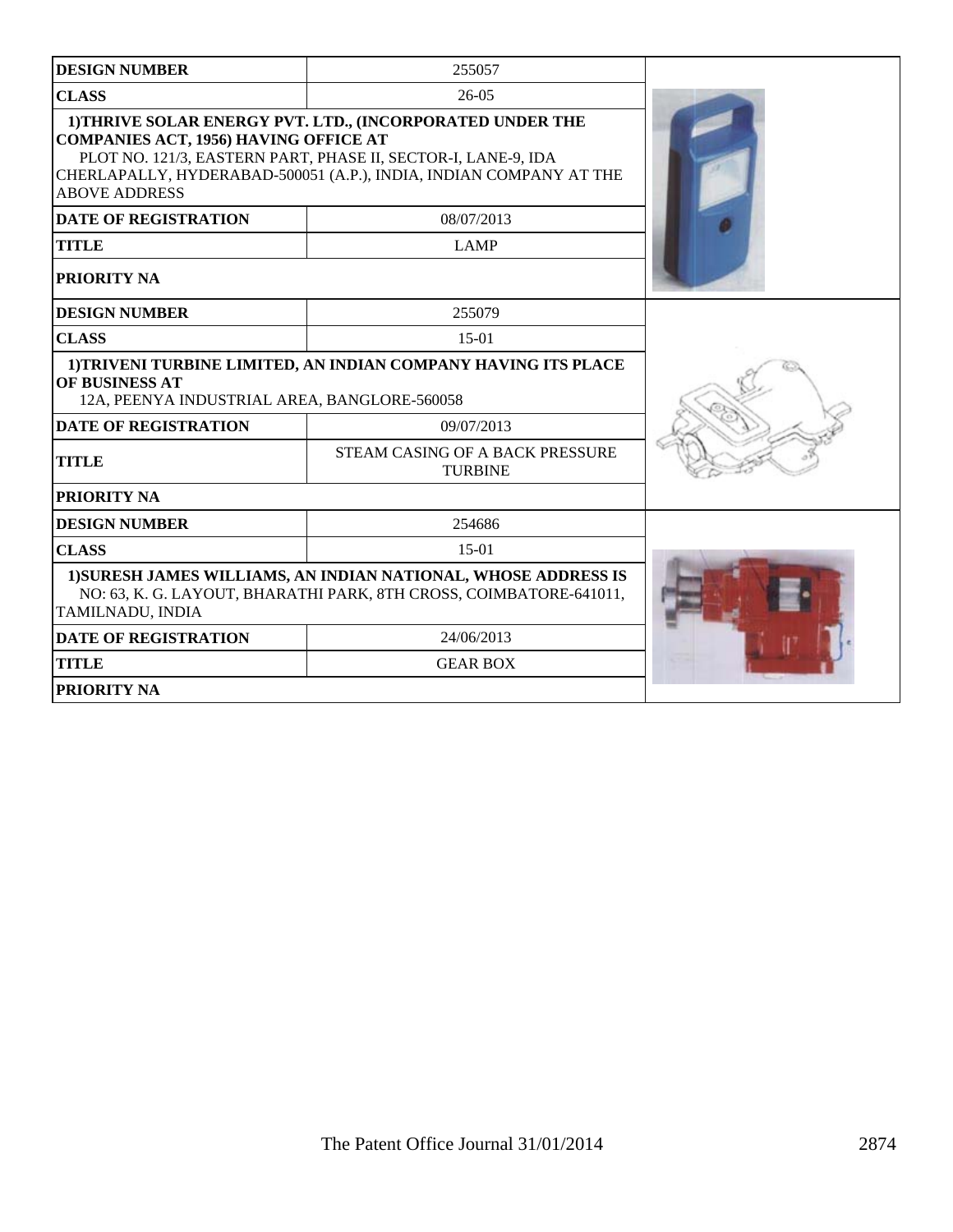| DESIGN NUMBER | 255057 |
| --- | --- |
| CLASS | 26-05 |
| 1)THRIVE SOLAR ENERGY PVT. LTD., (INCORPORATED UNDER THE COMPANIES ACT, 1956) HAVING OFFICE AT PLOT NO. 121/3, EASTERN PART, PHASE II, SECTOR-I, LANE-9, IDA CHERLAPALLY, HYDERABAD-500051 (A.P.), INDIA, INDIAN COMPANY AT THE ABOVE ADDRESS | |
| DATE OF REGISTRATION | 08/07/2013 |
| TITLE | LAMP |
| PRIORITY NA | |

| DESIGN NUMBER | 255079 |
| --- | --- |
| CLASS | 15-01 |
| 1)TRIVENI TURBINE LIMITED, AN INDIAN COMPANY HAVING ITS PLACE OF BUSINESS AT 12A, PEENYA INDUSTRIAL AREA, BANGLORE-560058 | |
| DATE OF REGISTRATION | 09/07/2013 |
| TITLE | STEAM CASING OF A BACK PRESSURE TURBINE |
| PRIORITY NA | |

| DESIGN NUMBER | 254686 |
| --- | --- |
| CLASS | 15-01 |
| 1)SURESH JAMES WILLIAMS, AN INDIAN NATIONAL, WHOSE ADDRESS IS NO: 63, K. G. LAYOUT, BHARATHI PARK, 8TH CROSS, COIMBATORE-641011, TAMILNADU, INDIA | |
| DATE OF REGISTRATION | 24/06/2013 |
| TITLE | GEAR BOX |
| PRIORITY NA | |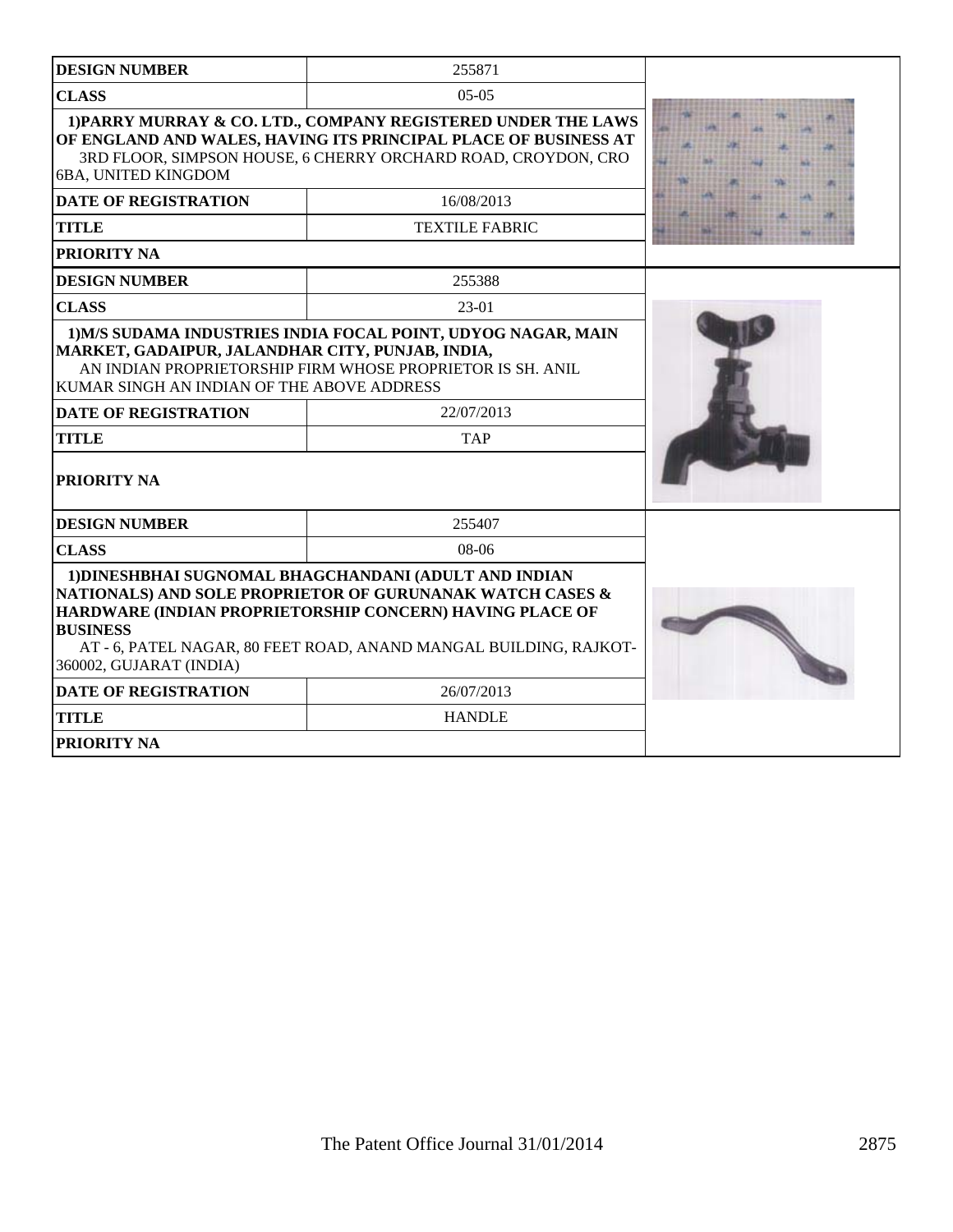| DESIGN NUMBER | 255871 |
| --- | --- |
| CLASS | 05-05 |
| 1)PARRY MURRAY & CO. LTD., COMPANY REGISTERED UNDER THE LAWS OF ENGLAND AND WALES, HAVING ITS PRINCIPAL PLACE OF BUSINESS AT 3RD FLOOR, SIMPSON HOUSE, 6 CHERRY ORCHARD ROAD, CROYDON, CRO 6BA, UNITED KINGDOM | |
| DATE OF REGISTRATION | 16/08/2013 |
| TITLE | TEXTILE FABRIC |
| PRIORITY NA | |

| DESIGN NUMBER | 255388 |
| --- | --- |
| CLASS | 23-01 |
| 1)M/S SUDAMA INDUSTRIES INDIA FOCAL POINT, UDYOG NAGAR, MAIN MARKET, GADAIPUR, JALANDHAR CITY, PUNJAB, INDIA, AN INDIAN PROPRIETORSHIP FIRM WHOSE PROPRIETOR IS SH. ANIL KUMAR SINGH AN INDIAN OF THE ABOVE ADDRESS | |
| DATE OF REGISTRATION | 22/07/2013 |
| TITLE | TAP |
| PRIORITY NA | |

| DESIGN NUMBER | 255407 |
| --- | --- |
| CLASS | 08-06 |
| 1)DINESHBHAI SUGNOMAL BHAGCHANDANI (ADULT AND INDIAN NATIONALS) AND SOLE PROPRIETOR OF GURUNANAK WATCH CASES & HARDWARE (INDIAN PROPRIETORSHIP CONCERN) HAVING PLACE OF BUSINESS AT - 6, PATEL NAGAR, 80 FEET ROAD, ANAND MANGAL BUILDING, RAJKOT-360002, GUJARAT (INDIA) | |
| DATE OF REGISTRATION | 26/07/2013 |
| TITLE | HANDLE |
| PRIORITY NA | |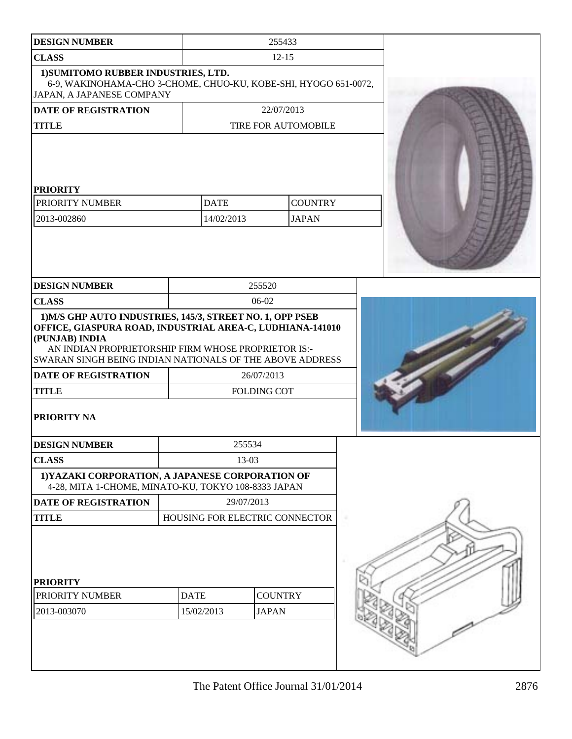| DESIGN NUMBER | 255433 | |
|---|---|---|
| CLASS | 12-15 | |

**1)SUMITOMO RUBBER INDUSTRIES, LTD.**
6-9, WAKINOHAMA-CHO 3-CHOME, CHUO-KU, KOBE-SHI, HYOGO 651-0072, JAPAN, A JAPANESE COMPANY

| DATE OF REGISTRATION | 22/07/2013 |
|---|---|
| TITLE | TIRE FOR AUTOMOBILE |

**PRIORITY**

| PRIORITY NUMBER | DATE | COUNTRY |
|---|---|---|
| 2013-002860 | 14/02/2013 | JAPAN |

| DESIGN NUMBER | 255520 |
|---|---|
| CLASS | 06-02 |

**1)M/S GHP AUTO INDUSTRIES, 145/3, STREET NO. 1, OPP PSEB OFFICE, GIASPURA ROAD, INDUSTRIAL AREA-C, LUDHIANA-141010 (PUNJAB) INDIA**
AN INDIAN PROPRIETORSHIP FIRM WHOSE PROPRIETOR IS:- SWARAN SINGH BEING INDIAN NATIONALS OF THE ABOVE ADDRESS

| DATE OF REGISTRATION | 26/07/2013 |
|---|---|
| TITLE | FOLDING COT |

**PRIORITY NA**

| DESIGN NUMBER | 255534 |
|---|---|
| CLASS | 13-03 |

**1)YAZAKI CORPORATION, A JAPANESE CORPORATION OF**
4-28, MITA 1-CHOME, MINATO-KU, TOKYO 108-8333 JAPAN

| DATE OF REGISTRATION | 29/07/2013 |
|---|---|
| TITLE | HOUSING FOR ELECTRIC CONNECTOR |

**PRIORITY**

| PRIORITY NUMBER | DATE | COUNTRY |
|---|---|---|
| 2013-003070 | 15/02/2013 | JAPAN |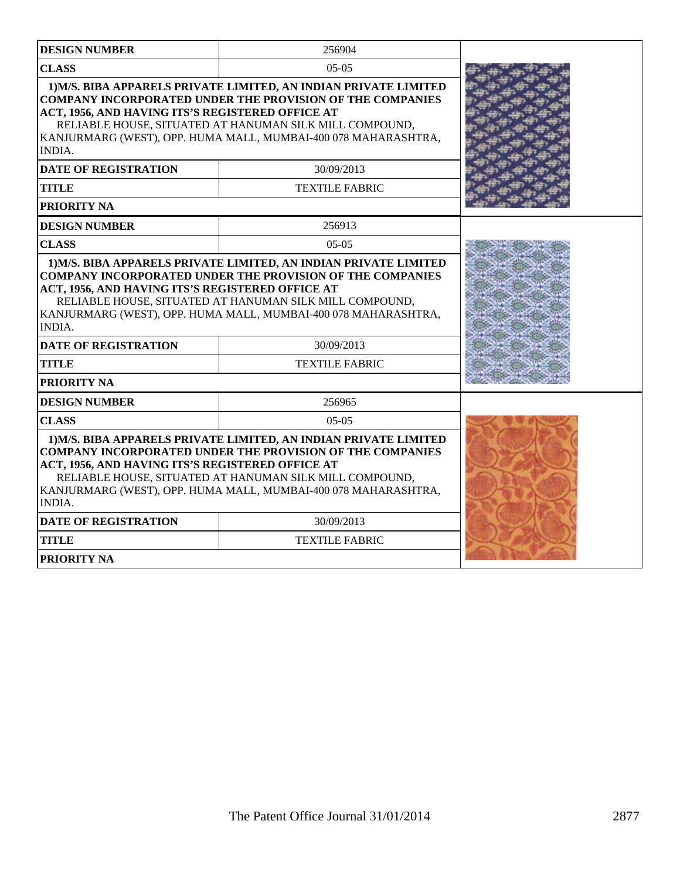| DESIGN NUMBER | 256904 |
| --- | --- |
| CLASS | 05-05 |
| **1)M/S. BIBA APPARELS PRIVATE LIMITED, AN INDIAN PRIVATE LIMITED COMPANY INCORPORATED UNDER THE PROVISION OF THE COMPANIES ACT, 1956, AND HAVING ITS'S REGISTERED OFFICE AT** RELIABLE HOUSE, SITUATED AT HANUMAN SILK MILL COMPOUND, KANJURMARG (WEST), OPP. HUMA MALL, MUMBAI-400 078 MAHARASHTRA, INDIA. | |
| DATE OF REGISTRATION | 30/09/2013 |
| TITLE | TEXTILE FABRIC |
| PRIORITY NA | |

| DESIGN NUMBER | 256913 |
| --- | --- |
| CLASS | 05-05 |
| **1)M/S. BIBA APPARELS PRIVATE LIMITED, AN INDIAN PRIVATE LIMITED COMPANY INCORPORATED UNDER THE PROVISION OF THE COMPANIES ACT, 1956, AND HAVING ITS'S REGISTERED OFFICE AT** RELIABLE HOUSE, SITUATED AT HANUMAN SILK MILL COMPOUND, KANJURMARG (WEST), OPP. HUMA MALL, MUMBAI-400 078 MAHARASHTRA, INDIA. | |
| DATE OF REGISTRATION | 30/09/2013 |
| TITLE | TEXTILE FABRIC |
| PRIORITY NA | |

| DESIGN NUMBER | 256965 |
| --- | --- |
| CLASS | 05-05 |
| **1)M/S. BIBA APPARELS PRIVATE LIMITED, AN INDIAN PRIVATE LIMITED COMPANY INCORPORATED UNDER THE PROVISION OF THE COMPANIES ACT, 1956, AND HAVING ITS'S REGISTERED OFFICE AT** RELIABLE HOUSE, SITUATED AT HANUMAN SILK MILL COMPOUND, KANJURMARG (WEST), OPP. HUMA MALL, MUMBAI-400 078 MAHARASHTRA, INDIA. | |
| DATE OF REGISTRATION | 30/09/2013 |
| TITLE | TEXTILE FABRIC |
| PRIORITY NA | |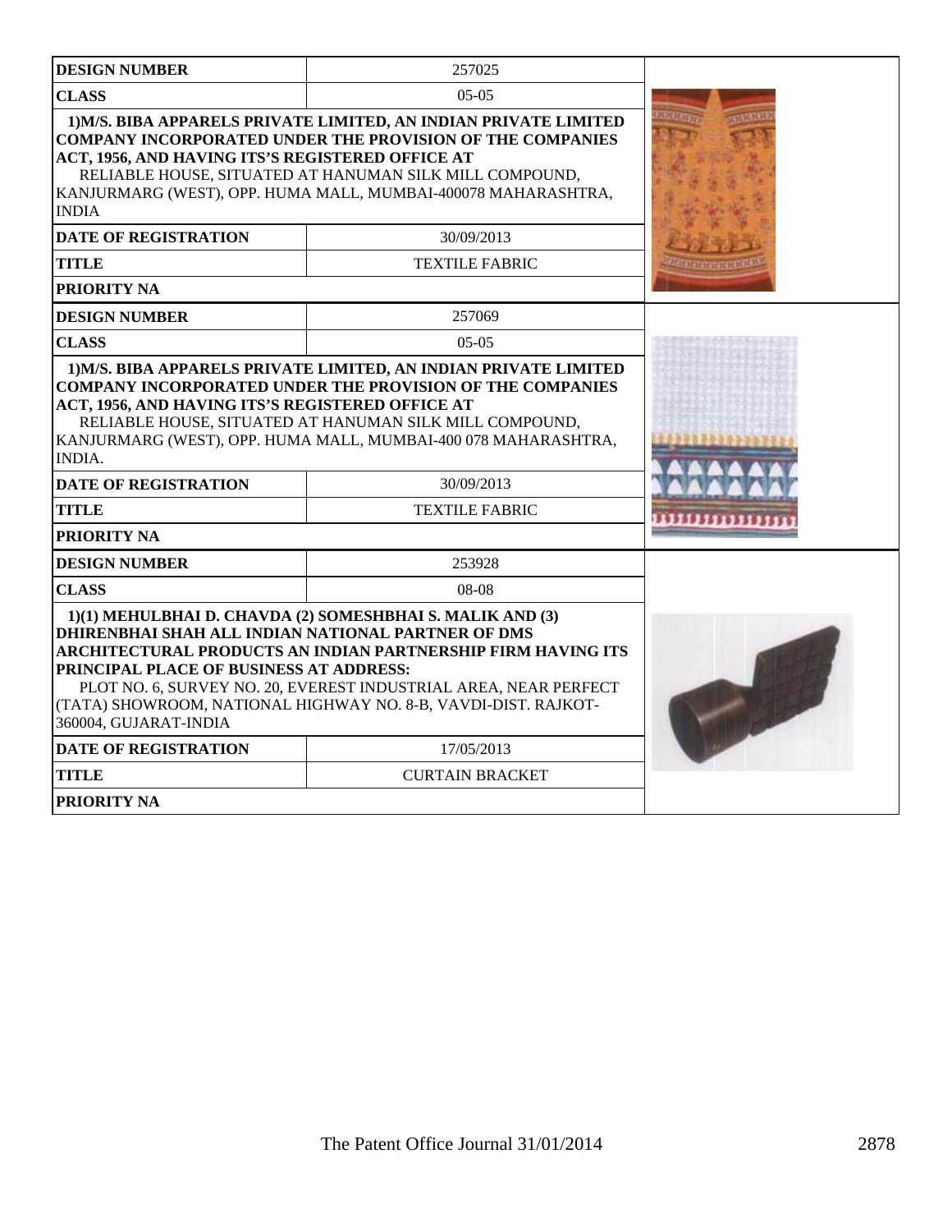| DESIGN NUMBER | 257025 |
| --- | --- |
| CLASS | 05-05 |
| 1)M/S. BIBA APPARELS PRIVATE LIMITED, AN INDIAN PRIVATE LIMITED COMPANY INCORPORATED UNDER THE PROVISION OF THE COMPANIES ACT, 1956, AND HAVING ITS'S REGISTERED OFFICE AT RELIABLE HOUSE, SITUATED AT HANUMAN SILK MILL COMPOUND, KANJURMARG (WEST), OPP. HUMA MALL, MUMBAI-400078 MAHARASHTRA, INDIA | |
| DATE OF REGISTRATION | 30/09/2013 |
| TITLE | TEXTILE FABRIC |
| PRIORITY NA | |

| DESIGN NUMBER | 257069 |
| --- | --- |
| CLASS | 05-05 |
| 1)M/S. BIBA APPARELS PRIVATE LIMITED, AN INDIAN PRIVATE LIMITED COMPANY INCORPORATED UNDER THE PROVISION OF THE COMPANIES ACT, 1956, AND HAVING ITS'S REGISTERED OFFICE AT RELIABLE HOUSE, SITUATED AT HANUMAN SILK MILL COMPOUND, KANJURMARG (WEST), OPP. HUMA MALL, MUMBAI-400 078 MAHARASHTRA, INDIA. | |
| DATE OF REGISTRATION | 30/09/2013 |
| TITLE | TEXTILE FABRIC |
| PRIORITY NA | |

| DESIGN NUMBER | 253928 |
| --- | --- |
| CLASS | 08-08 |
| 1)(1) MEHULBHAI D. CHAVDA (2) SOMESHBHAI S. MALIK AND (3) DHIRENBHAI SHAH ALL INDIAN NATIONAL PARTNER OF DMS ARCHITECTURAL PRODUCTS AN INDIAN PARTNERSHIP FIRM HAVING ITS PRINCIPAL PLACE OF BUSINESS AT ADDRESS: PLOT NO. 6, SURVEY NO. 20, EVEREST INDUSTRIAL AREA, NEAR PERFECT (TATA) SHOWROOM, NATIONAL HIGHWAY NO. 8-B, VAVDI-DIST. RAJKOT-360004, GUJARAT-INDIA | |
| DATE OF REGISTRATION | 17/05/2013 |
| TITLE | CURTAIN BRACKET |
| PRIORITY NA | |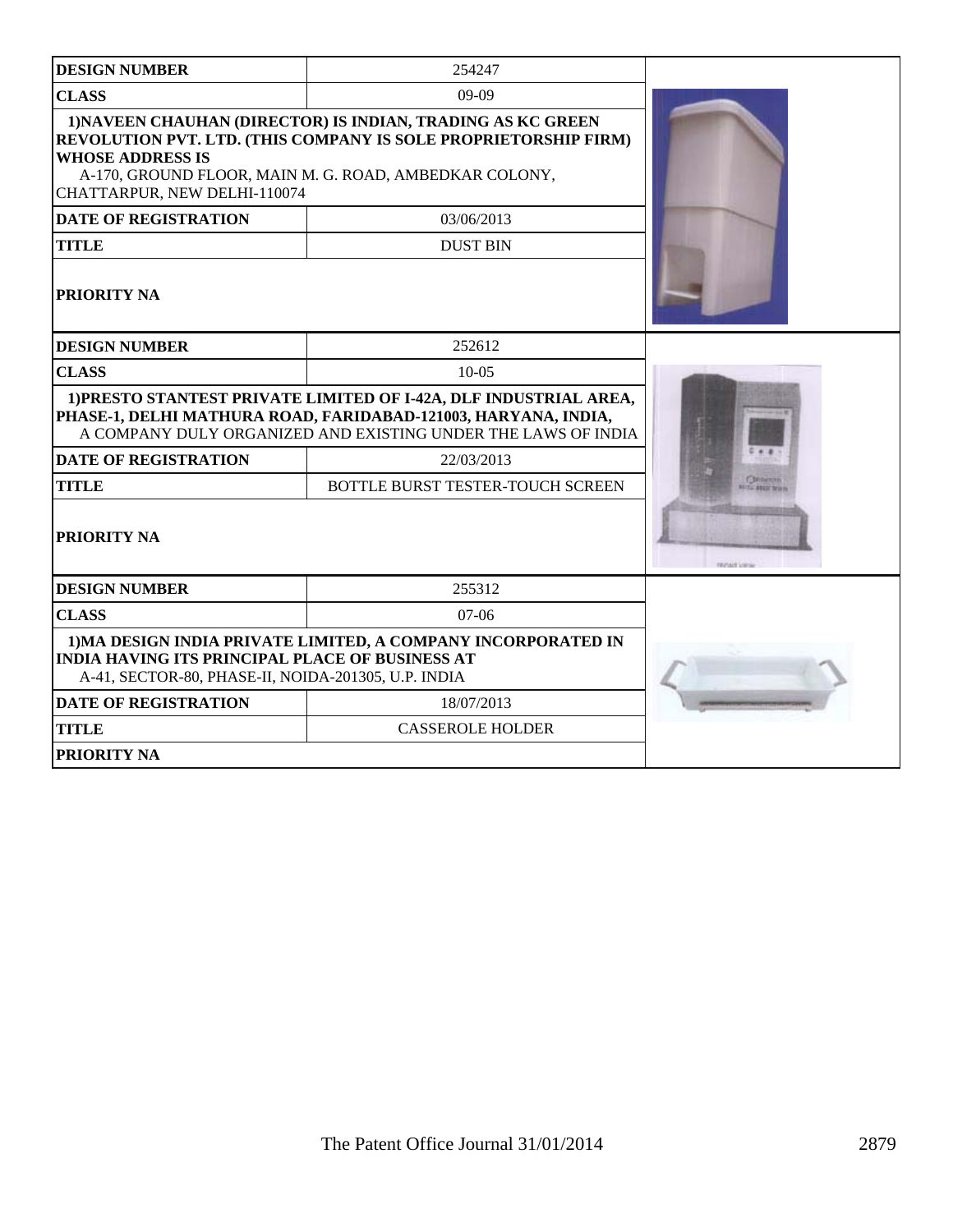| DESIGN NUMBER | 254247 |
| --- | --- |
| CLASS | 09-09 |
| 1)NAVEEN CHAUHAN (DIRECTOR) IS INDIAN, TRADING AS KC GREEN REVOLUTION PVT. LTD. (THIS COMPANY IS SOLE PROPRIETORSHIP FIRM) WHOSE ADDRESS IS A-170, GROUND FLOOR, MAIN M. G. ROAD, AMBEDKAR COLONY, CHATTARPUR, NEW DELHI-110074 | |
| DATE OF REGISTRATION | 03/06/2013 |
| TITLE | DUST BIN |
| PRIORITY NA | |

| DESIGN NUMBER | 252612 |
| --- | --- |
| CLASS | 10-05 |
| 1)PRESTO STANTEST PRIVATE LIMITED OF I-42A, DLF INDUSTRIAL AREA, PHASE-1, DELHI MATHURA ROAD, FARIDABAD-121003, HARYANA, INDIA, A COMPANY DULY ORGANIZED AND EXISTING UNDER THE LAWS OF INDIA | |
| DATE OF REGISTRATION | 22/03/2013 |
| TITLE | BOTTLE BURST TESTER-TOUCH SCREEN |
| PRIORITY NA | |

| DESIGN NUMBER | 255312 |
| --- | --- |
| CLASS | 07-06 |
| 1)MA DESIGN INDIA PRIVATE LIMITED, A COMPANY INCORPORATED IN INDIA HAVING ITS PRINCIPAL PLACE OF BUSINESS AT A-41, SECTOR-80, PHASE-II, NOIDA-201305, U.P. INDIA | |
| DATE OF REGISTRATION | 18/07/2013 |
| TITLE | CASSEROLE HOLDER |
| PRIORITY NA | |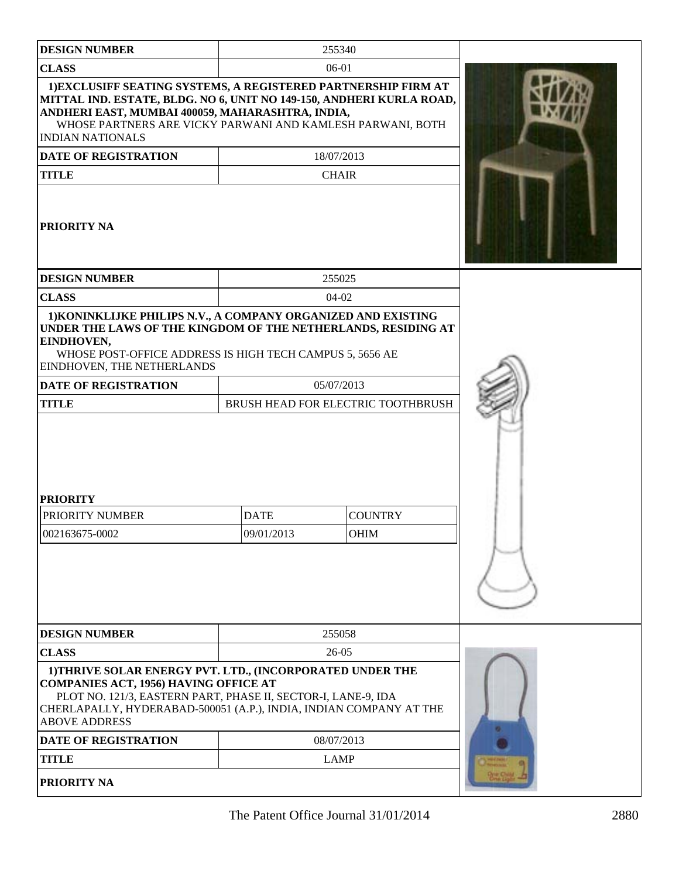| DESIGN NUMBER | 255340 |
|---|---|
| CLASS | 06-01 |
| 1)EXCLUSIFF SEATING SYSTEMS, A REGISTERED PARTNERSHIP FIRM AT MITTAL IND. ESTATE, BLDG. NO 6, UNIT NO 149-150, ANDHERI KURLA ROAD, ANDHERI EAST, MUMBAI 400059, MAHARASHTRA, INDIA, WHOSE PARTNERS ARE VICKY PARWANI AND KAMLESH PARWANI, BOTH INDIAN NATIONALS | |
| DATE OF REGISTRATION | 18/07/2013 |
| TITLE | CHAIR |
| PRIORITY NA | |

| DESIGN NUMBER | 255025 |
|---|---|
| CLASS | 04-02 |
| 1)KONINKLIJKE PHILIPS N.V., A COMPANY ORGANIZED AND EXISTING UNDER THE LAWS OF THE KINGDOM OF THE NETHERLANDS, RESIDING AT EINDHOVEN, WHOSE POST-OFFICE ADDRESS IS HIGH TECH CAMPUS 5, 5656 AE EINDHOVEN, THE NETHERLANDS | |
| DATE OF REGISTRATION | 05/07/2013 |
| TITLE | BRUSH HEAD FOR ELECTRIC TOOTHBRUSH |

**PRIORITY**

| PRIORITY NUMBER | DATE | COUNTRY |
|---|---|---|
| 002163675-0002 | 09/01/2013 | OHIM |

| DESIGN NUMBER | 255058 |
|---|---|
| CLASS | 26-05 |
| 1)THRIVE SOLAR ENERGY PVT. LTD., (INCORPORATED UNDER THE COMPANIES ACT, 1956) HAVING OFFICE AT PLOT NO. 121/3, EASTERN PART, PHASE II, SECTOR-I, LANE-9, IDA CHERLAPALLY, HYDERABAD-500051 (A.P.), INDIA, INDIAN COMPANY AT THE ABOVE ADDRESS | |
| DATE OF REGISTRATION | 08/07/2013 |
| TITLE | LAMP |
| PRIORITY NA | |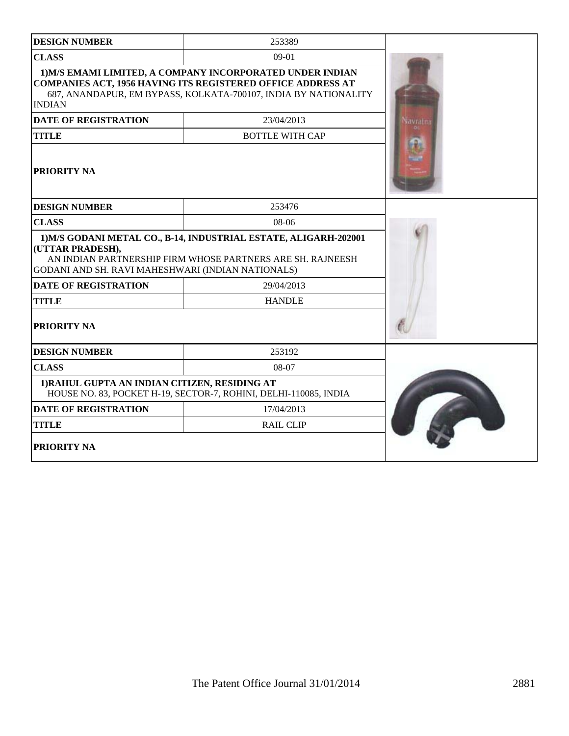| DESIGN NUMBER | 253389 |
|---|---|
| CLASS | 09-01 |
| 1)M/S EMAMI LIMITED, A COMPANY INCORPORATED UNDER INDIAN COMPANIES ACT, 1956 HAVING ITS REGISTERED OFFICE ADDRESS AT 687, ANANDAPUR, EM BYPASS, KOLKATA-700107, INDIA BY NATIONALITY INDIAN | |
| DATE OF REGISTRATION | 23/04/2013 |
| TITLE | BOTTLE WITH CAP |
| PRIORITY NA | |

| DESIGN NUMBER | 253476 |
|---|---|
| CLASS | 08-06 |
| 1)M/S GODANI METAL CO., B-14, INDUSTRIAL ESTATE, ALIGARH-202001 (UTTAR PRADESH), AN INDIAN PARTNERSHIP FIRM WHOSE PARTNERS ARE SH. RAJNEESH GODANI AND SH. RAVI MAHESHWARI (INDIAN NATIONALS) | |
| DATE OF REGISTRATION | 29/04/2013 |
| TITLE | HANDLE |
| PRIORITY NA | |

| DESIGN NUMBER | 253192 |
|---|---|
| CLASS | 08-07 |
| 1)RAHUL GUPTA AN INDIAN CITIZEN, RESIDING AT HOUSE NO. 83, POCKET H-19, SECTOR-7, ROHINI, DELHI-110085, INDIA | |
| DATE OF REGISTRATION | 17/04/2013 |
| TITLE | RAIL CLIP |
| PRIORITY NA | |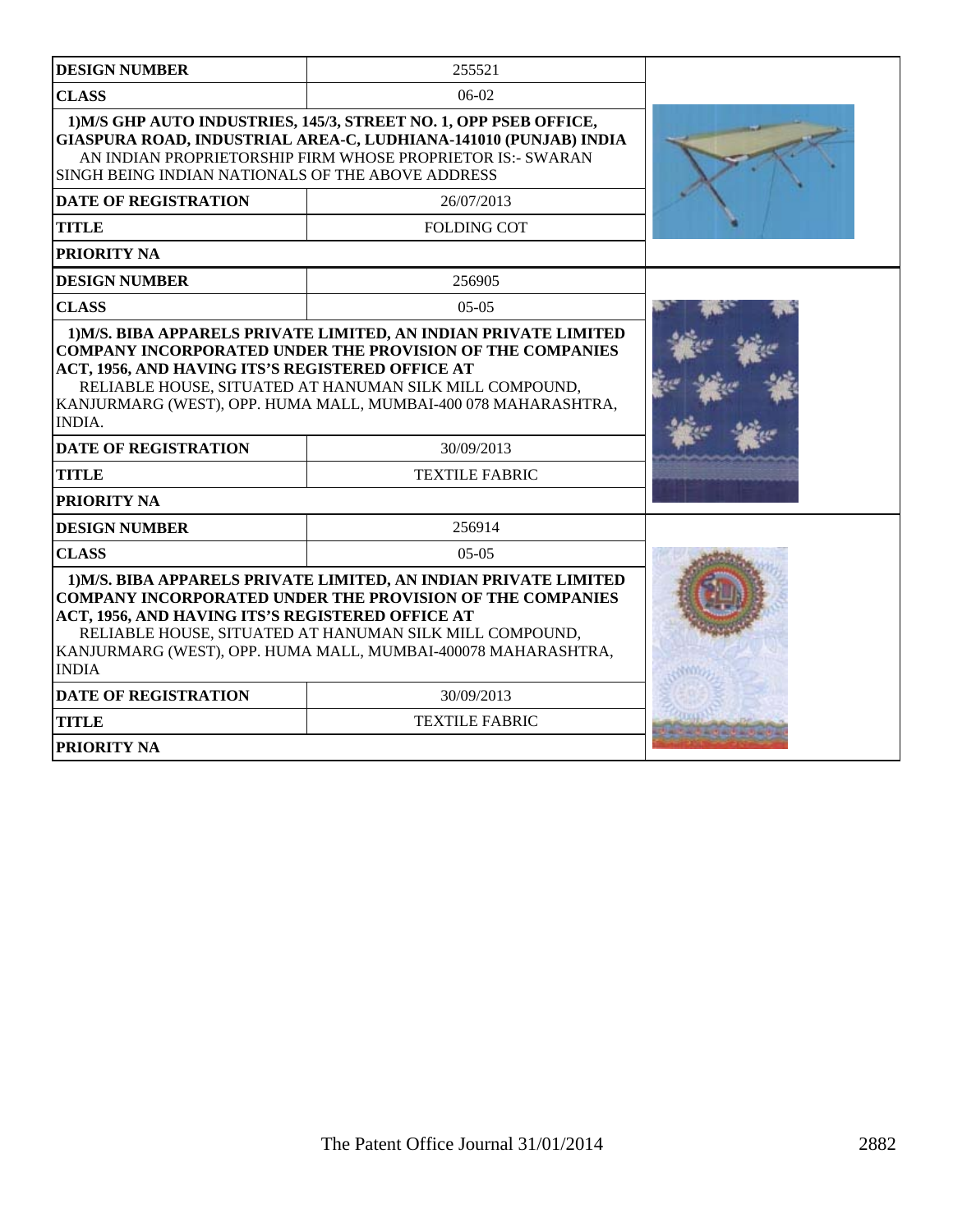| DESIGN NUMBER | 255521 |
|---|---|
| CLASS | 06-02 |
| 1)M/S GHP AUTO INDUSTRIES, 145/3, STREET NO. 1, OPP PSEB OFFICE, GIASPURA ROAD, INDUSTRIAL AREA-C, LUDHIANA-141010 (PUNJAB) INDIA AN INDIAN PROPRIETORSHIP FIRM WHOSE PROPRIETOR IS:- SWARAN SINGH BEING INDIAN NATIONALS OF THE ABOVE ADDRESS | |
| DATE OF REGISTRATION | 26/07/2013 |
| TITLE | FOLDING COT |
| PRIORITY NA | |

| DESIGN NUMBER | 256905 |
|---|---|
| CLASS | 05-05 |
| 1)M/S. BIBA APPARELS PRIVATE LIMITED, AN INDIAN PRIVATE LIMITED COMPANY INCORPORATED UNDER THE PROVISION OF THE COMPANIES ACT, 1956, AND HAVING ITS'S REGISTERED OFFICE AT RELIABLE HOUSE, SITUATED AT HANUMAN SILK MILL COMPOUND, KANJURMARG (WEST), OPP. HUMA MALL, MUMBAI-400 078 MAHARASHTRA, INDIA. | |
| DATE OF REGISTRATION | 30/09/2013 |
| TITLE | TEXTILE FABRIC |
| PRIORITY NA | |

| DESIGN NUMBER | 256914 |
|---|---|
| CLASS | 05-05 |
| 1)M/S. BIBA APPARELS PRIVATE LIMITED, AN INDIAN PRIVATE LIMITED COMPANY INCORPORATED UNDER THE PROVISION OF THE COMPANIES ACT, 1956, AND HAVING ITS'S REGISTERED OFFICE AT RELIABLE HOUSE, SITUATED AT HANUMAN SILK MILL COMPOUND, KANJURMARG (WEST), OPP. HUMA MALL, MUMBAI-400078 MAHARASHTRA, INDIA | |
| DATE OF REGISTRATION | 30/09/2013 |
| TITLE | TEXTILE FABRIC |
| PRIORITY NA | |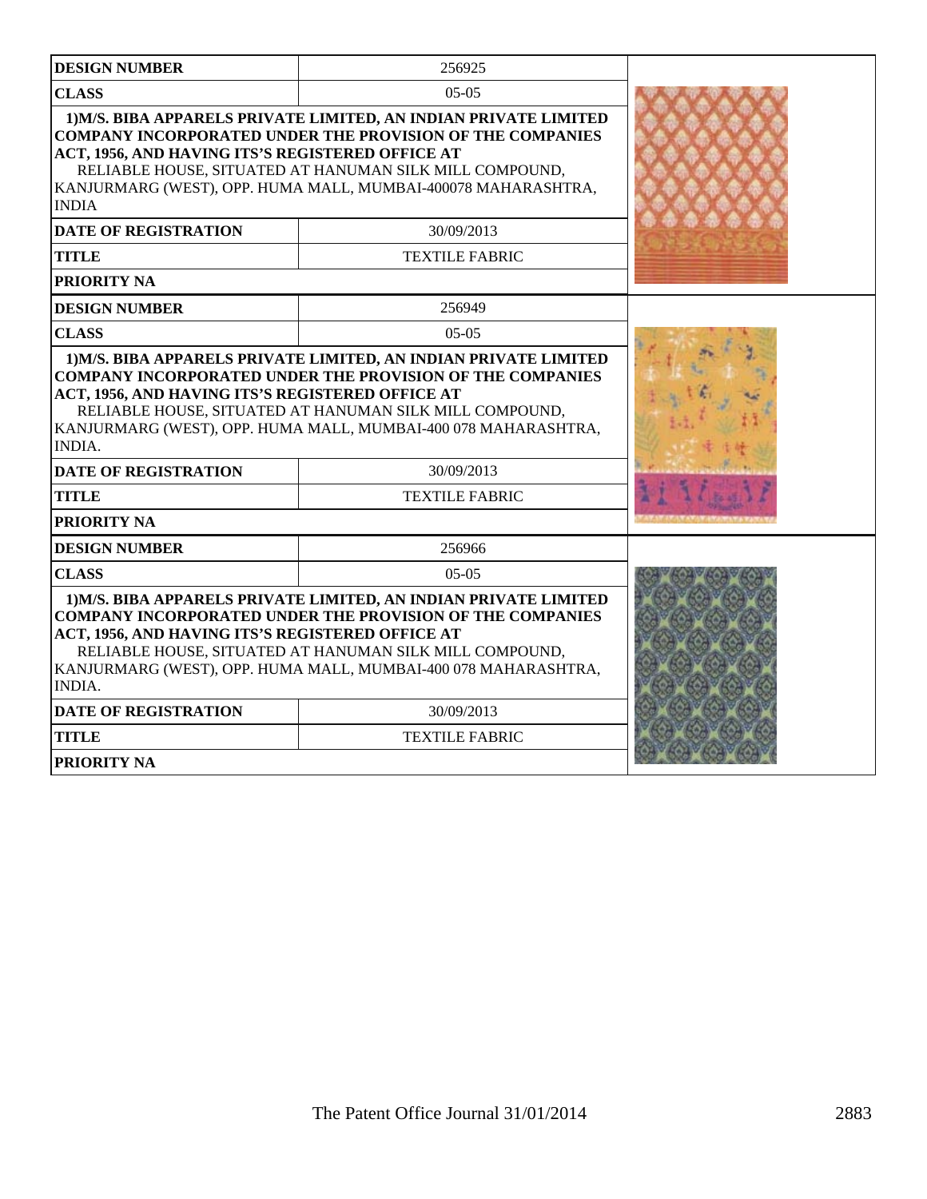| DESIGN NUMBER | 256925 |
|---|---|
| CLASS | 05-05 |
| **1)M/S. BIBA APPARELS PRIVATE LIMITED, AN INDIAN PRIVATE LIMITED COMPANY INCORPORATED UNDER THE PROVISION OF THE COMPANIES ACT, 1956, AND HAVING ITS'S REGISTERED OFFICE AT** RELIABLE HOUSE, SITUATED AT HANUMAN SILK MILL COMPOUND, KANJURMARG (WEST), OPP. HUMA MALL, MUMBAI-400078 MAHARASHTRA, INDIA | |
| DATE OF REGISTRATION | 30/09/2013 |
| TITLE | TEXTILE FABRIC |
| PRIORITY NA | |

| DESIGN NUMBER | 256949 |
|---|---|
| CLASS | 05-05 |
| **1)M/S. BIBA APPARELS PRIVATE LIMITED, AN INDIAN PRIVATE LIMITED COMPANY INCORPORATED UNDER THE PROVISION OF THE COMPANIES ACT, 1956, AND HAVING ITS'S REGISTERED OFFICE AT** RELIABLE HOUSE, SITUATED AT HANUMAN SILK MILL COMPOUND, KANJURMARG (WEST), OPP. HUMA MALL, MUMBAI-400 078 MAHARASHTRA, INDIA. | |
| DATE OF REGISTRATION | 30/09/2013 |
| TITLE | TEXTILE FABRIC |
| PRIORITY NA | |

| DESIGN NUMBER | 256966 |
|---|---|
| CLASS | 05-05 |
| **1)M/S. BIBA APPARELS PRIVATE LIMITED, AN INDIAN PRIVATE LIMITED COMPANY INCORPORATED UNDER THE PROVISION OF THE COMPANIES ACT, 1956, AND HAVING ITS'S REGISTERED OFFICE AT** RELIABLE HOUSE, SITUATED AT HANUMAN SILK MILL COMPOUND, KANJURMARG (WEST), OPP. HUMA MALL, MUMBAI-400 078 MAHARASHTRA, INDIA. | |
| DATE OF REGISTRATION | 30/09/2013 |
| TITLE | TEXTILE FABRIC |
| PRIORITY NA | |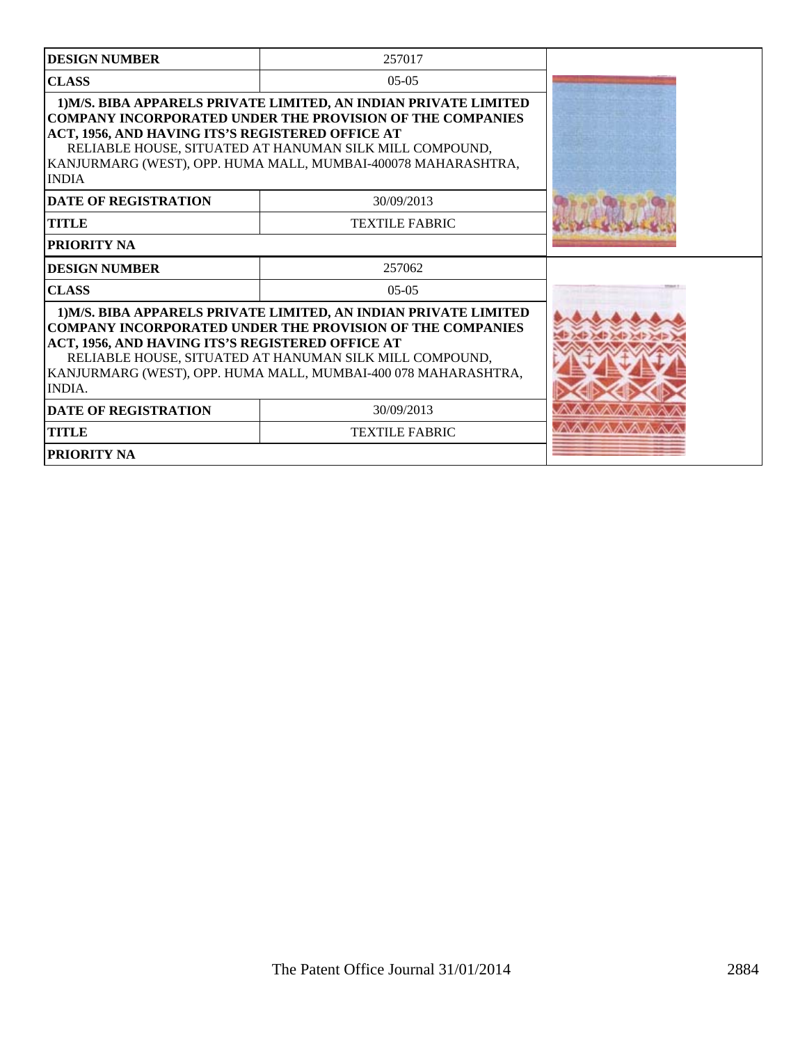| | |
|---|---|
| **DESIGN NUMBER** | 257017 |
| **CLASS** | 05-05 |
| **1)M/S. BIBA APPARELS PRIVATE LIMITED, AN INDIAN PRIVATE LIMITED COMPANY INCORPORATED UNDER THE PROVISION OF THE COMPANIES ACT, 1956, AND HAVING ITS'S REGISTERED OFFICE AT** RELIABLE HOUSE, SITUATED AT HANUMAN SILK MILL COMPOUND, KANJURMARG (WEST), OPP. HUMA MALL, MUMBAI-400078 MAHARASHTRA, INDIA | |
| **DATE OF REGISTRATION** | 30/09/2013 |
| **TITLE** | TEXTILE FABRIC |
| **PRIORITY NA** | |

| | |
|---|---|
| **DESIGN NUMBER** | 257062 |
| **CLASS** | 05-05 |
| **1)M/S. BIBA APPARELS PRIVATE LIMITED, AN INDIAN PRIVATE LIMITED COMPANY INCORPORATED UNDER THE PROVISION OF THE COMPANIES ACT, 1956, AND HAVING ITS'S REGISTERED OFFICE AT** RELIABLE HOUSE, SITUATED AT HANUMAN SILK MILL COMPOUND, KANJURMARG (WEST), OPP. HUMA MALL, MUMBAI-400 078 MAHARASHTRA, INDIA. | |
| **DATE OF REGISTRATION** | 30/09/2013 |
| **TITLE** | TEXTILE FABRIC |
| **PRIORITY NA** | |